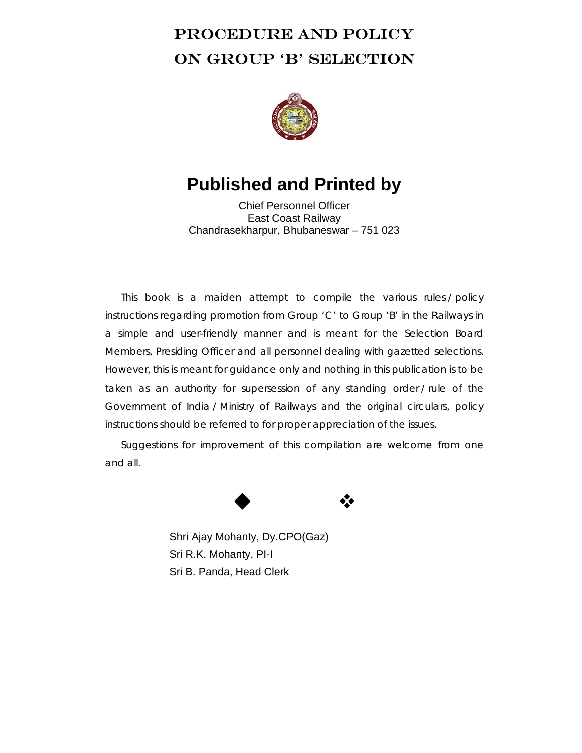# PROCEDURE AND POLICY ON GROUP 'B' SELECTION

## Published and Printed by

Chief Personnel Officer
East Coast Railway
Chandrasekharpur, Bhubaneswar – 751 023

This book is a maiden attempt to compile the various rules / policy instructions regarding promotion from Group 'C' to Group 'B' in the Railways in a simple and user-friendly manner and is meant for the Selection Board Members, Presiding Officer and all personnel dealing with gazetted selections. However, this is meant for guidance only and nothing in this publication is to be taken as an authority for supersession of any standing order / rule of the Government of India / Ministry of Railways and the original circulars, policy instructions should be referred to for proper appreciation of the issues.

Suggestions for improvement of this compilation are welcome from one and all.

◆ ❖

Shri Ajay Mohanty, Dy.CPO(Gaz)
Sri R.K. Mohanty, PI-I
Sri B. Panda, Head Clerk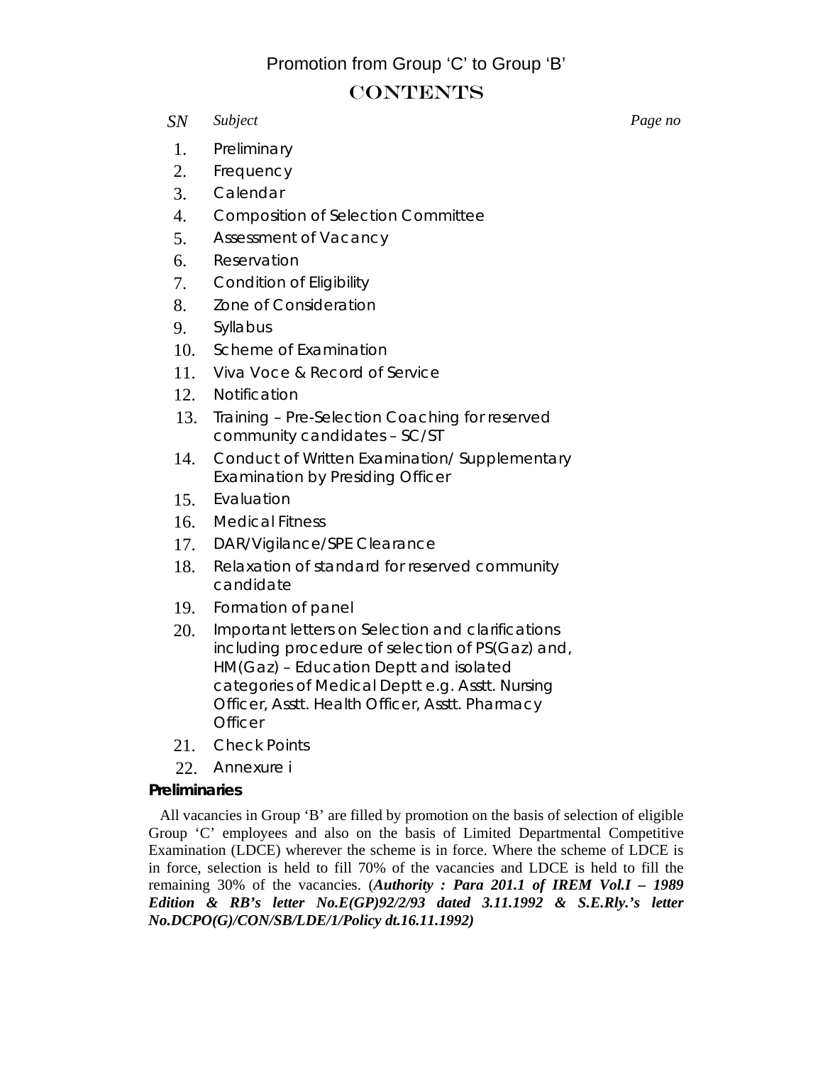Promotion from Group 'C' to Group 'B'

# CONTENTS

| SN | Subject | Page no |
|---|---|---|
| 1. | Preliminary | |
| 2. | Frequency | |
| 3. | Calendar | |
| 4. | Composition of Selection Committee | |
| 5. | Assessment of Vacancy | |
| 6. | Reservation | |
| 7. | Condition of Eligibility | |
| 8. | Zone of Consideration | |
| 9. | Syllabus | |
| 10. | Scheme of Examination | |
| 11. | Viva Voce & Record of Service | |
| 12. | Notification | |
| 13. | Training – Pre-Selection Coaching for reserved community candidates – SC/ST | |
| 14. | Conduct of Written Examination/ Supplementary Examination by Presiding Officer | |
| 15. | Evaluation | |
| 16. | Medical Fitness | |
| 17. | DAR/Vigilance/SPE Clearance | |
| 18. | Relaxation of standard for reserved community candidate | |
| 19. | Formation of panel | |
| 20. | Important letters on Selection and clarifications including procedure of selection of PS(Gaz) and, HM(Gaz) – Education Deptt and isolated categories of Medical Deptt e.g. Asstt. Nursing Officer, Asstt. Health Officer, Asstt. Pharmacy Officer | |
| 21. | Check Points | |
| 22. | Annexure i | |

**Preliminaries**

All vacancies in Group 'B' are filled by promotion on the basis of selection of eligible Group 'C' employees and also on the basis of Limited Departmental Competitive Examination (LDCE) wherever the scheme is in force. Where the scheme of LDCE is in force, selection is held to fill 70% of the vacancies and LDCE is held to fill the remaining 30% of the vacancies. (***Authority : Para 201.1 of IREM Vol.I – 1989 Edition & RB's letter No.E(GP)92/2/93 dated 3.11.1992 & S.E.Rly.'s letter No.DCPO(G)/CON/SB/LDE/1/Policy dt.16.11.1992)***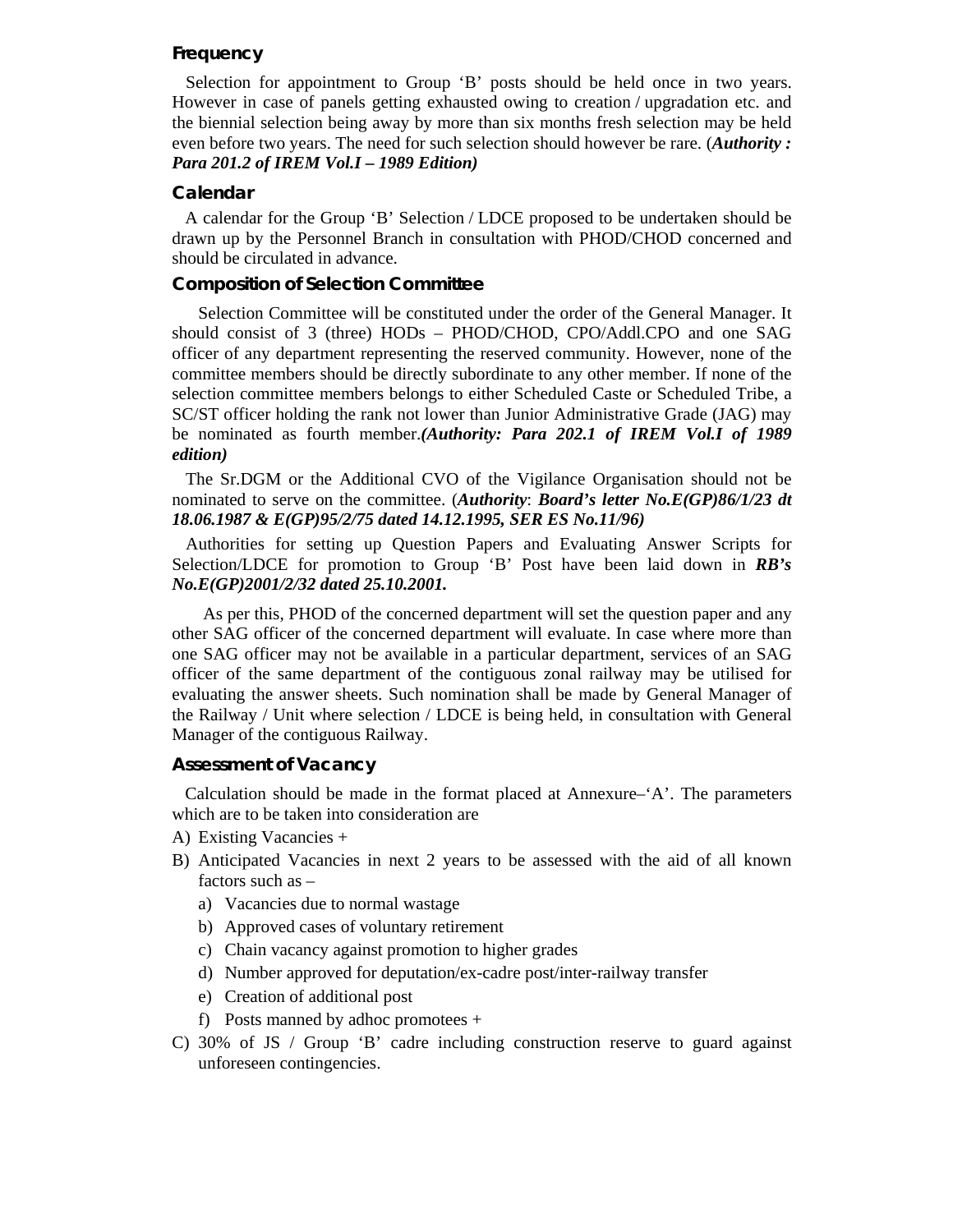### Frequency

Selection for appointment to Group 'B' posts should be held once in two years. However in case of panels getting exhausted owing to creation / upgradation etc. and the biennial selection being away by more than six months fresh selection may be held even before two years. The need for such selection should however be rare. (***Authority : Para 201.2 of IREM Vol.I – 1989 Edition)***

### Calendar

A calendar for the Group 'B' Selection / LDCE proposed to be undertaken should be drawn up by the Personnel Branch in consultation with PHOD/CHOD concerned and should be circulated in advance.

### Composition of Selection Committee

Selection Committee will be constituted under the order of the General Manager. It should consist of 3 (three) HODs – PHOD/CHOD, CPO/Addl.CPO and one SAG officer of any department representing the reserved community. However, none of the committee members should be directly subordinate to any other member. If none of the selection committee members belongs to either Scheduled Caste or Scheduled Tribe, a SC/ST officer holding the rank not lower than Junior Administrative Grade (JAG) may be nominated as fourth member.***(Authority: Para 202.1 of IREM Vol.I of 1989 edition)***

The Sr.DGM or the Additional CVO of the Vigilance Organisation should not be nominated to serve on the committee. (***Authority***: ***Board's letter No.E(GP)86/1/23 dt 18.06.1987 & E(GP)95/2/75 dated 14.12.1995, SER ES No.11/96)***

Authorities for setting up Question Papers and Evaluating Answer Scripts for Selection/LDCE for promotion to Group 'B' Post have been laid down in ***RB's No.E(GP)2001/2/32 dated 25.10.2001.***

As per this, PHOD of the concerned department will set the question paper and any other SAG officer of the concerned department will evaluate. In case where more than one SAG officer may not be available in a particular department, services of an SAG officer of the same department of the contiguous zonal railway may be utilised for evaluating the answer sheets. Such nomination shall be made by General Manager of the Railway / Unit where selection / LDCE is being held, in consultation with General Manager of the contiguous Railway.

### Assessment of Vacancy

Calculation should be made in the format placed at Annexure–'A'. The parameters which are to be taken into consideration are

A) Existing Vacancies +
B) Anticipated Vacancies in next 2 years to be assessed with the aid of all known factors such as –
   a) Vacancies due to normal wastage
   b) Approved cases of voluntary retirement
   c) Chain vacancy against promotion to higher grades
   d) Number approved for deputation/ex-cadre post/inter-railway transfer
   e) Creation of additional post
   f) Posts manned by adhoc promotees +
C) 30% of JS / Group 'B' cadre including construction reserve to guard against unforeseen contingencies.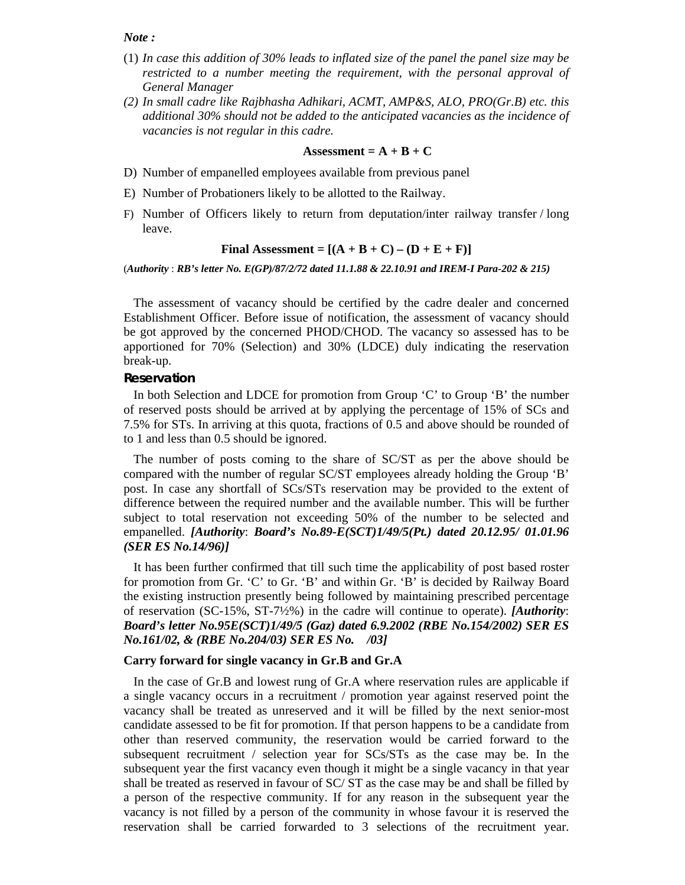***Note :***

(1) *In case this addition of 30% leads to inflated size of the panel the panel size may be restricted to a number meeting the requirement, with the personal approval of General Manager*

*(2) In small cadre like Rajbhasha Adhikari, ACMT, AMP&S, ALO, PRO(Gr.B) etc. this additional 30% should not be added to the anticipated vacancies as the incidence of vacancies is not regular in this cadre.*

**Assessment = A + B + C**

D) Number of empanelled employees available from previous panel

E) Number of Probationers likely to be allotted to the Railway.

F) Number of Officers likely to return from deputation/inter railway transfer / long leave.

**Final Assessment = [(A + B + C) – (D + E + F)]**

(***Authority*** : ***RB's letter No. E(GP)/87/2/72 dated 11.1.88 & 22.10.91 and IREM-I Para-202 & 215)***

The assessment of vacancy should be certified by the cadre dealer and concerned Establishment Officer. Before issue of notification, the assessment of vacancy should be got approved by the concerned PHOD/CHOD. The vacancy so assessed has to be apportioned for 70% (Selection) and 30% (LDCE) duly indicating the reservation break-up.

### Reservation

In both Selection and LDCE for promotion from Group 'C' to Group 'B' the number of reserved posts should be arrived at by applying the percentage of 15% of SCs and 7.5% for STs. In arriving at this quota, fractions of 0.5 and above should be rounded of to 1 and less than 0.5 should be ignored.

The number of posts coming to the share of SC/ST as per the above should be compared with the number of regular SC/ST employees already holding the Group 'B' post. In case any shortfall of SCs/STs reservation may be provided to the extent of difference between the required number and the available number. This will be further subject to total reservation not exceeding 50% of the number to be selected and empanelled. ***[Authority**: **Board's No.89-E(SCT)1/49/5(Pt.) dated 20.12.95/ 01.01.96 (SER ES No.14/96)]***

It has been further confirmed that till such time the applicability of post based roster for promotion from Gr. 'C' to Gr. 'B' and within Gr. 'B' is decided by Railway Board the existing instruction presently being followed by maintaining prescribed percentage of reservation (SC-15%, ST-7½%) in the cadre will continue to operate). ***[Authority**: **Board's letter No.95E(SCT)1/49/5 (Gaz) dated 6.9.2002 (RBE No.154/2002) SER ES No.161/02, & (RBE No.204/03) SER ES No. /03]***

**Carry forward for single vacancy in Gr.B and Gr.A**

In the case of Gr.B and lowest rung of Gr.A where reservation rules are applicable if a single vacancy occurs in a recruitment / promotion year against reserved point the vacancy shall be treated as unreserved and it will be filled by the next senior-most candidate assessed to be fit for promotion. If that person happens to be a candidate from other than reserved community, the reservation would be carried forward to the subsequent recruitment / selection year for SCs/STs as the case may be. In the subsequent year the first vacancy even though it might be a single vacancy in that year shall be treated as reserved in favour of SC/ ST as the case may be and shall be filled by a person of the respective community. If for any reason in the subsequent year the vacancy is not filled by a person of the community in whose favour it is reserved the reservation shall be carried forwarded to 3 selections of the recruitment year.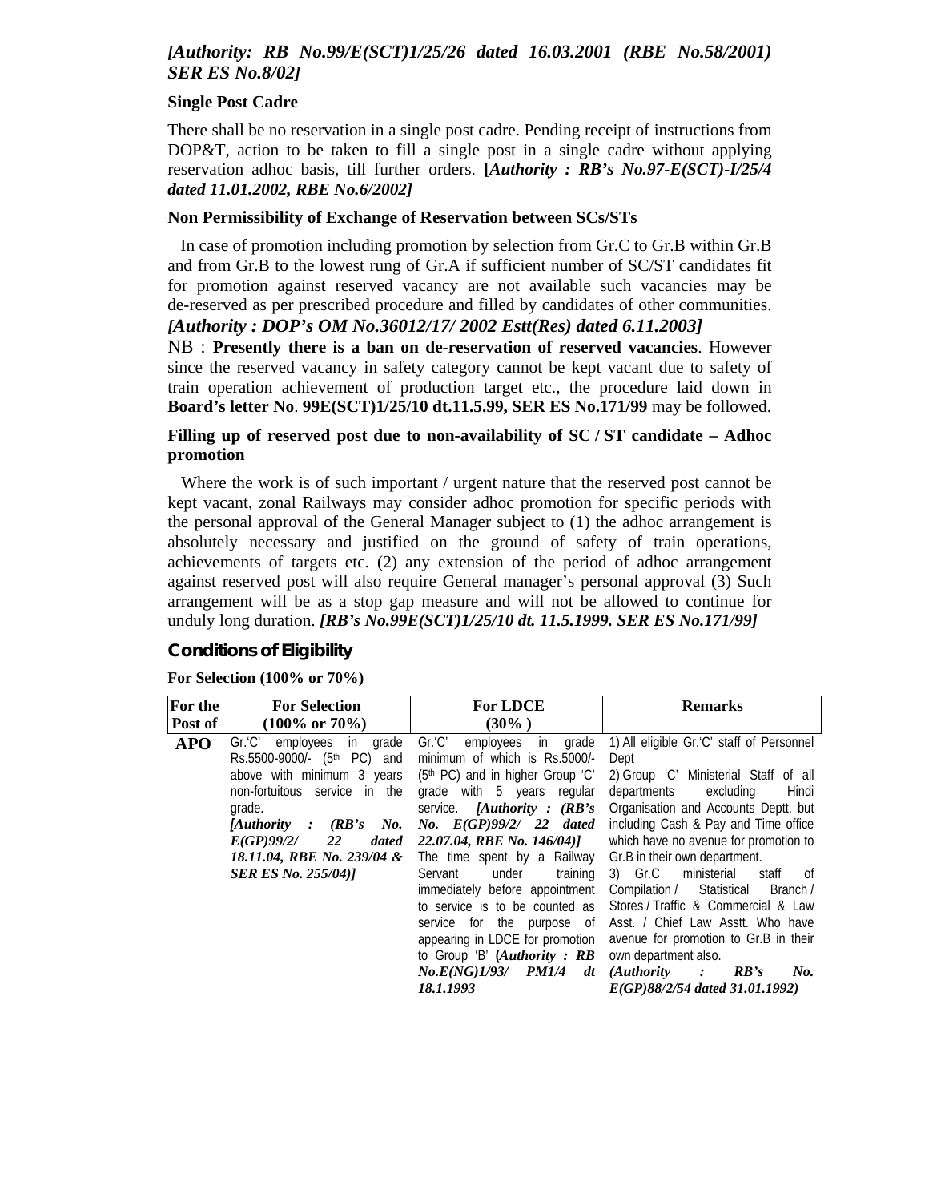***[Authority: RB No.99/E(SCT)1/25/26 dated 16.03.2001 (RBE No.58/2001) SER ES No.8/02]***

**Single Post Cadre**

There shall be no reservation in a single post cadre. Pending receipt of instructions from DOP&T, action to be taken to fill a single post in a single cadre without applying reservation adhoc basis, till further orders. **[*Authority : RB's No.97-E(SCT)-I/25/4 dated 11.01.2002, RBE No.6/2002]***

**Non Permissibility of Exchange of Reservation between SCs/STs**

In case of promotion including promotion by selection from Gr.C to Gr.B within Gr.B and from Gr.B to the lowest rung of Gr.A if sufficient number of SC/ST candidates fit for promotion against reserved vacancy are not available such vacancies may be de-reserved as per prescribed procedure and filled by candidates of other communities. ***[Authority : DOP's OM No.36012/17/ 2002 Estt(Res) dated 6.11.2003]***

NB : **Presently there is a ban on de-reservation of reserved vacancies**. However since the reserved vacancy in safety category cannot be kept vacant due to safety of train operation achievement of production target etc., the procedure laid down in **Board's letter No**. **99E(SCT)1/25/10 dt.11.5.99, SER ES No.171/99** may be followed.

**Filling up of reserved post due to non-availability of SC / ST candidate – Adhoc promotion**

Where the work is of such important / urgent nature that the reserved post cannot be kept vacant, zonal Railways may consider adhoc promotion for specific periods with the personal approval of the General Manager subject to (1) the adhoc arrangement is absolutely necessary and justified on the ground of safety of train operations, achievements of targets etc. (2) any extension of the period of adhoc arrangement against reserved post will also require General manager's personal approval (3) Such arrangement will be as a stop gap measure and will not be allowed to continue for unduly long duration. ***[RB's No.99E(SCT)1/25/10 dt. 11.5.1999. SER ES No.171/99]***

**Conditions of Eligibility**

**For Selection (100% or 70%)**

| For the Post of | For Selection (100% or 70%) | For LDCE (30% ) | Remarks |
|---|---|---|---|
| **APO** | Gr.'C' employees in grade Rs.5500-9000/- (5th PC) and above with minimum 3 years non-fortuitous service in the grade. ***[Authority : (RB's No. E(GP)99/2/ 22 dated 18.11.04, RBE No. 239/04 & SER ES No. 255/04)]*** | Gr.'C' employees in grade minimum of which is Rs.5000/- (5th PC) and in higher Group 'C' grade with 5 years regular service. ***[Authority : (RB's No. E(GP)99/2/ 22 dated 22.07.04, RBE No. 146/04)]*** The time spent by a Railway Servant under training immediately before appointment to service is to be counted as service for the purpose of appearing in LDCE for promotion to Group 'B' (***Authority : RB No.E(NG)1/93/ PM1/4 dt 18.1.1993*** | 1) All eligible Gr.'C' staff of Personnel Dept<br>2) Group 'C' Ministerial Staff of all departments excluding Hindi Organisation and Accounts Deptt. but including Cash & Pay and Time office which have no avenue for promotion to Gr.B in their own department.<br>3) Gr.C ministerial staff of Compilation / Statistical Branch / Stores / Traffic & Commercial & Law Asst. / Chief Law Asstt. Who have avenue for promotion to Gr.B in their own department also.<br>***(Authority : RB's No. E(GP)88/2/54 dated 31.01.1992)*** |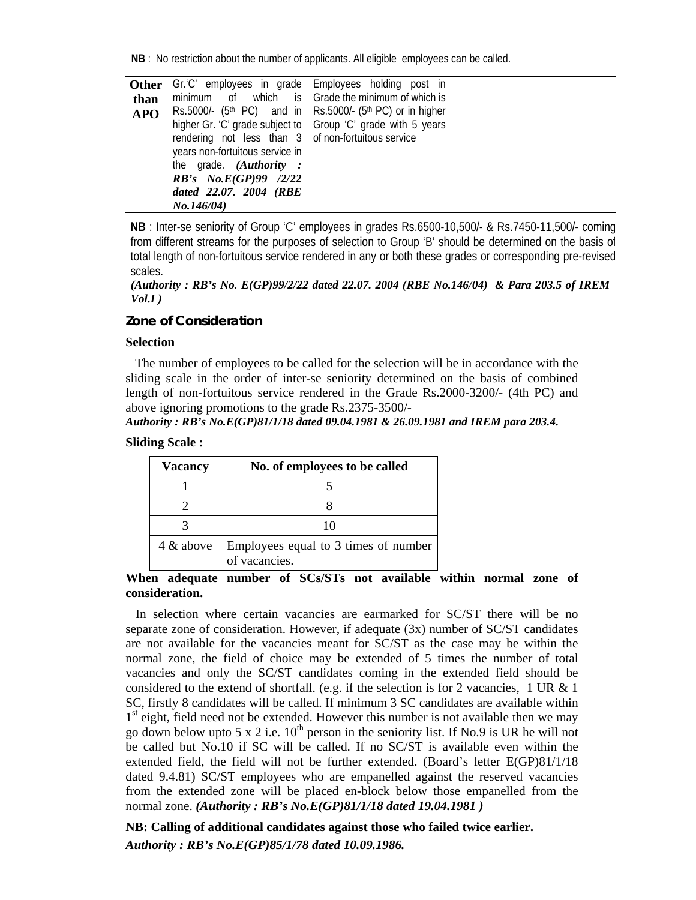**NB** : No restriction about the number of applicants. All eligible employees can be called.

| | | |
|---|---|---|
| **Other than APO** | Gr.'C' employees in grade minimum of which is Rs.5000/- (5th PC) and in higher Gr. 'C' grade subject to rendering not less than 3 years non-fortuitous service in the grade. ***(Authority : RB's No.E(GP)99 /2/22 dated 22.07. 2004 (RBE No.146/04)*** | Employees holding post in Grade the minimum of which is Rs.5000/- (5th PC) or in higher Group 'C' grade with 5 years of non-fortuitous service |

**NB** : Inter-se seniority of Group 'C' employees in grades Rs.6500-10,500/- & Rs.7450-11,500/- coming from different streams for the purposes of selection to Group 'B' should be determined on the basis of total length of non-fortuitous service rendered in any or both these grades or corresponding pre-revised scales.
***(Authority : RB's No. E(GP)99/2/22 dated 22.07. 2004 (RBE No.146/04) & Para 203.5 of IREM Vol.I )***

## Zone of Consideration

**Selection**

The number of employees to be called for the selection will be in accordance with the sliding scale in the order of inter-se seniority determined on the basis of combined length of non-fortuitous service rendered in the Grade Rs.2000-3200/- (4th PC) and above ignoring promotions to the grade Rs.2375-3500/-
***Authority : RB's No.E(GP)81/1/18 dated 09.04.1981 & 26.09.1981 and IREM para 203.4.***

**Sliding Scale :**

| Vacancy | No. of employees to be called |
|---|---|
| 1 | 5 |
| 2 | 8 |
| 3 | 10 |
| 4 & above | Employees equal to 3 times of number of vacancies. |

**When adequate number of SCs/STs not available within normal zone of consideration.**

In selection where certain vacancies are earmarked for SC/ST there will be no separate zone of consideration. However, if adequate (3x) number of SC/ST candidates are not available for the vacancies meant for SC/ST as the case may be within the normal zone, the field of choice may be extended of 5 times the number of total vacancies and only the SC/ST candidates coming in the extended field should be considered to the extend of shortfall. (e.g. if the selection is for 2 vacancies, 1 UR & 1 SC, firstly 8 candidates will be called. If minimum 3 SC candidates are available within 1st eight, field need not be extended. However this number is not available then we may go down below upto 5 x 2 i.e. 10th person in the seniority list. If No.9 is UR he will not be called but No.10 if SC will be called. If no SC/ST is available even within the extended field, the field will not be further extended. (Board's letter E(GP)81/1/18 dated 9.4.81) SC/ST employees who are empanelled against the reserved vacancies from the extended zone will be placed en-block below those empanelled from the normal zone. ***(Authority : RB's No.E(GP)81/1/18 dated 19.04.1981 )***

**NB: Calling of additional candidates against those who failed twice earlier.**
***Authority : RB's No.E(GP)85/1/78 dated 10.09.1986.***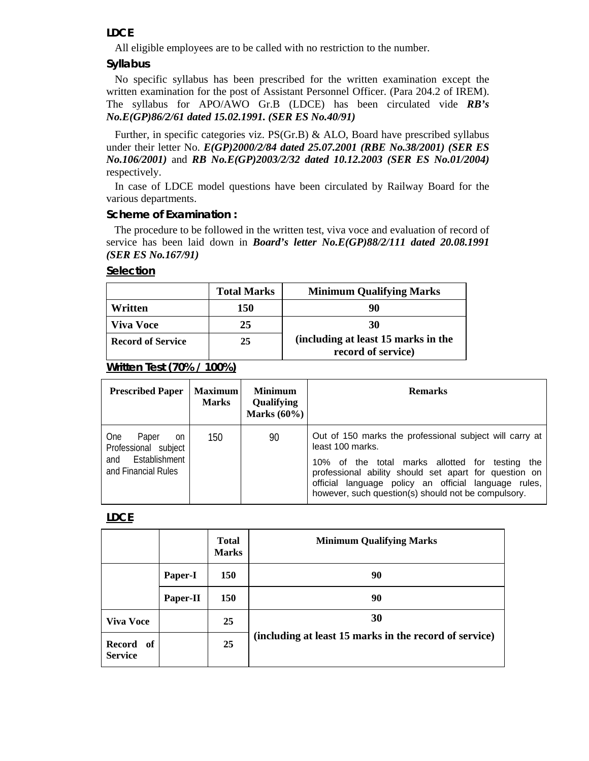### LDCE

All eligible employees are to be called with no restriction to the number.

### Syllabus

No specific syllabus has been prescribed for the written examination except the written examination for the post of Assistant Personnel Officer. (Para 204.2 of IREM). The syllabus for APO/AWO Gr.B (LDCE) has been circulated vide ***RB's No.E(GP)86/2/61 dated 15.02.1991. (SER ES No.40/91)***

Further, in specific categories viz. PS(Gr.B) & ALO, Board have prescribed syllabus under their letter No. ***E(GP)2000/2/84 dated 25.07.2001 (RBE No.38/2001) (SER ES No.106/2001)*** and ***RB No.E(GP)2003/2/32 dated 10.12.2003 (SER ES No.01/2004)*** respectively.

In case of LDCE model questions have been circulated by Railway Board for the various departments.

### Scheme of Examination :

The procedure to be followed in the written test, viva voce and evaluation of record of service has been laid down in ***Board's letter No.E(GP)88/2/111 dated 20.08.1991 (SER ES No.167/91)***

### Selection

| | Total Marks | Minimum Qualifying Marks |
|---|---|---|
| **Written** | **150** | **90** |
| **Viva Voce** | **25** | **30** (including at least 15 marks in the record of service) |
| **Record of Service** | **25** | |

### Written Test (70% / 100%)

| Prescribed Paper | Maximum Marks | Minimum Qualifying Marks (60%) | Remarks |
|---|---|---|---|
| One Paper on Professional subject and Establishment and Financial Rules | 150 | 90 | Out of 150 marks the professional subject will carry at least 100 marks. 10% of the total marks allotted for testing the professional ability should set apart for question on official language policy an official language rules, however, such question(s) should not be compulsory. |

### LDCE

| | | Total Marks | Minimum Qualifying Marks |
|---|---|---|---|
| | **Paper-I** | **150** | **90** |
| | **Paper-II** | **150** | **90** |
| **Viva Voce** | | **25** | **30** (including at least 15 marks in the record of service) |
| **Record of Service** | | **25** | |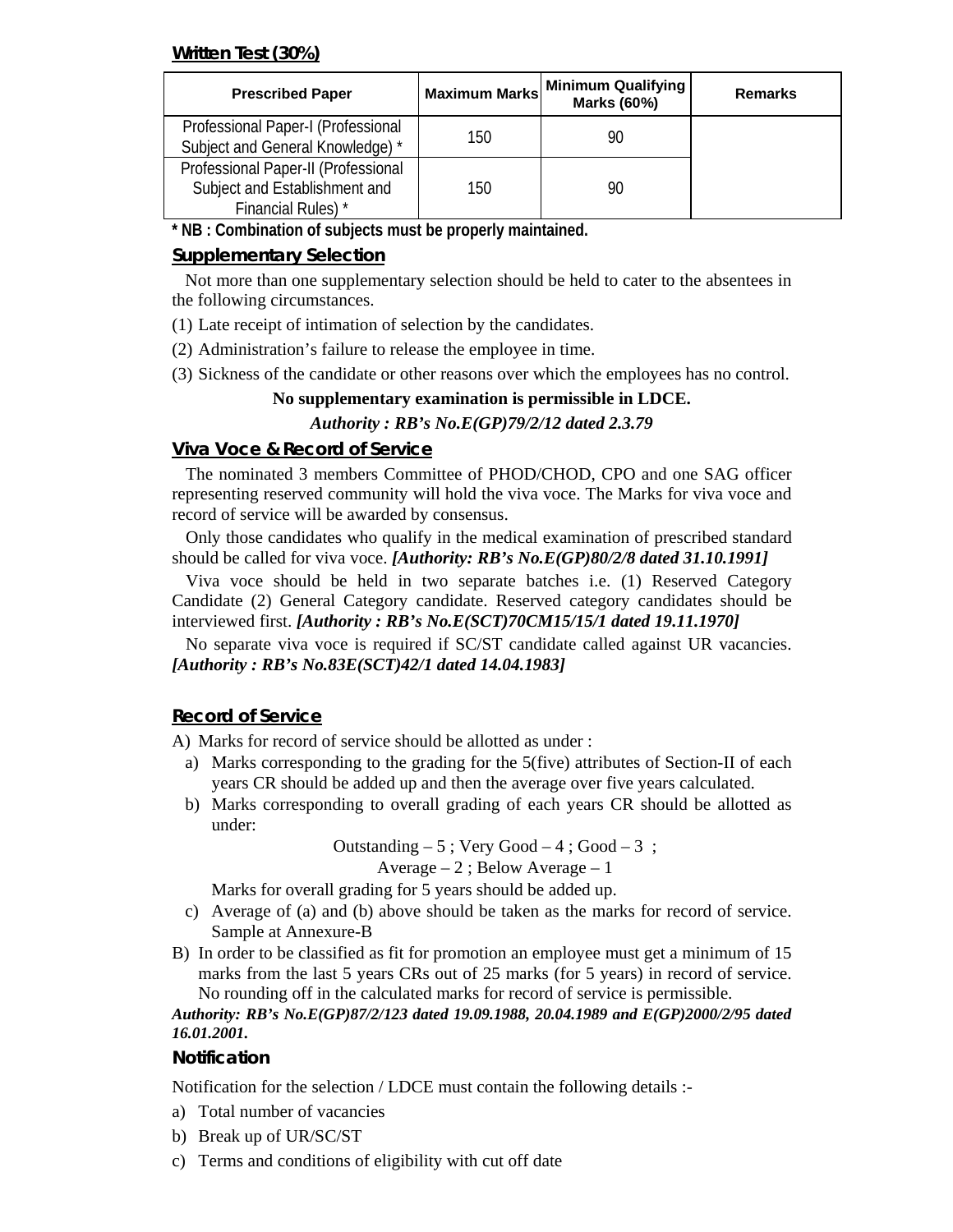**Written Test (30%)**

| Prescribed Paper | Maximum Marks | Minimum Qualifying Marks (60%) | Remarks |
|---|---|---|---|
| Professional Paper-I (Professional Subject and General Knowledge) * | 150 | 90 | |
| Professional Paper-II (Professional Subject and Establishment and Financial Rules) * | 150 | 90 | |

**\* NB : Combination of subjects must be properly maintained.**

## Supplementary Selection

Not more than one supplementary selection should be held to cater to the absentees in the following circumstances.

(1) Late receipt of intimation of selection by the candidates.

(2) Administration's failure to release the employee in time.

(3) Sickness of the candidate or other reasons over which the employees has no control.

**No supplementary examination is permissible in LDCE.**

***Authority : RB's No.E(GP)79/2/12 dated 2.3.79***

## Viva Voce & Record of Service

The nominated 3 members Committee of PHOD/CHOD, CPO and one SAG officer representing reserved community will hold the viva voce. The Marks for viva voce and record of service will be awarded by consensus.

Only those candidates who qualify in the medical examination of prescribed standard should be called for viva voce. ***[Authority: RB's No.E(GP)80/2/8 dated 31.10.1991]***

Viva voce should be held in two separate batches i.e. (1) Reserved Category Candidate (2) General Category candidate. Reserved category candidates should be interviewed first. ***[Authority : RB's No.E(SCT)70CM15/15/1 dated 19.11.1970]***

No separate viva voce is required if SC/ST candidate called against UR vacancies. ***[Authority : RB's No.83E(SCT)42/1 dated 14.04.1983]***

## Record of Service

A) Marks for record of service should be allotted as under :

a) Marks corresponding to the grading for the 5(five) attributes of Section-II of each years CR should be added up and then the average over five years calculated.

b) Marks corresponding to overall grading of each years CR should be allotted as under:

Outstanding – 5 ; Very Good – 4 ; Good – 3 ;
Average – 2 ; Below Average – 1

Marks for overall grading for 5 years should be added up.

c) Average of (a) and (b) above should be taken as the marks for record of service. Sample at Annexure-B

B) In order to be classified as fit for promotion an employee must get a minimum of 15 marks from the last 5 years CRs out of 25 marks (for 5 years) in record of service. No rounding off in the calculated marks for record of service is permissible.

***Authority: RB's No.E(GP)87/2/123 dated 19.09.1988, 20.04.1989 and E(GP)2000/2/95 dated 16.01.2001.***

## Notification

Notification for the selection / LDCE must contain the following details :-

a) Total number of vacancies

b) Break up of UR/SC/ST

c) Terms and conditions of eligibility with cut off date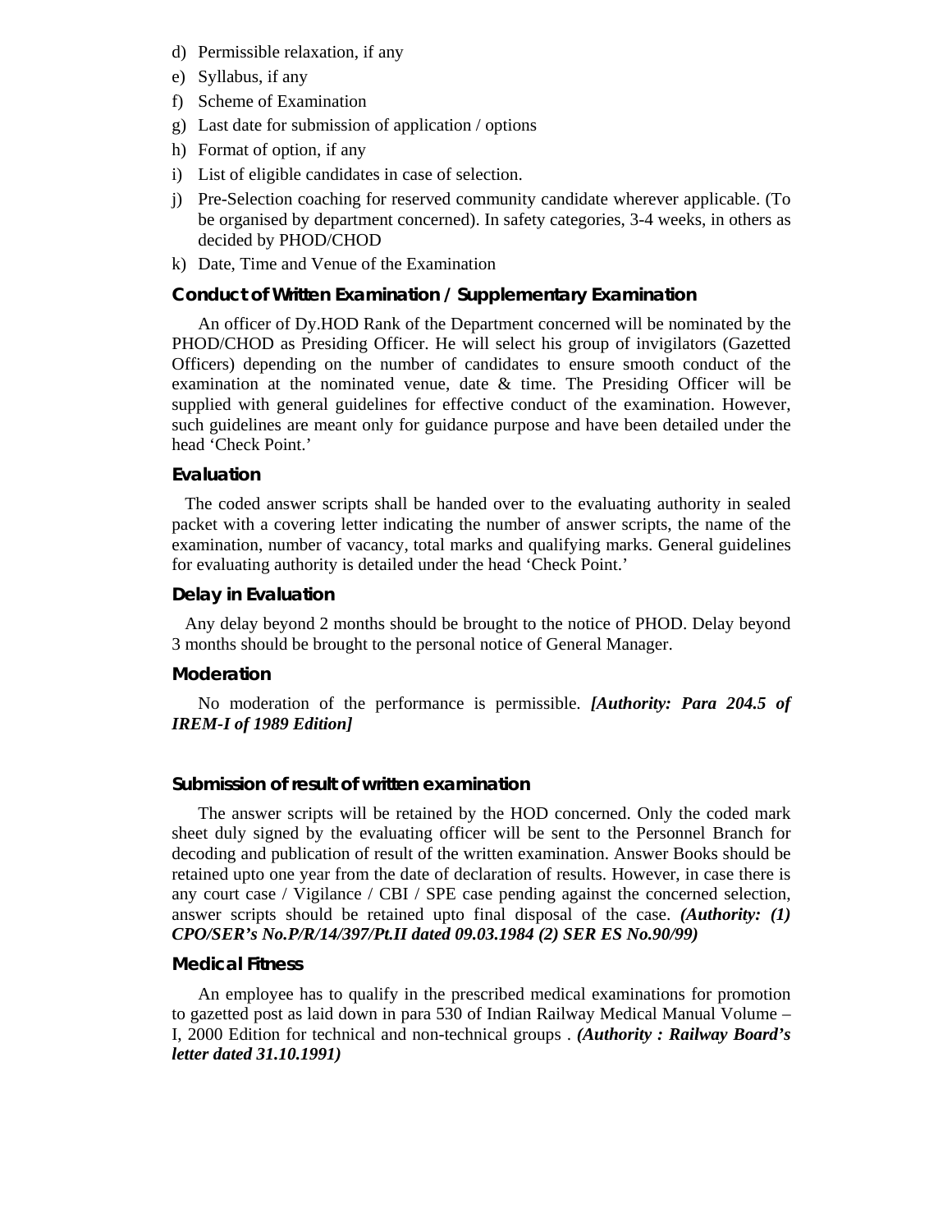d) Permissible relaxation, if any
e) Syllabus, if any
f) Scheme of Examination
g) Last date for submission of application / options
h) Format of option, if any
i) List of eligible candidates in case of selection.
j) Pre-Selection coaching for reserved community candidate wherever applicable. (To be organised by department concerned). In safety categories, 3-4 weeks, in others as decided by PHOD/CHOD
k) Date, Time and Venue of the Examination

### Conduct of Written Examination / Supplementary Examination

An officer of Dy.HOD Rank of the Department concerned will be nominated by the PHOD/CHOD as Presiding Officer. He will select his group of invigilators (Gazetted Officers) depending on the number of candidates to ensure smooth conduct of the examination at the nominated venue, date & time. The Presiding Officer will be supplied with general guidelines for effective conduct of the examination. However, such guidelines are meant only for guidance purpose and have been detailed under the head 'Check Point.'

### Evaluation

The coded answer scripts shall be handed over to the evaluating authority in sealed packet with a covering letter indicating the number of answer scripts, the name of the examination, number of vacancy, total marks and qualifying marks. General guidelines for evaluating authority is detailed under the head 'Check Point.'

### Delay in Evaluation

Any delay beyond 2 months should be brought to the notice of PHOD. Delay beyond 3 months should be brought to the personal notice of General Manager.

### Moderation

No moderation of the performance is permissible. ***[Authority: Para 204.5 of IREM-I of 1989 Edition]***

### Submission of result of written examination

The answer scripts will be retained by the HOD concerned. Only the coded mark sheet duly signed by the evaluating officer will be sent to the Personnel Branch for decoding and publication of result of the written examination. Answer Books should be retained upto one year from the date of declaration of results. However, in case there is any court case / Vigilance / CBI / SPE case pending against the concerned selection, answer scripts should be retained upto final disposal of the case. ***(Authority: (1) CPO/SER's No.P/R/14/397/Pt.II dated 09.03.1984 (2) SER ES No.90/99)***

### Medical Fitness

An employee has to qualify in the prescribed medical examinations for promotion to gazetted post as laid down in para 530 of Indian Railway Medical Manual Volume – I, 2000 Edition for technical and non-technical groups . ***(Authority : Railway Board's letter dated 31.10.1991)***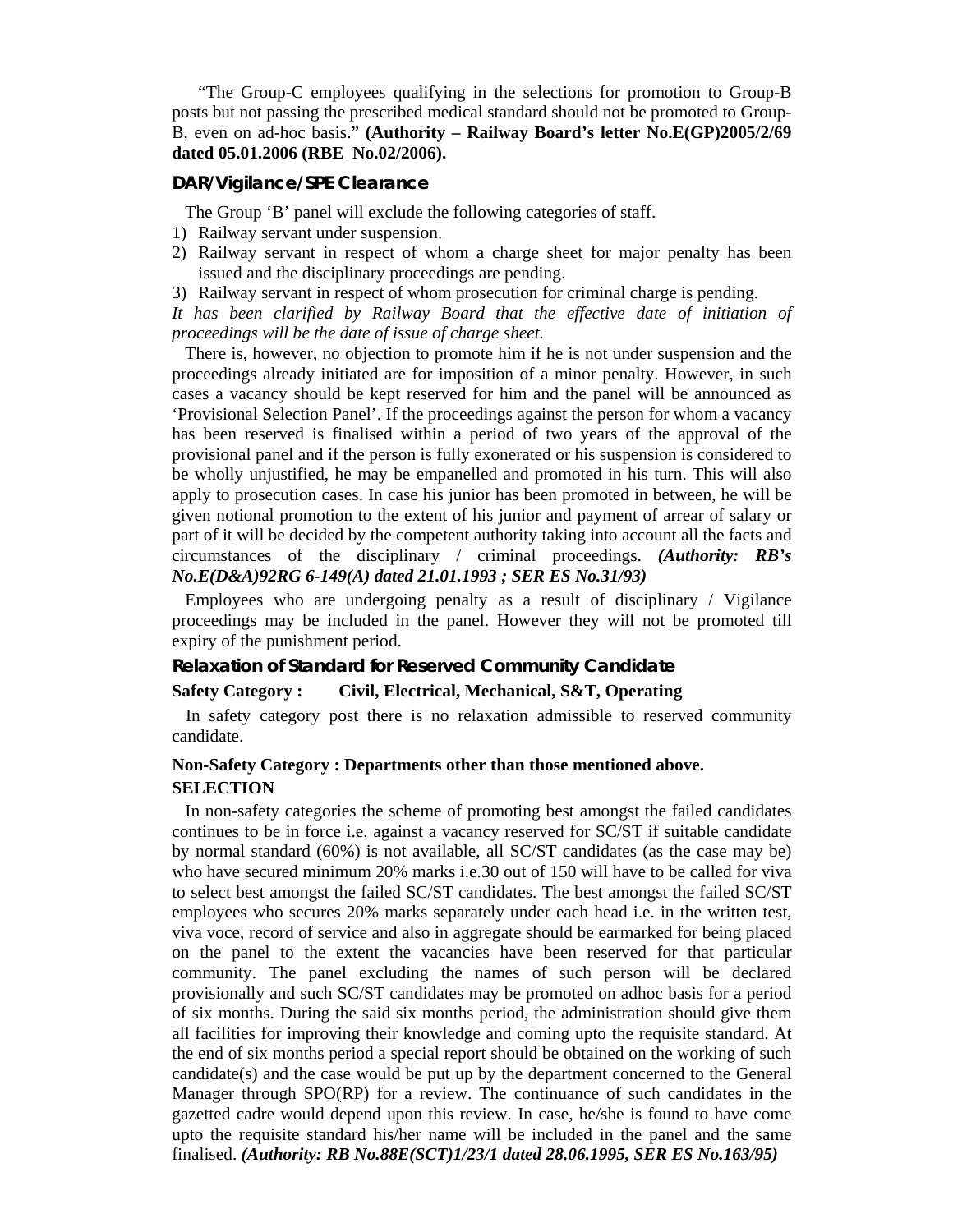"The Group-C employees qualifying in the selections for promotion to Group-B posts but not passing the prescribed medical standard should not be promoted to Group-B, even on ad-hoc basis." **(Authority – Railway Board's letter No.E(GP)2005/2/69 dated 05.01.2006 (RBE No.02/2006).**

### DAR/Vigilance/SPE Clearance

The Group 'B' panel will exclude the following categories of staff.

1) Railway servant under suspension.
2) Railway servant in respect of whom a charge sheet for major penalty has been issued and the disciplinary proceedings are pending.
3) Railway servant in respect of whom prosecution for criminal charge is pending.

*It has been clarified by Railway Board that the effective date of initiation of proceedings will be the date of issue of charge sheet.*

There is, however, no objection to promote him if he is not under suspension and the proceedings already initiated are for imposition of a minor penalty. However, in such cases a vacancy should be kept reserved for him and the panel will be announced as 'Provisional Selection Panel'. If the proceedings against the person for whom a vacancy has been reserved is finalised within a period of two years of the approval of the provisional panel and if the person is fully exonerated or his suspension is considered to be wholly unjustified, he may be empanelled and promoted in his turn. This will also apply to prosecution cases. In case his junior has been promoted in between, he will be given notional promotion to the extent of his junior and payment of arrear of salary or part of it will be decided by the competent authority taking into account all the facts and circumstances of the disciplinary / criminal proceedings. ***(Authority: RB's No.E(D&A)92RG 6-149(A) dated 21.01.1993 ; SER ES No.31/93)***

Employees who are undergoing penalty as a result of disciplinary / Vigilance proceedings may be included in the panel. However they will not be promoted till expiry of the punishment period.

### Relaxation of Standard for Reserved Community Candidate

**Safety Category : Civil, Electrical, Mechanical, S&T, Operating**

In safety category post there is no relaxation admissible to reserved community candidate.

**Non-Safety Category : Departments other than those mentioned above.**

**SELECTION**

In non-safety categories the scheme of promoting best amongst the failed candidates continues to be in force i.e. against a vacancy reserved for SC/ST if suitable candidate by normal standard (60%) is not available, all SC/ST candidates (as the case may be) who have secured minimum 20% marks i.e.30 out of 150 will have to be called for viva to select best amongst the failed SC/ST candidates. The best amongst the failed SC/ST employees who secures 20% marks separately under each head i.e. in the written test, viva voce, record of service and also in aggregate should be earmarked for being placed on the panel to the extent the vacancies have been reserved for that particular community. The panel excluding the names of such person will be declared provisionally and such SC/ST candidates may be promoted on adhoc basis for a period of six months. During the said six months period, the administration should give them all facilities for improving their knowledge and coming upto the requisite standard. At the end of six months period a special report should be obtained on the working of such candidate(s) and the case would be put up by the department concerned to the General Manager through SPO(RP) for a review. The continuance of such candidates in the gazetted cadre would depend upon this review. In case, he/she is found to have come upto the requisite standard his/her name will be included in the panel and the same finalised. ***(Authority: RB No.88E(SCT)1/23/1 dated 28.06.1995, SER ES No.163/95)***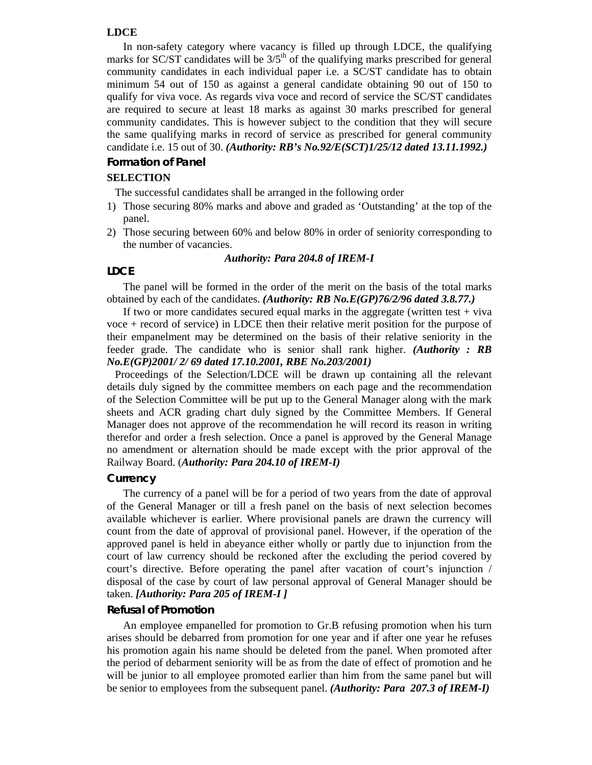**LDCE**

In non-safety category where vacancy is filled up through LDCE, the qualifying marks for SC/ST candidates will be 3/5th of the qualifying marks prescribed for general community candidates in each individual paper i.e. a SC/ST candidate has to obtain minimum 54 out of 150 as against a general candidate obtaining 90 out of 150 to qualify for viva voce. As regards viva voce and record of service the SC/ST candidates are required to secure at least 18 marks as against 30 marks prescribed for general community candidates. This is however subject to the condition that they will secure the same qualifying marks in record of service as prescribed for general community candidate i.e. 15 out of 30. ***(Authority: RB's No.92/E(SCT)1/25/12 dated 13.11.1992.)***

## Formation of Panel

**SELECTION**

The successful candidates shall be arranged in the following order

1) Those securing 80% marks and above and graded as 'Outstanding' at the top of the panel.
2) Those securing between 60% and below 80% in order of seniority corresponding to the number of vacancies.

***Authority: Para 204.8 of IREM-I***

**LDCE**

The panel will be formed in the order of the merit on the basis of the total marks obtained by each of the candidates. ***(Authority: RB No.E(GP)76/2/96 dated 3.8.77.)***

If two or more candidates secured equal marks in the aggregate (written test + viva voce + record of service) in LDCE then their relative merit position for the purpose of their empanelment may be determined on the basis of their relative seniority in the feeder grade. The candidate who is senior shall rank higher. ***(Authority : RB No.E(GP)2001/ 2/ 69 dated 17.10.2001, RBE No.203/2001)***

Proceedings of the Selection/LDCE will be drawn up containing all the relevant details duly signed by the committee members on each page and the recommendation of the Selection Committee will be put up to the General Manager along with the mark sheets and ACR grading chart duly signed by the Committee Members. If General Manager does not approve of the recommendation he will record its reason in writing therefor and order a fresh selection. Once a panel is approved by the General Manage no amendment or alternation should be made except with the prior approval of the Railway Board. (***Authority: Para 204.10 of IREM-I)***

**Currency**

The currency of a panel will be for a period of two years from the date of approval of the General Manager or till a fresh panel on the basis of next selection becomes available whichever is earlier. Where provisional panels are drawn the currency will count from the date of approval of provisional panel. However, if the operation of the approved panel is held in abeyance either wholly or partly due to injunction from the court of law currency should be reckoned after the excluding the period covered by court's directive. Before operating the panel after vacation of court's injunction / disposal of the case by court of law personal approval of General Manager should be taken. ***[Authority: Para 205 of IREM-I ]***

**Refusal of Promotion**

An employee empanelled for promotion to Gr.B refusing promotion when his turn arises should be debarred from promotion for one year and if after one year he refuses his promotion again his name should be deleted from the panel. When promoted after the period of debarment seniority will be as from the date of effect of promotion and he will be junior to all employee promoted earlier than him from the same panel but will be senior to employees from the subsequent panel. ***(Authority: Para 207.3 of IREM-I)***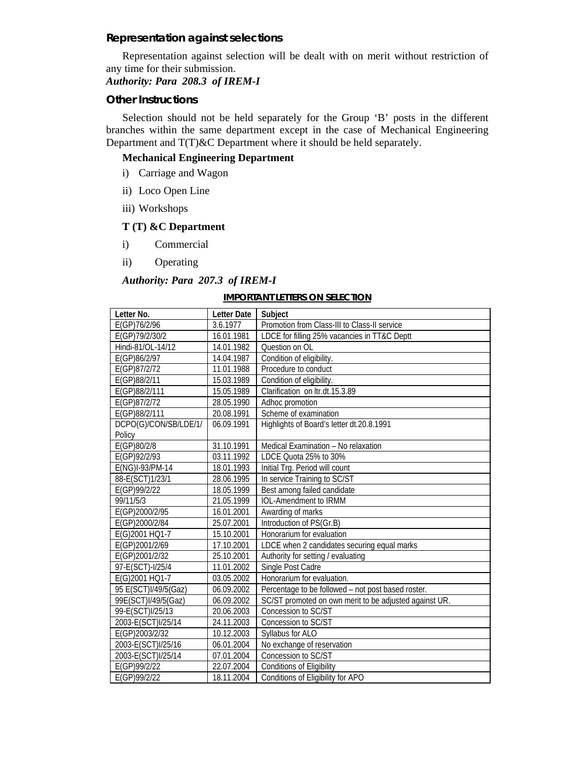### Representation against selections

Representation against selection will be dealt with on merit without restriction of any time for their submission.

***Authority: Para 208.3 of IREM-I***

### Other Instructions

Selection should not be held separately for the Group 'B' posts in the different branches within the same department except in the case of Mechanical Engineering Department and T(T)&C Department where it should be held separately.

**Mechanical Engineering Department**

i) Carriage and Wagon

ii) Loco Open Line

iii) Workshops

**T (T) &C Department**

i) Commercial

ii) Operating

***Authority: Para 207.3 of IREM-I***

**IMPORTANT LETTERS ON SELECTION**

| Letter No. | Letter Date | Subject |
|---|---|---|
| E(GP)76/2/96 | 3.6.1977 | Promotion from Class-III to Class-II service |
| E(GP)79/2/30/2 | 16.01.1981 | LDCE for filling 25% vacancies in TT&C Deptt |
| Hindi-81/OL-14/12 | 14.01.1982 | Question on OL |
| E(GP)86/2/97 | 14.04.1987 | Condition of eligibility. |
| E(GP)87/2/72 | 11.01.1988 | Procedure to conduct |
| E(GP)88/2/11 | 15.03.1989 | Condition of eligibility. |
| E(GP)88/2/111 | 15.05.1989 | Clarification on ltr.dt.15.3.89 |
| E(GP)87/2/72 | 28.05.1990 | Adhoc promotion |
| E(GP)88/2/111 | 20.08.1991 | Scheme of examination |
| DCPO(G)/CON/SB/LDE/1/ Policy | 06.09.1991 | Highlights of Board's letter dt.20.8.1991 |
| E(GP)80/2/8 | 31.10.1991 | Medical Examination – No relaxation |
| E(GP)92/2/93 | 03.11.1992 | LDCE Quota 25% to 30% |
| E(NG)I-93/PM-14 | 18.01.1993 | Initial Trg. Period will count |
| 88-E(SCT)1/23/1 | 28.06.1995 | In service Training to SC/ST |
| E(GP)99/2/22 | 18.05.1999 | Best among failed candidate |
| 99/11/5/3 | 21.05.1999 | IOL-Amendment to IRMM |
| E(GP)2000/2/95 | 16.01.2001 | Awarding of marks |
| E(GP)2000/2/84 | 25.07.2001 | Introduction of PS(Gr.B) |
| E(G)2001 HQ1-7 | 15.10.2001 | Honorarium for evaluation |
| E(GP)2001/2/69 | 17.10.2001 | LDCE when 2 candidates securing equal marks |
| E(GP)2001/2/32 | 25.10.2001 | Authority for setting / evaluating |
| 97-E(SCT)-I/25/4 | 11.01.2002 | Single Post Cadre |
| E(G)2001 HQ1-7 | 03.05.2002 | Honorarium for evaluation. |
| 95 E(SCT)I/49/5(Gaz) | 06.09.2002 | Percentage to be followed – not post based roster. |
| 99E(SCT)I/49/5(Gaz) | 06.09.2002 | SC/ST promoted on own merit to be adjusted against UR. |
| 99-E(SCT)I/25/13 | 20.06.2003 | Concession to SC/ST |
| 2003-E(SCT)I/25/14 | 24.11.2003 | Concession to SC/ST |
| E(GP)2003/2/32 | 10.12.2003 | Syllabus for ALO |
| 2003-E(SCT)I/25/16 | 06.01.2004 | No exchange of reservation |
| 2003-E(SCT)I/25/14 | 07.01.2004 | Concession to SC/ST |
| E(GP)99/2/22 | 22.07.2004 | Conditions of Eligibility |
| E(GP)99/2/22 | 18.11.2004 | Conditions of Eligibility for APO |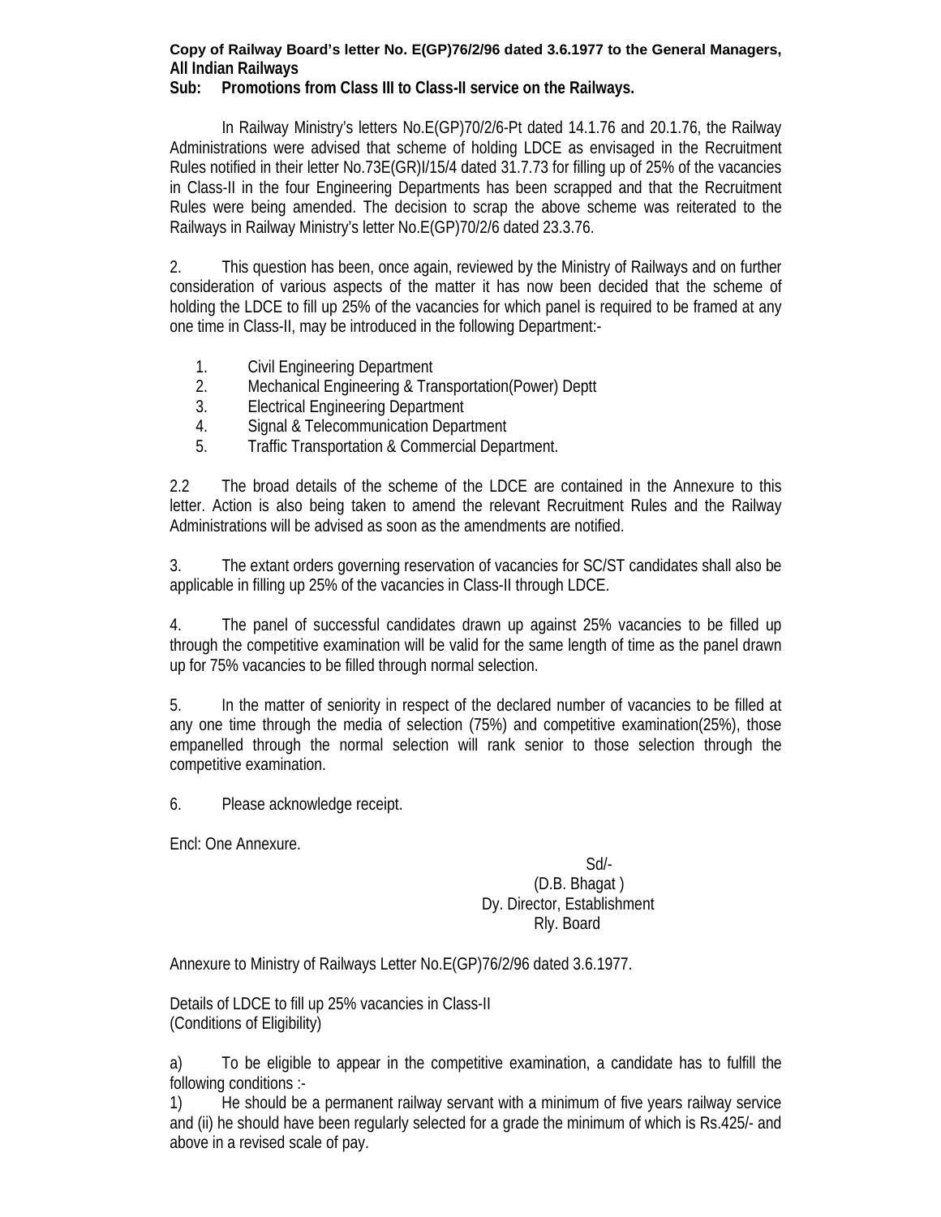**Copy of Railway Board's letter No. E(GP)76/2/96 dated 3.6.1977 to the General Managers, All Indian Railways**

**Sub: Promotions from Class III to Class-II service on the Railways.**

In Railway Ministry's letters No.E(GP)70/2/6-Pt dated 14.1.76 and 20.1.76, the Railway Administrations were advised that scheme of holding LDCE as envisaged in the Recruitment Rules notified in their letter No.73E(GR)I/15/4 dated 31.7.73 for filling up of 25% of the vacancies in Class-II in the four Engineering Departments has been scrapped and that the Recruitment Rules were being amended. The decision to scrap the above scheme was reiterated to the Railways in Railway Ministry's letter No.E(GP)70/2/6 dated 23.3.76.

2. This question has been, once again, reviewed by the Ministry of Railways and on further consideration of various aspects of the matter it has now been decided that the scheme of holding the LDCE to fill up 25% of the vacancies for which panel is required to be framed at any one time in Class-II, may be introduced in the following Department:-

1. Civil Engineering Department
2. Mechanical Engineering & Transportation(Power) Deptt
3. Electrical Engineering Department
4. Signal & Telecommunication Department
5. Traffic Transportation & Commercial Department.

2.2 The broad details of the scheme of the LDCE are contained in the Annexure to this letter. Action is also being taken to amend the relevant Recruitment Rules and the Railway Administrations will be advised as soon as the amendments are notified.

3. The extant orders governing reservation of vacancies for SC/ST candidates shall also be applicable in filling up 25% of the vacancies in Class-II through LDCE.

4. The panel of successful candidates drawn up against 25% vacancies to be filled up through the competitive examination will be valid for the same length of time as the panel drawn up for 75% vacancies to be filled through normal selection.

5. In the matter of seniority in respect of the declared number of vacancies to be filled at any one time through the media of selection (75%) and competitive examination(25%), those empanelled through the normal selection will rank senior to those selection through the competitive examination.

6. Please acknowledge receipt.

Encl: One Annexure.

Sd/-
(D.B. Bhagat )
Dy. Director, Establishment
Rly. Board

Annexure to Ministry of Railways Letter No.E(GP)76/2/96 dated 3.6.1977.

Details of LDCE to fill up 25% vacancies in Class-II
(Conditions of Eligibility)

a) To be eligible to appear in the competitive examination, a candidate has to fulfill the following conditions :-

1) He should be a permanent railway servant with a minimum of five years railway service and (ii) he should have been regularly selected for a grade the minimum of which is Rs.425/- and above in a revised scale of pay.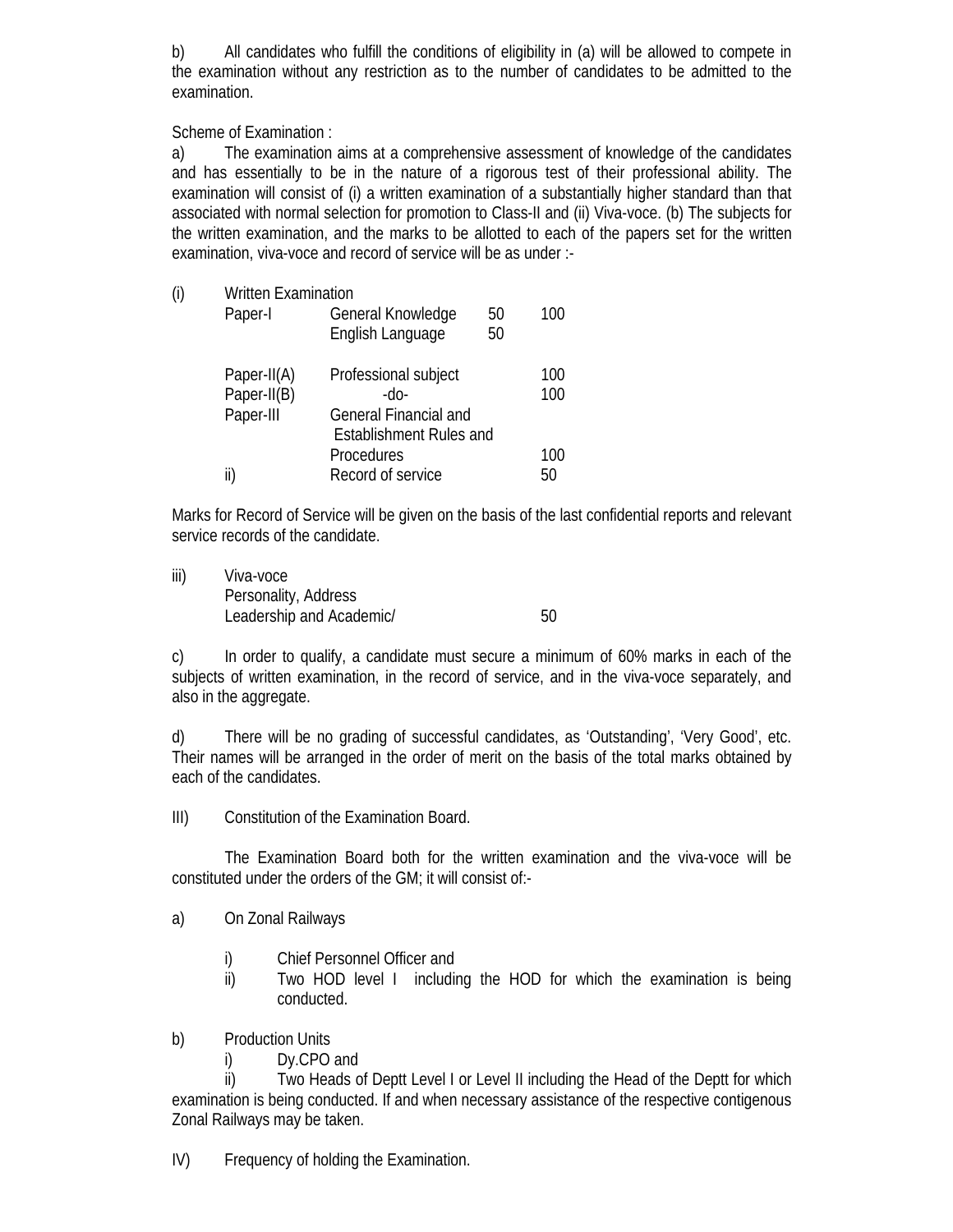b) All candidates who fulfill the conditions of eligibility in (a) will be allowed to compete in the examination without any restriction as to the number of candidates to be admitted to the examination.

Scheme of Examination :

a) The examination aims at a comprehensive assessment of knowledge of the candidates and has essentially to be in the nature of a rigorous test of their professional ability. The examination will consist of (i) a written examination of a substantially higher standard than that associated with normal selection for promotion to Class-II and (ii) Viva-voce. (b) The subjects for the written examination, and the marks to be allotted to each of the papers set for the written examination, viva-voce and record of service will be as under :-

(i) Written Examination

| | | | |
|---|---|---|---|
| Paper-I | General Knowledge | 50 | 100 |
| | English Language | 50 | |
| Paper-II(A) | Professional subject | | 100 |
| Paper-II(B) | -do- | | 100 |
| Paper-III | General Financial and Establishment Rules and Procedures | | 100 |
| ii) | Record of service | | 50 |

Marks for Record of Service will be given on the basis of the last confidential reports and relevant service records of the candidate.

iii) Viva-voce
Personality, Address
Leadership and Academic/ 50

c) In order to qualify, a candidate must secure a minimum of 60% marks in each of the subjects of written examination, in the record of service, and in the viva-voce separately, and also in the aggregate.

d) There will be no grading of successful candidates, as 'Outstanding', 'Very Good', etc. Their names will be arranged in the order of merit on the basis of the total marks obtained by each of the candidates.

III) Constitution of the Examination Board.

The Examination Board both for the written examination and the viva-voce will be constituted under the orders of the GM; it will consist of:-

a) On Zonal Railways

i) Chief Personnel Officer and
ii) Two HOD level I including the HOD for which the examination is being conducted.

b) Production Units

i) Dy.CPO and
ii) Two Heads of Deptt Level I or Level II including the Head of the Deptt for which examination is being conducted. If and when necessary assistance of the respective contigenous Zonal Railways may be taken.

IV) Frequency of holding the Examination.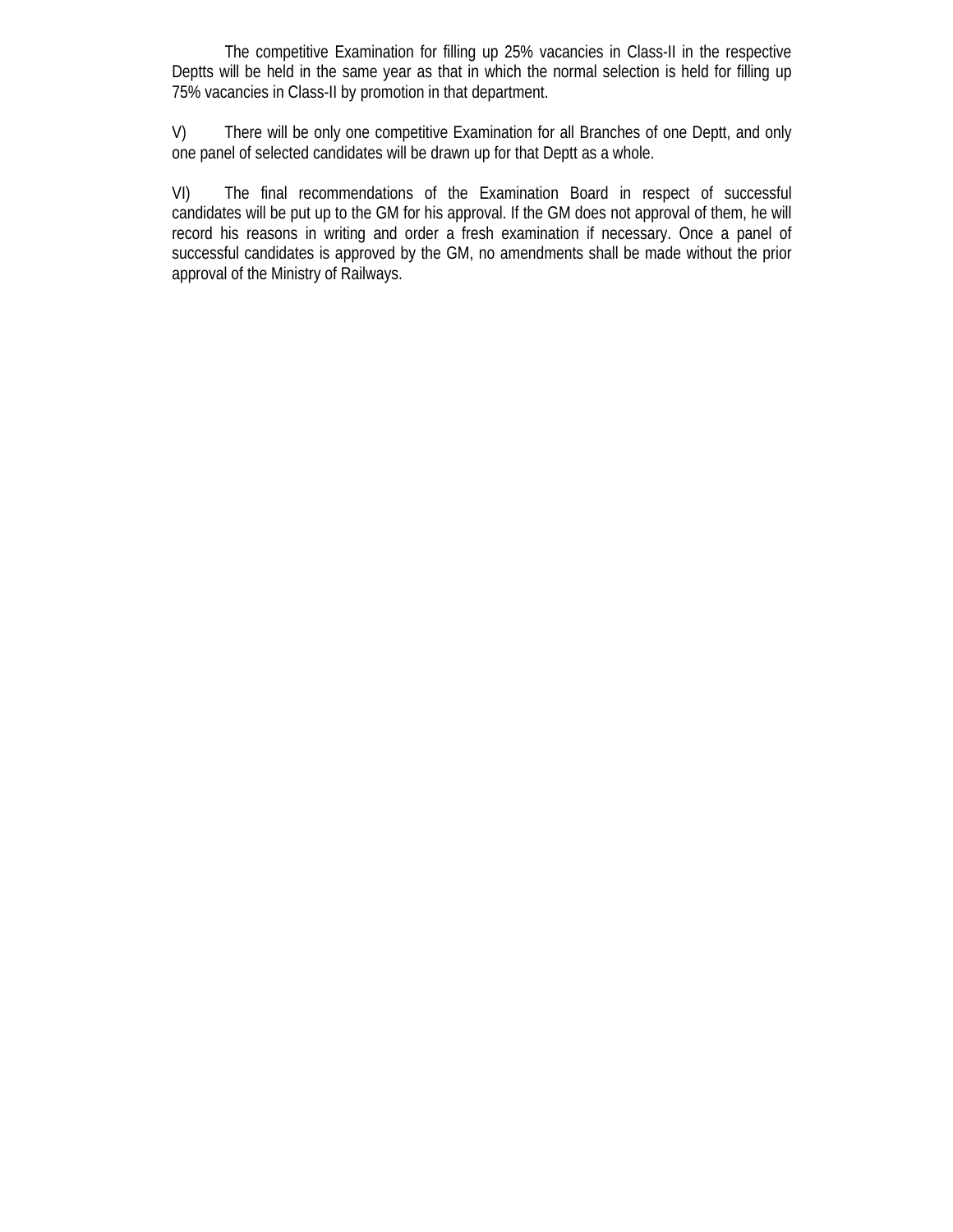The competitive Examination for filling up 25% vacancies in Class-II in the respective Deptts will be held in the same year as that in which the normal selection is held for filling up 75% vacancies in Class-II by promotion in that department.

V) There will be only one competitive Examination for all Branches of one Deptt, and only one panel of selected candidates will be drawn up for that Deptt as a whole.

VI) The final recommendations of the Examination Board in respect of successful candidates will be put up to the GM for his approval. If the GM does not approval of them, he will record his reasons in writing and order a fresh examination if necessary. Once a panel of successful candidates is approved by the GM, no amendments shall be made without the prior approval of the Ministry of Railways.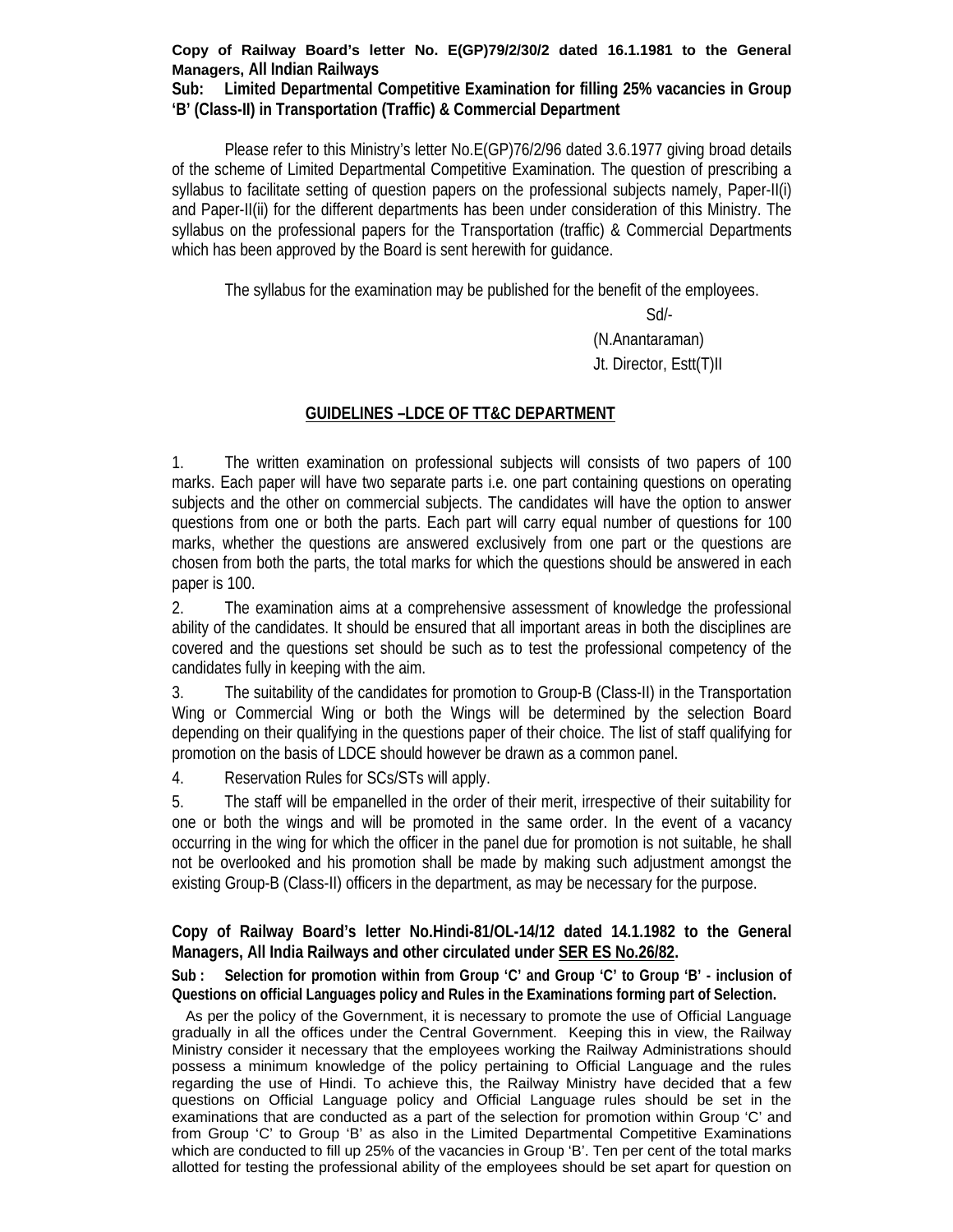**Copy of Railway Board's letter No. E(GP)79/2/30/2 dated 16.1.1981 to the General Managers, All Indian Railways**

**Sub: Limited Departmental Competitive Examination for filling 25% vacancies in Group 'B' (Class-II) in Transportation (Traffic) & Commercial Department**

Please refer to this Ministry's letter No.E(GP)76/2/96 dated 3.6.1977 giving broad details of the scheme of Limited Departmental Competitive Examination. The question of prescribing a syllabus to facilitate setting of question papers on the professional subjects namely, Paper-II(i) and Paper-II(ii) for the different departments has been under consideration of this Ministry. The syllabus on the professional papers for the Transportation (traffic) & Commercial Departments which has been approved by the Board is sent herewith for guidance.

The syllabus for the examination may be published for the benefit of the employees.

Sd/-

(N.Anantaraman)

Jt. Director, Estt(T)II

**GUIDELINES –LDCE OF TT&C DEPARTMENT**

1. The written examination on professional subjects will consists of two papers of 100 marks. Each paper will have two separate parts i.e. one part containing questions on operating subjects and the other on commercial subjects. The candidates will have the option to answer questions from one or both the parts. Each part will carry equal number of questions for 100 marks, whether the questions are answered exclusively from one part or the questions are chosen from both the parts, the total marks for which the questions should be answered in each paper is 100.

2. The examination aims at a comprehensive assessment of knowledge the professional ability of the candidates. It should be ensured that all important areas in both the disciplines are covered and the questions set should be such as to test the professional competency of the candidates fully in keeping with the aim.

3. The suitability of the candidates for promotion to Group-B (Class-II) in the Transportation Wing or Commercial Wing or both the Wings will be determined by the selection Board depending on their qualifying in the questions paper of their choice. The list of staff qualifying for promotion on the basis of LDCE should however be drawn as a common panel.

4. Reservation Rules for SCs/STs will apply.

5. The staff will be empanelled in the order of their merit, irrespective of their suitability for one or both the wings and will be promoted in the same order. In the event of a vacancy occurring in the wing for which the officer in the panel due for promotion is not suitable, he shall not be overlooked and his promotion shall be made by making such adjustment amongst the existing Group-B (Class-II) officers in the department, as may be necessary for the purpose.

**Copy of Railway Board's letter No.Hindi-81/OL-14/12 dated 14.1.1982 to the General Managers, All India Railways and other circulated under SER ES No.26/82.**

**Sub : Selection for promotion within from Group 'C' and Group 'C' to Group 'B' - inclusion of Questions on official Languages policy and Rules in the Examinations forming part of Selection.**

As per the policy of the Government, it is necessary to promote the use of Official Language gradually in all the offices under the Central Government. Keeping this in view, the Railway Ministry consider it necessary that the employees working the Railway Administrations should possess a minimum knowledge of the policy pertaining to Official Language and the rules regarding the use of Hindi. To achieve this, the Railway Ministry have decided that a few questions on Official Language policy and Official Language rules should be set in the examinations that are conducted as a part of the selection for promotion within Group 'C' and from Group 'C' to Group 'B' as also in the Limited Departmental Competitive Examinations which are conducted to fill up 25% of the vacancies in Group 'B'. Ten per cent of the total marks allotted for testing the professional ability of the employees should be set apart for question on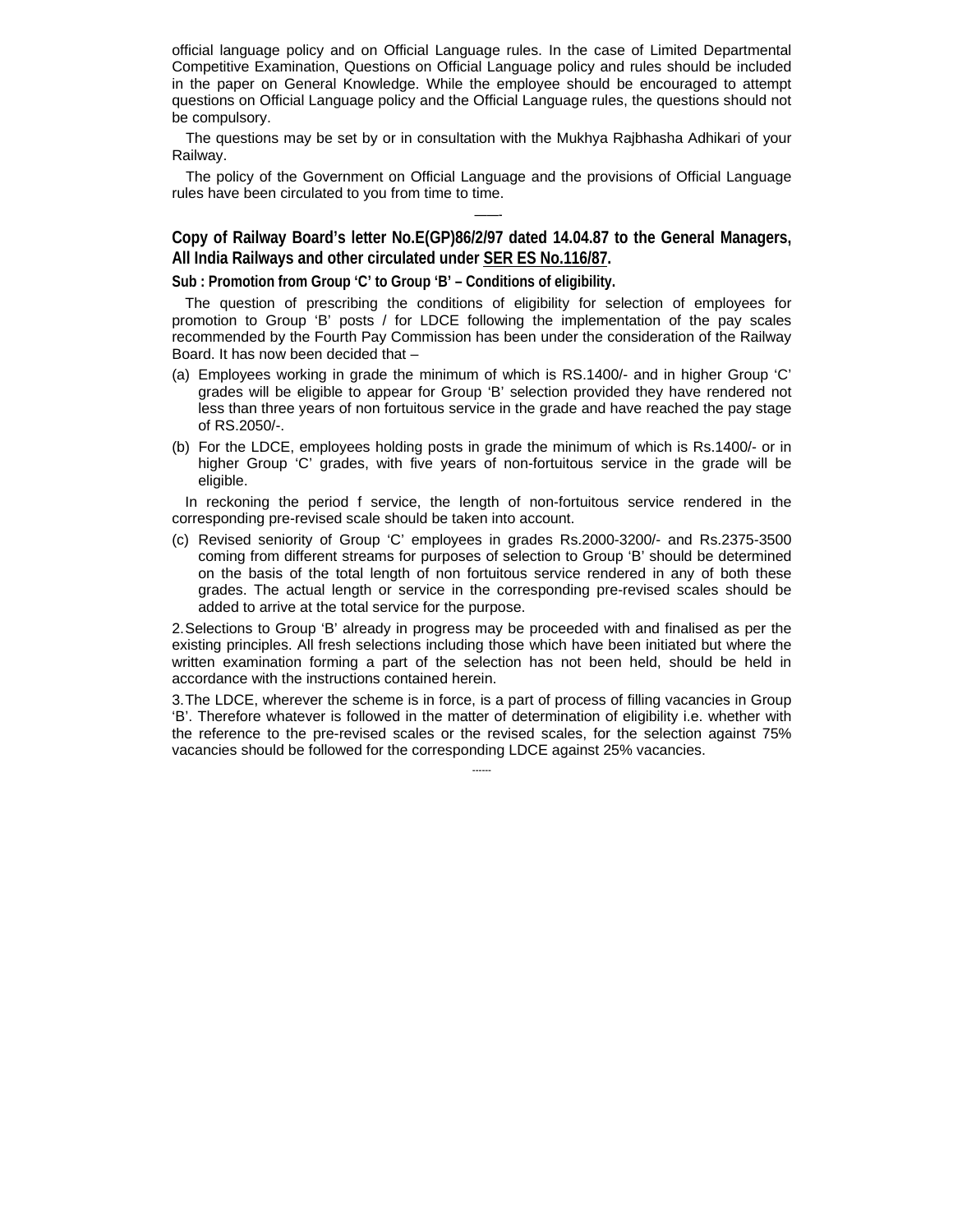official language policy and on Official Language rules. In the case of Limited Departmental Competitive Examination, Questions on Official Language policy and rules should be included in the paper on General Knowledge. While the employee should be encouraged to attempt questions on Official Language policy and the Official Language rules, the questions should not be compulsory.

The questions may be set by or in consultation with the Mukhya Rajbhasha Adhikari of your Railway.

The policy of the Government on Official Language and the provisions of Official Language rules have been circulated to you from time to time.

----

**Copy of Railway Board's letter No.E(GP)86/2/97 dated 14.04.87 to the General Managers, All India Railways and other circulated under SER ES No.116/87.**

**Sub : Promotion from Group 'C' to Group 'B' – Conditions of eligibility.**

The question of prescribing the conditions of eligibility for selection of employees for promotion to Group 'B' posts / for LDCE following the implementation of the pay scales recommended by the Fourth Pay Commission has been under the consideration of the Railway Board. It has now been decided that –

(a) Employees working in grade the minimum of which is RS.1400/- and in higher Group 'C' grades will be eligible to appear for Group 'B' selection provided they have rendered not less than three years of non fortuitous service in the grade and have reached the pay stage of RS.2050/-.

(b) For the LDCE, employees holding posts in grade the minimum of which is Rs.1400/- or in higher Group 'C' grades, with five years of non-fortuitous service in the grade will be eligible.

In reckoning the period f service, the length of non-fortuitous service rendered in the corresponding pre-revised scale should be taken into account.

(c) Revised seniority of Group 'C' employees in grades Rs.2000-3200/- and Rs.2375-3500 coming from different streams for purposes of selection to Group 'B' should be determined on the basis of the total length of non fortuitous service rendered in any of both these grades. The actual length or service in the corresponding pre-revised scales should be added to arrive at the total service for the purpose.

2. Selections to Group 'B' already in progress may be proceeded with and finalised as per the existing principles. All fresh selections including those which have been initiated but where the written examination forming a part of the selection has not been held, should be held in accordance with the instructions contained herein.

3. The LDCE, wherever the scheme is in force, is a part of process of filling vacancies in Group 'B'. Therefore whatever is followed in the matter of determination of eligibility i.e. whether with the reference to the pre-revised scales or the revised scales, for the selection against 75% vacancies should be followed for the corresponding LDCE against 25% vacancies.

------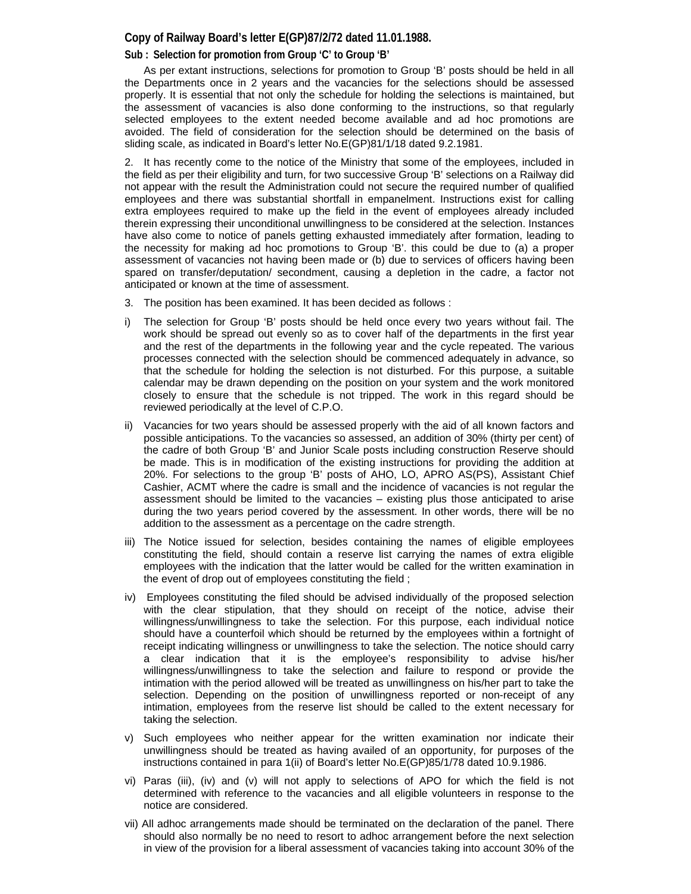**Copy of Railway Board's letter E(GP)87/2/72 dated 11.01.1988.**

**Sub : Selection for promotion from Group 'C' to Group 'B'**

As per extant instructions, selections for promotion to Group 'B' posts should be held in all the Departments once in 2 years and the vacancies for the selections should be assessed properly. It is essential that not only the schedule for holding the selections is maintained, but the assessment of vacancies is also done conforming to the instructions, so that regularly selected employees to the extent needed become available and ad hoc promotions are avoided. The field of consideration for the selection should be determined on the basis of sliding scale, as indicated in Board's letter No.E(GP)81/1/18 dated 9.2.1981.

2. It has recently come to the notice of the Ministry that some of the employees, included in the field as per their eligibility and turn, for two successive Group 'B' selections on a Railway did not appear with the result the Administration could not secure the required number of qualified employees and there was substantial shortfall in empanelment. Instructions exist for calling extra employees required to make up the field in the event of employees already included therein expressing their unconditional unwillingness to be considered at the selection. Instances have also come to notice of panels getting exhausted immediately after formation, leading to the necessity for making ad hoc promotions to Group 'B'. this could be due to (a) a proper assessment of vacancies not having been made or (b) due to services of officers having been spared on transfer/deputation/ secondment, causing a depletion in the cadre, a factor not anticipated or known at the time of assessment.

3. The position has been examined. It has been decided as follows :

i) The selection for Group 'B' posts should be held once every two years without fail. The work should be spread out evenly so as to cover half of the departments in the first year and the rest of the departments in the following year and the cycle repeated. The various processes connected with the selection should be commenced adequately in advance, so that the schedule for holding the selection is not disturbed. For this purpose, a suitable calendar may be drawn depending on the position on your system and the work monitored closely to ensure that the schedule is not tripped. The work in this regard should be reviewed periodically at the level of C.P.O.

ii) Vacancies for two years should be assessed properly with the aid of all known factors and possible anticipations. To the vacancies so assessed, an addition of 30% (thirty per cent) of the cadre of both Group 'B' and Junior Scale posts including construction Reserve should be made. This is in modification of the existing instructions for providing the addition at 20%. For selections to the group 'B' posts of AHO, LO, APRO AS(PS), Assistant Chief Cashier, ACMT where the cadre is small and the incidence of vacancies is not regular the assessment should be limited to the vacancies – existing plus those anticipated to arise during the two years period covered by the assessment. In other words, there will be no addition to the assessment as a percentage on the cadre strength.

iii) The Notice issued for selection, besides containing the names of eligible employees constituting the field, should contain a reserve list carrying the names of extra eligible employees with the indication that the latter would be called for the written examination in the event of drop out of employees constituting the field ;

iv) Employees constituting the filed should be advised individually of the proposed selection with the clear stipulation, that they should on receipt of the notice, advise their willingness/unwillingness to take the selection. For this purpose, each individual notice should have a counterfoil which should be returned by the employees within a fortnight of receipt indicating willingness or unwillingness to take the selection. The notice should carry a clear indication that it is the employee's responsibility to advise his/her willingness/unwillingness to take the selection and failure to respond or provide the intimation with the period allowed will be treated as unwillingness on his/her part to take the selection. Depending on the position of unwillingness reported or non-receipt of any intimation, employees from the reserve list should be called to the extent necessary for taking the selection.

v) Such employees who neither appear for the written examination nor indicate their unwillingness should be treated as having availed of an opportunity, for purposes of the instructions contained in para 1(ii) of Board's letter No.E(GP)85/1/78 dated 10.9.1986.

vi) Paras (iii), (iv) and (v) will not apply to selections of APO for which the field is not determined with reference to the vacancies and all eligible volunteers in response to the notice are considered.

vii) All adhoc arrangements made should be terminated on the declaration of the panel. There should also normally be no need to resort to adhoc arrangement before the next selection in view of the provision for a liberal assessment of vacancies taking into account 30% of the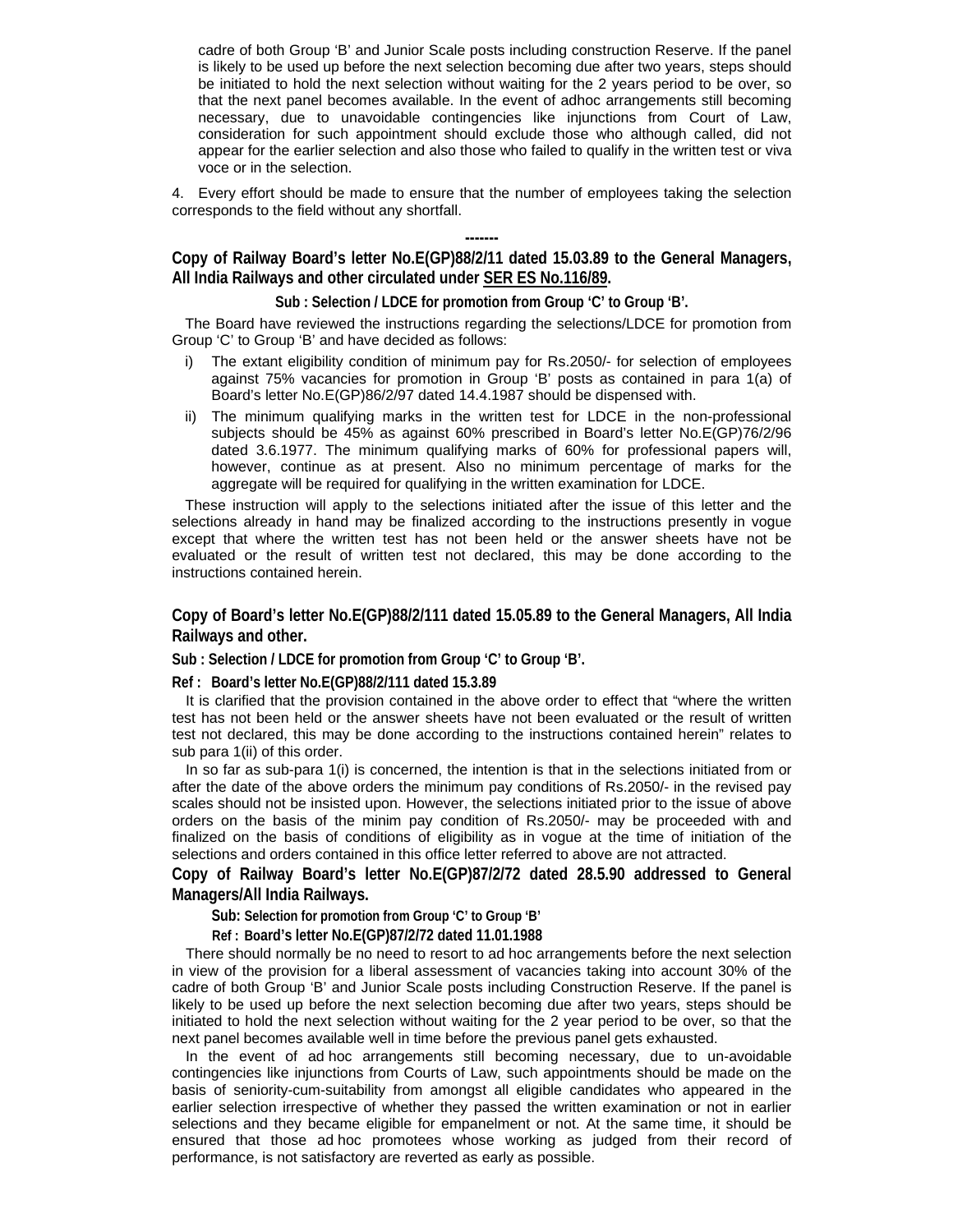cadre of both Group 'B' and Junior Scale posts including construction Reserve. If the panel is likely to be used up before the next selection becoming due after two years, steps should be initiated to hold the next selection without waiting for the 2 years period to be over, so that the next panel becomes available. In the event of adhoc arrangements still becoming necessary, due to unavoidable contingencies like injunctions from Court of Law, consideration for such appointment should exclude those who although called, did not appear for the earlier selection and also those who failed to qualify in the written test or viva voce or in the selection.

4. Every effort should be made to ensure that the number of employees taking the selection corresponds to the field without any shortfall.

-------

**Copy of Railway Board's letter No.E(GP)88/2/11 dated 15.03.89 to the General Managers, All India Railways and other circulated under SER ES No.116/89.**

**Sub : Selection / LDCE for promotion from Group 'C' to Group 'B'.**

The Board have reviewed the instructions regarding the selections/LDCE for promotion from Group 'C' to Group 'B' and have decided as follows:

i) The extant eligibility condition of minimum pay for Rs.2050/- for selection of employees against 75% vacancies for promotion in Group 'B' posts as contained in para 1(a) of Board's letter No.E(GP)86/2/97 dated 14.4.1987 should be dispensed with.

ii) The minimum qualifying marks in the written test for LDCE in the non-professional subjects should be 45% as against 60% prescribed in Board's letter No.E(GP)76/2/96 dated 3.6.1977. The minimum qualifying marks of 60% for professional papers will, however, continue as at present. Also no minimum percentage of marks for the aggregate will be required for qualifying in the written examination for LDCE.

These instruction will apply to the selections initiated after the issue of this letter and the selections already in hand may be finalized according to the instructions presently in vogue except that where the written test has not been held or the answer sheets have not be evaluated or the result of written test not declared, this may be done according to the instructions contained herein.

**Copy of Board's letter No.E(GP)88/2/111 dated 15.05.89 to the General Managers, All India Railways and other.**

**Sub : Selection / LDCE for promotion from Group 'C' to Group 'B'.**

**Ref : Board's letter No.E(GP)88/2/111 dated 15.3.89**

It is clarified that the provision contained in the above order to effect that "where the written test has not been held or the answer sheets have not been evaluated or the result of written test not declared, this may be done according to the instructions contained herein" relates to sub para 1(ii) of this order.

In so far as sub-para 1(i) is concerned, the intention is that in the selections initiated from or after the date of the above orders the minimum pay conditions of Rs.2050/- in the revised pay scales should not be insisted upon. However, the selections initiated prior to the issue of above orders on the basis of the minim pay condition of Rs.2050/- may be proceeded with and finalized on the basis of conditions of eligibility as in vogue at the time of initiation of the selections and orders contained in this office letter referred to above are not attracted.

**Copy of Railway Board's letter No.E(GP)87/2/72 dated 28.5.90 addressed to General Managers/All India Railways.**

**Sub: Selection for promotion from Group 'C' to Group 'B'**

**Ref : Board's letter No.E(GP)87/2/72 dated 11.01.1988**

There should normally be no need to resort to ad hoc arrangements before the next selection in view of the provision for a liberal assessment of vacancies taking into account 30% of the cadre of both Group 'B' and Junior Scale posts including Construction Reserve. If the panel is likely to be used up before the next selection becoming due after two years, steps should be initiated to hold the next selection without waiting for the 2 year period to be over, so that the next panel becomes available well in time before the previous panel gets exhausted.

In the event of ad hoc arrangements still becoming necessary, due to un-avoidable contingencies like injunctions from Courts of Law, such appointments should be made on the basis of seniority-cum-suitability from amongst all eligible candidates who appeared in the earlier selection irrespective of whether they passed the written examination or not in earlier selections and they became eligible for empanelment or not. At the same time, it should be ensured that those ad hoc promotees whose working as judged from their record of performance, is not satisfactory are reverted as early as possible.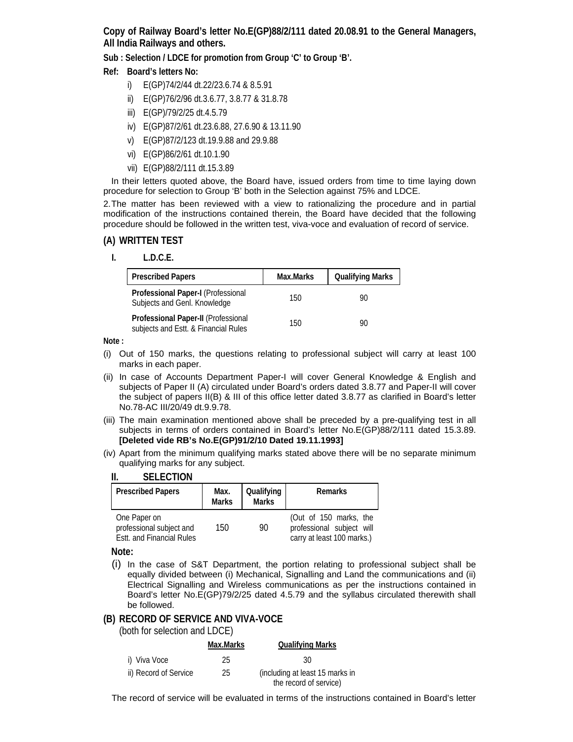**Copy of Railway Board's letter No.E(GP)88/2/111 dated 20.08.91 to the General Managers, All India Railways and others.**

**Sub : Selection / LDCE for promotion from Group 'C' to Group 'B'.**

**Ref: Board's letters No:**

i) E(GP)74/2/44 dt.22/23.6.74 & 8.5.91

ii) E(GP)76/2/96 dt.3.6.77, 3.8.77 & 31.8.78

iii) E(GP)/79/2/25 dt.4.5.79

iv) E(GP)87/2/61 dt.23.6.88, 27.6.90 & 13.11.90

v) E(GP)87/2/123 dt.19.9.88 and 29.9.88

vi) E(GP)86/2/61 dt.10.1.90

vii) E(GP)88/2/111 dt.15.3.89

In their letters quoted above, the Board have, issued orders from time to time laying down procedure for selection to Group 'B' both in the Selection against 75% and LDCE.

2. The matter has been reviewed with a view to rationalizing the procedure and in partial modification of the instructions contained therein, the Board have decided that the following procedure should be followed in the written test, viva-voce and evaluation of record of service.

## (A) WRITTEN TEST

### I. L.D.C.E.

| Prescribed Papers | Max.Marks | Qualifying Marks |
|---|---|---|
| **Professional Paper-I** (Professional Subjects and Genl. Knowledge | 150 | 90 |
| **Professional Paper-II** (Professional subjects and Estt. & Financial Rules | 150 | 90 |

**Note :**

(i) Out of 150 marks, the questions relating to professional subject will carry at least 100 marks in each paper.

(ii) In case of Accounts Department Paper-I will cover General Knowledge & English and subjects of Paper II (A) circulated under Board's orders dated 3.8.77 and Paper-II will cover the subject of papers II(B) & III of this office letter dated 3.8.77 as clarified in Board's letter No.78-AC III/20/49 dt.9.9.78.

(iii) The main examination mentioned above shall be preceded by a pre-qualifying test in all subjects in terms of orders contained in Board's letter No.E(GP)88/2/111 dated 15.3.89. **[Deleted vide RB's No.E(GP)91/2/10 Dated 19.11.1993]**

(iv) Apart from the minimum qualifying marks stated above there will be no separate minimum qualifying marks for any subject.

### II. SELECTION

| Prescribed Papers | Max. Marks | Qualifying Marks | Remarks |
|---|---|---|---|
| One Paper on professional subject and Estt. and Financial Rules | 150 | 90 | (Out of 150 marks, the professional subject will carry at least 100 marks.) |

**Note:**

(i) In the case of S&T Department, the portion relating to professional subject shall be equally divided between (i) Mechanical, Signalling and Land the communications and (ii) Electrical Signalling and Wireless communications as per the instructions contained in Board's letter No.E(GP)79/2/25 dated 4.5.79 and the syllabus circulated therewith shall be followed.

## (B) RECORD OF SERVICE AND VIVA-VOCE

(both for selection and LDCE)

| | Max.Marks | Qualifying Marks |
|---|---|---|
| i) Viva Voce | 25 | 30 |
| ii) Record of Service | 25 | (including at least 15 marks in the record of service) |

The record of service will be evaluated in terms of the instructions contained in Board's letter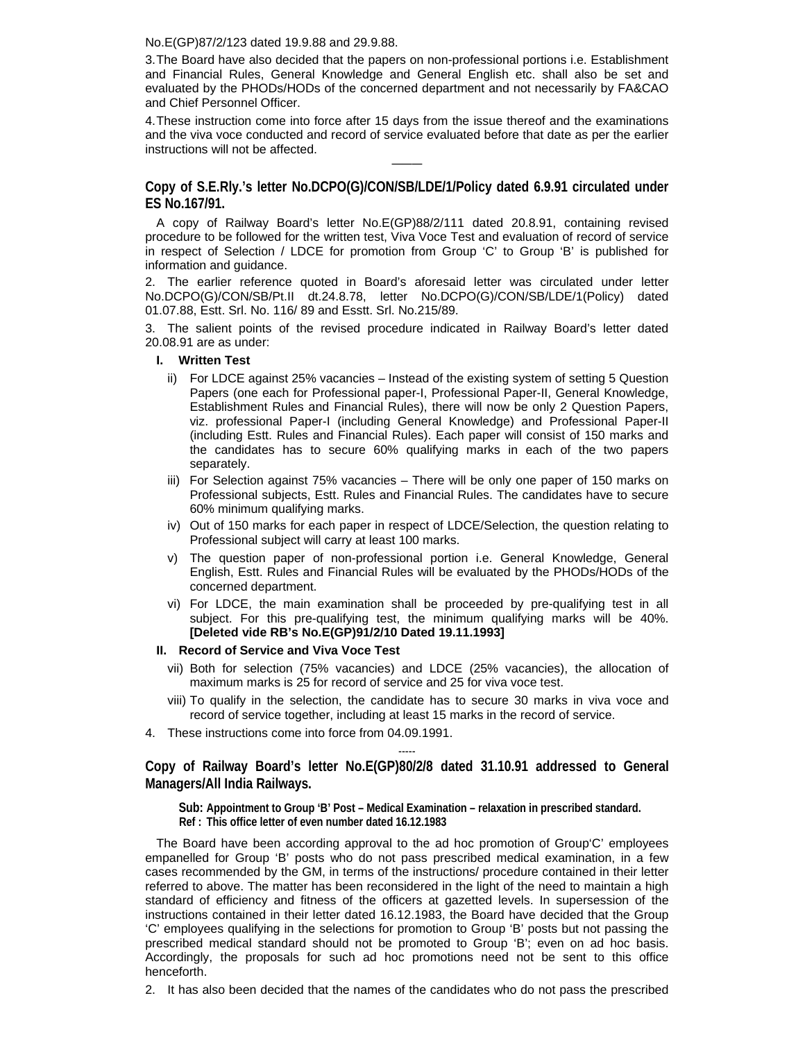No.E(GP)87/2/123 dated 19.9.88 and 29.9.88.

3.The Board have also decided that the papers on non-professional portions i.e. Establishment and Financial Rules, General Knowledge and General English etc. shall also be set and evaluated by the PHODs/HODs of the concerned department and not necessarily by FA&CAO and Chief Personnel Officer.

4.These instruction come into force after 15 days from the issue thereof and the examinations and the viva voce conducted and record of service evaluated before that date as per the earlier instructions will not be affected.

____

**Copy of S.E.Rly.'s letter No.DCPO(G)/CON/SB/LDE/1/Policy dated 6.9.91 circulated under ES No.167/91.**

A copy of Railway Board's letter No.E(GP)88/2/111 dated 20.8.91, containing revised procedure to be followed for the written test, Viva Voce Test and evaluation of record of service in respect of Selection / LDCE for promotion from Group 'C' to Group 'B' is published for information and guidance.

2. The earlier reference quoted in Board's aforesaid letter was circulated under letter No.DCPO(G)/CON/SB/Pt.II dt.24.8.78, letter No.DCPO(G)/CON/SB/LDE/1(Policy) dated 01.07.88, Estt. Srl. No. 116/ 89 and Esstt. Srl. No.215/89.

3. The salient points of the revised procedure indicated in Railway Board's letter dated 20.08.91 are as under:

**I. Written Test**

ii) For LDCE against 25% vacancies – Instead of the existing system of setting 5 Question Papers (one each for Professional paper-I, Professional Paper-II, General Knowledge, Establishment Rules and Financial Rules), there will now be only 2 Question Papers, viz. professional Paper-I (including General Knowledge) and Professional Paper-II (including Estt. Rules and Financial Rules). Each paper will consist of 150 marks and the candidates has to secure 60% qualifying marks in each of the two papers separately.

iii) For Selection against 75% vacancies – There will be only one paper of 150 marks on Professional subjects, Estt. Rules and Financial Rules. The candidates have to secure 60% minimum qualifying marks.

iv) Out of 150 marks for each paper in respect of LDCE/Selection, the question relating to Professional subject will carry at least 100 marks.

v) The question paper of non-professional portion i.e. General Knowledge, General English, Estt. Rules and Financial Rules will be evaluated by the PHODs/HODs of the concerned department.

vi) For LDCE, the main examination shall be proceeded by pre-qualifying test in all subject. For this pre-qualifying test, the minimum qualifying marks will be 40%. **[Deleted vide RB's No.E(GP)91/2/10 Dated 19.11.1993]**

**II. Record of Service and Viva Voce Test**

vii) Both for selection (75% vacancies) and LDCE (25% vacancies), the allocation of maximum marks is 25 for record of service and 25 for viva voce test.

viii) To qualify in the selection, the candidate has to secure 30 marks in viva voce and record of service together, including at least 15 marks in the record of service.

4. These instructions come into force from 04.09.1991.

-----

**Copy of Railway Board's letter No.E(GP)80/2/8 dated 31.10.91 addressed to General Managers/All India Railways.**

**Sub: Appointment to Group 'B' Post – Medical Examination – relaxation in prescribed standard.**
**Ref : This office letter of even number dated 16.12.1983**

The Board have been according approval to the ad hoc promotion of Group'C' employees empanelled for Group 'B' posts who do not pass prescribed medical examination, in a few cases recommended by the GM, in terms of the instructions/ procedure contained in their letter referred to above. The matter has been reconsidered in the light of the need to maintain a high standard of efficiency and fitness of the officers at gazetted levels. In supersession of the instructions contained in their letter dated 16.12.1983, the Board have decided that the Group 'C' employees qualifying in the selections for promotion to Group 'B' posts but not passing the prescribed medical standard should not be promoted to Group 'B'; even on ad hoc basis. Accordingly, the proposals for such ad hoc promotions need not be sent to this office henceforth.

2. It has also been decided that the names of the candidates who do not pass the prescribed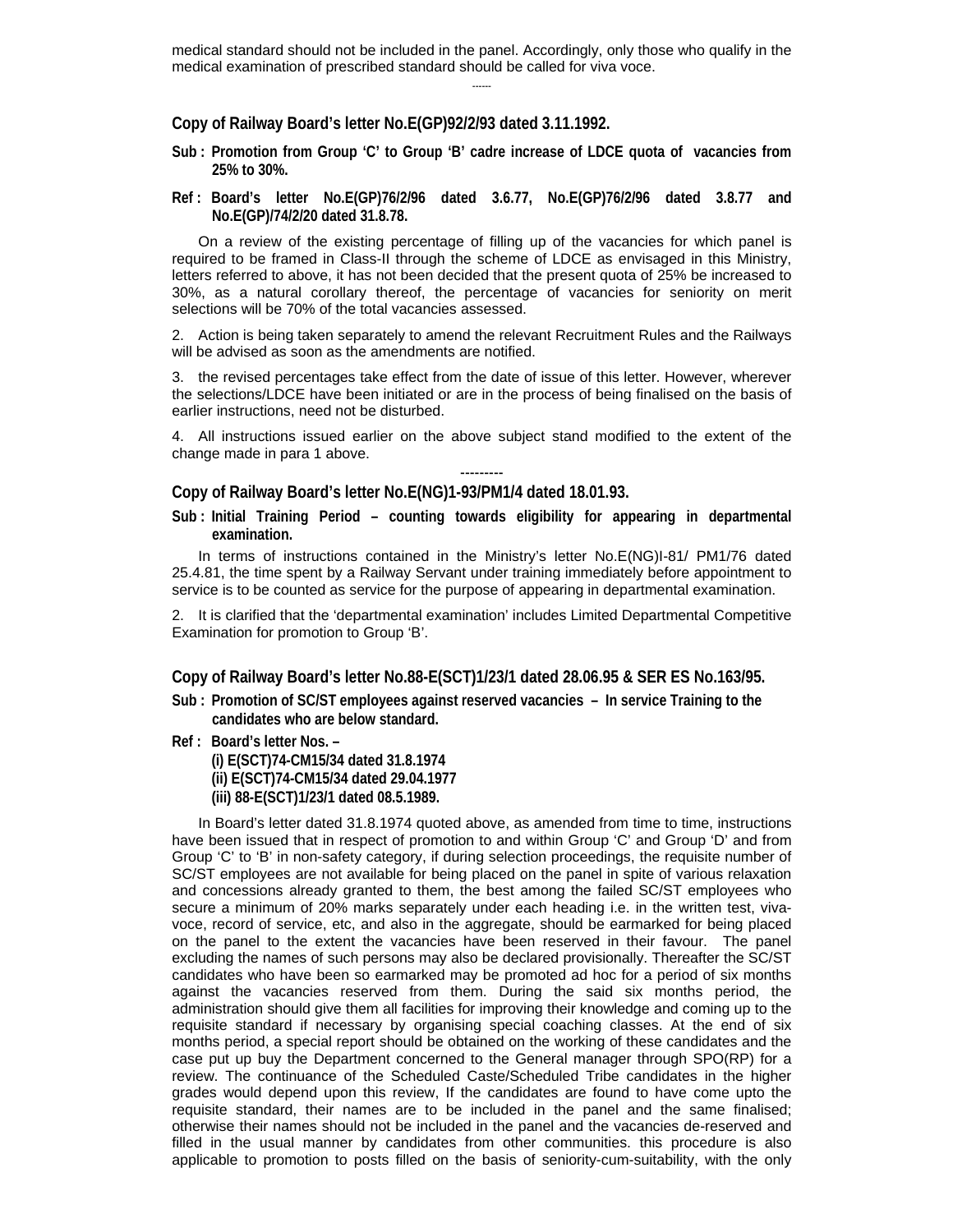medical standard should not be included in the panel. Accordingly, only those who qualify in the medical examination of prescribed standard should be called for viva voce.

------

**Copy of Railway Board's letter No.E(GP)92/2/93 dated 3.11.1992.**

**Sub : Promotion from Group 'C' to Group 'B' cadre increase of LDCE quota of vacancies from 25% to 30%.**

**Ref : Board's letter No.E(GP)76/2/96 dated 3.6.77, No.E(GP)76/2/96 dated 3.8.77 and No.E(GP)/74/2/20 dated 31.8.78.**

On a review of the existing percentage of filling up of the vacancies for which panel is required to be framed in Class-II through the scheme of LDCE as envisaged in this Ministry, letters referred to above, it has not been decided that the present quota of 25% be increased to 30%, as a natural corollary thereof, the percentage of vacancies for seniority on merit selections will be 70% of the total vacancies assessed.

2. Action is being taken separately to amend the relevant Recruitment Rules and the Railways will be advised as soon as the amendments are notified.

3. the revised percentages take effect from the date of issue of this letter. However, wherever the selections/LDCE have been initiated or are in the process of being finalised on the basis of earlier instructions, need not be disturbed.

4. All instructions issued earlier on the above subject stand modified to the extent of the change made in para 1 above.

---------

**Copy of Railway Board's letter No.E(NG)1-93/PM1/4 dated 18.01.93.**

**Sub : Initial Training Period – counting towards eligibility for appearing in departmental examination.**

In terms of instructions contained in the Ministry's letter No.E(NG)I-81/ PM1/76 dated 25.4.81, the time spent by a Railway Servant under training immediately before appointment to service is to be counted as service for the purpose of appearing in departmental examination.

2. It is clarified that the 'departmental examination' includes Limited Departmental Competitive Examination for promotion to Group 'B'.

**Copy of Railway Board's letter No.88-E(SCT)1/23/1 dated 28.06.95 & SER ES No.163/95.**

**Sub : Promotion of SC/ST employees against reserved vacancies – In service Training to the candidates who are below standard.**

**Ref : Board's letter Nos. –**
**(i) E(SCT)74-CM15/34 dated 31.8.1974**
**(ii) E(SCT)74-CM15/34 dated 29.04.1977**
**(iii) 88-E(SCT)1/23/1 dated 08.5.1989.**

In Board's letter dated 31.8.1974 quoted above, as amended from time to time, instructions have been issued that in respect of promotion to and within Group 'C' and Group 'D' and from Group 'C' to 'B' in non-safety category, if during selection proceedings, the requisite number of SC/ST employees are not available for being placed on the panel in spite of various relaxation and concessions already granted to them, the best among the failed SC/ST employees who secure a minimum of 20% marks separately under each heading i.e. in the written test, viva-voce, record of service, etc, and also in the aggregate, should be earmarked for being placed on the panel to the extent the vacancies have been reserved in their favour. The panel excluding the names of such persons may also be declared provisionally. Thereafter the SC/ST candidates who have been so earmarked may be promoted ad hoc for a period of six months against the vacancies reserved from them. During the said six months period, the administration should give them all facilities for improving their knowledge and coming up to the requisite standard if necessary by organising special coaching classes. At the end of six months period, a special report should be obtained on the working of these candidates and the case put up buy the Department concerned to the General manager through SPO(RP) for a review. The continuance of the Scheduled Caste/Scheduled Tribe candidates in the higher grades would depend upon this review, If the candidates are found to have come upto the requisite standard, their names are to be included in the panel and the same finalised; otherwise their names should not be included in the panel and the vacancies de-reserved and filled in the usual manner by candidates from other communities. this procedure is also applicable to promotion to posts filled on the basis of seniority-cum-suitability, with the only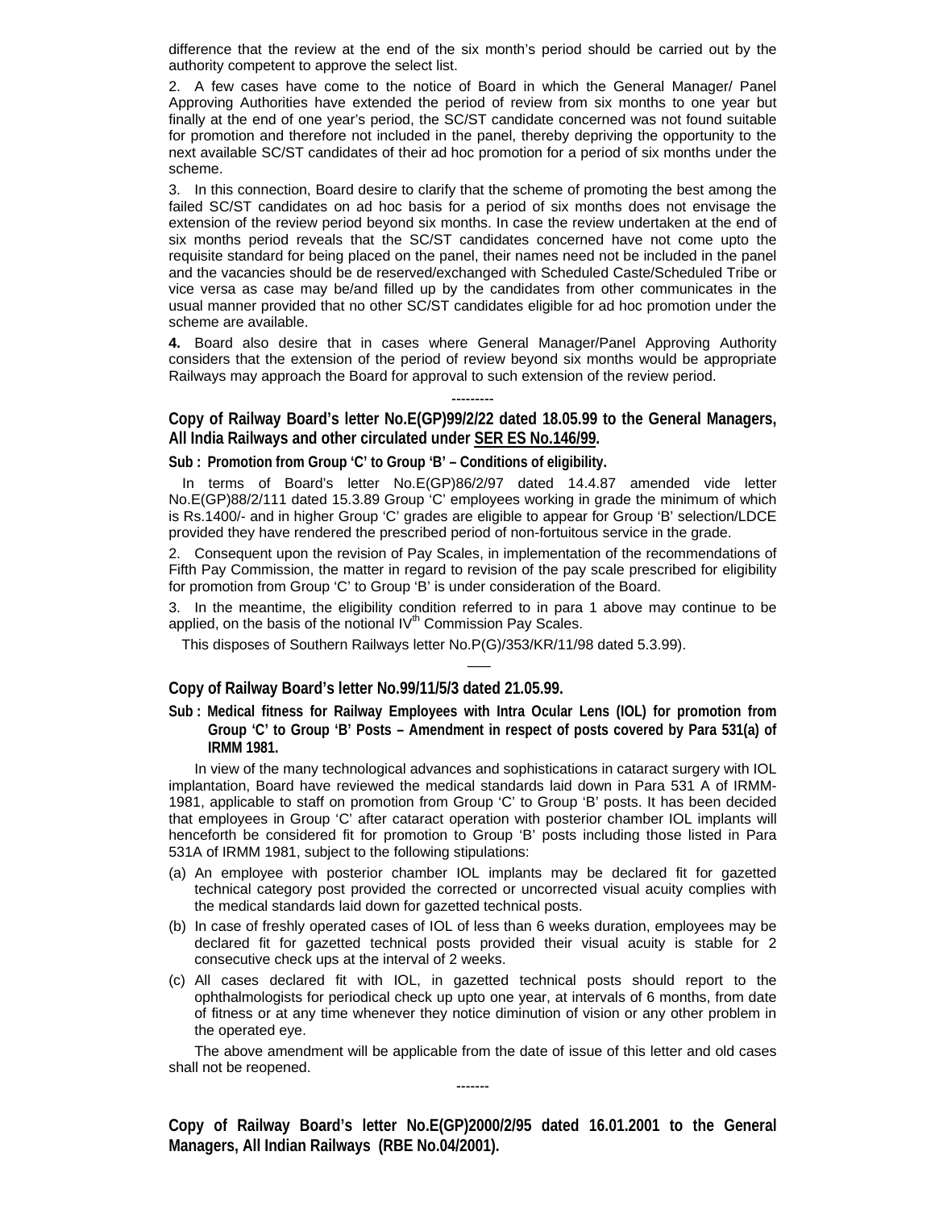difference that the review at the end of the six month's period should be carried out by the authority competent to approve the select list.

2. A few cases have come to the notice of Board in which the General Manager/ Panel Approving Authorities have extended the period of review from six months to one year but finally at the end of one year's period, the SC/ST candidate concerned was not found suitable for promotion and therefore not included in the panel, thereby depriving the opportunity to the next available SC/ST candidates of their ad hoc promotion for a period of six months under the scheme.

3. In this connection, Board desire to clarify that the scheme of promoting the best among the failed SC/ST candidates on ad hoc basis for a period of six months does not envisage the extension of the review period beyond six months. In case the review undertaken at the end of six months period reveals that the SC/ST candidates concerned have not come upto the requisite standard for being placed on the panel, their names need not be included in the panel and the vacancies should be de reserved/exchanged with Scheduled Caste/Scheduled Tribe or vice versa as case may be/and filled up by the candidates from other communicates in the usual manner provided that no other SC/ST candidates eligible for ad hoc promotion under the scheme are available.

**4.** Board also desire that in cases where General Manager/Panel Approving Authority considers that the extension of the period of review beyond six months would be appropriate Railways may approach the Board for approval to such extension of the review period.

---------

**Copy of Railway Board's letter No.E(GP)99/2/22 dated 18.05.99 to the General Managers, All India Railways and other circulated under <u>SER ES No.146/99</u>.**

**Sub : Promotion from Group 'C' to Group 'B' – Conditions of eligibility.**

In terms of Board's letter No.E(GP)86/2/97 dated 14.4.87 amended vide letter No.E(GP)88/2/111 dated 15.3.89 Group 'C' employees working in grade the minimum of which is Rs.1400/- and in higher Group 'C' grades are eligible to appear for Group 'B' selection/LDCE provided they have rendered the prescribed period of non-fortuitous service in the grade.

2. Consequent upon the revision of Pay Scales, in implementation of the recommendations of Fifth Pay Commission, the matter in regard to revision of the pay scale prescribed for eligibility for promotion from Group 'C' to Group 'B' is under consideration of the Board.

3. In the meantime, the eligibility condition referred to in para 1 above may continue to be applied, on the basis of the notional IV$^{th}$ Commission Pay Scales.

This disposes of Southern Railways letter No.P(G)/353/KR/11/98 dated 5.3.99).

---

**Copy of Railway Board's letter No.99/11/5/3 dated 21.05.99.**

**Sub : Medical fitness for Railway Employees with Intra Ocular Lens (IOL) for promotion from Group 'C' to Group 'B' Posts – Amendment in respect of posts covered by Para 531(a) of IRMM 1981.**

In view of the many technological advances and sophistications in cataract surgery with IOL implantation, Board have reviewed the medical standards laid down in Para 531 A of IRMM-1981, applicable to staff on promotion from Group 'C' to Group 'B' posts. It has been decided that employees in Group 'C' after cataract operation with posterior chamber IOL implants will henceforth be considered fit for promotion to Group 'B' posts including those listed in Para 531A of IRMM 1981, subject to the following stipulations:

(a) An employee with posterior chamber IOL implants may be declared fit for gazetted technical category post provided the corrected or uncorrected visual acuity complies with the medical standards laid down for gazetted technical posts.

(b) In case of freshly operated cases of IOL of less than 6 weeks duration, employees may be declared fit for gazetted technical posts provided their visual acuity is stable for 2 consecutive check ups at the interval of 2 weeks.

(c) All cases declared fit with IOL, in gazetted technical posts should report to the ophthalmologists for periodical check up upto one year, at intervals of 6 months, from date of fitness or at any time whenever they notice diminution of vision or any other problem in the operated eye.

The above amendment will be applicable from the date of issue of this letter and old cases shall not be reopened.

-------

**Copy of Railway Board's letter No.E(GP)2000/2/95 dated 16.01.2001 to the General Managers, All Indian Railways (RBE No.04/2001).**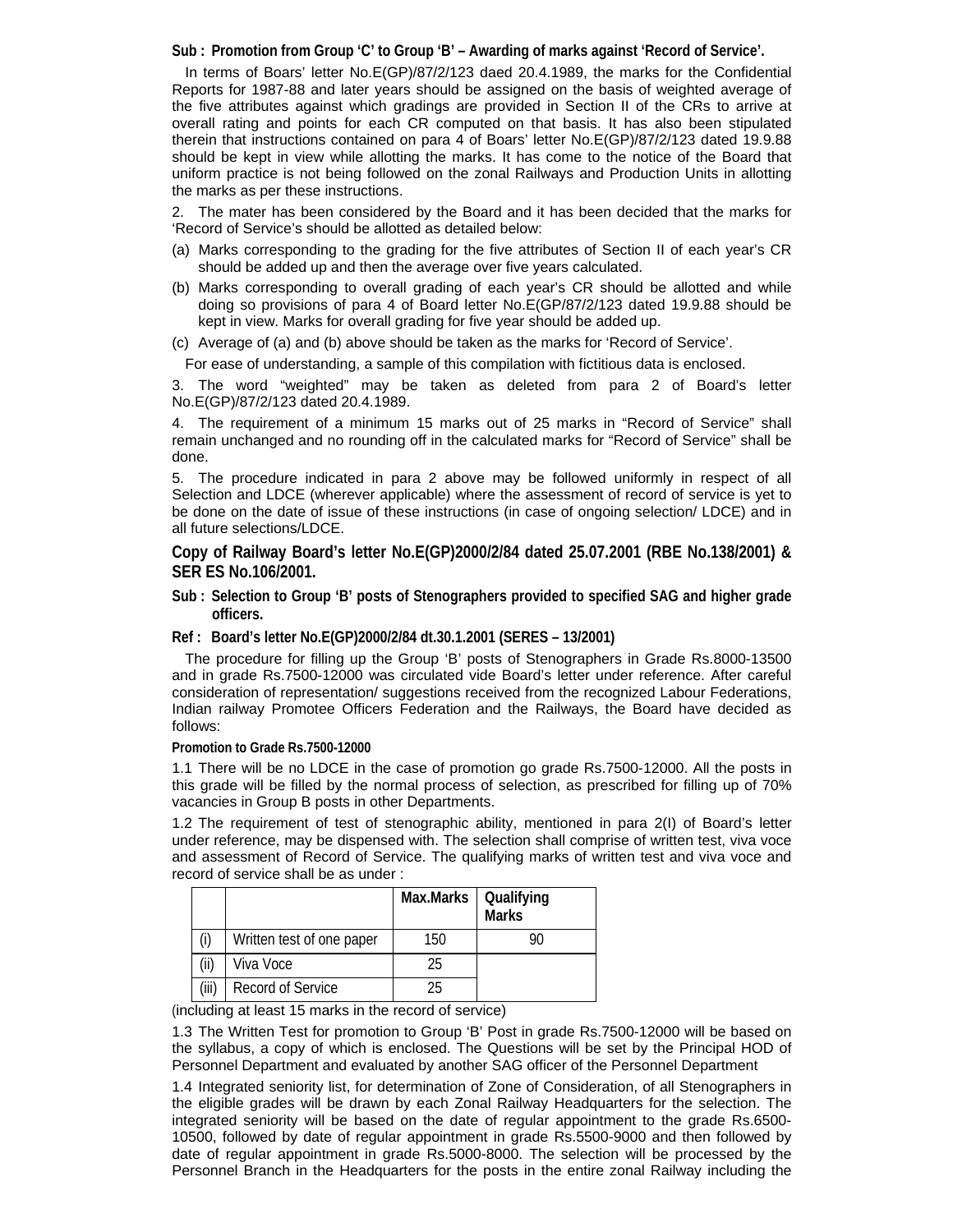**Sub : Promotion from Group 'C' to Group 'B' – Awarding of marks against 'Record of Service'.**

In terms of Boars' letter No.E(GP)/87/2/123 daed 20.4.1989, the marks for the Confidential Reports for 1987-88 and later years should be assigned on the basis of weighted average of the five attributes against which gradings are provided in Section II of the CRs to arrive at overall rating and points for each CR computed on that basis. It has also been stipulated therein that instructions contained on para 4 of Boars' letter No.E(GP)/87/2/123 dated 19.9.88 should be kept in view while allotting the marks. It has come to the notice of the Board that uniform practice is not being followed on the zonal Railways and Production Units in allotting the marks as per these instructions.

2. The mater has been considered by the Board and it has been decided that the marks for 'Record of Service's should be allotted as detailed below:

(a) Marks corresponding to the grading for the five attributes of Section II of each year's CR should be added up and then the average over five years calculated.

(b) Marks corresponding to overall grading of each year's CR should be allotted and while doing so provisions of para 4 of Board letter No.E(GP/87/2/123 dated 19.9.88 should be kept in view. Marks for overall grading for five year should be added up.

(c) Average of (a) and (b) above should be taken as the marks for 'Record of Service'.

For ease of understanding, a sample of this compilation with fictitious data is enclosed.

3. The word "weighted" may be taken as deleted from para 2 of Board's letter No.E(GP)/87/2/123 dated 20.4.1989.

4. The requirement of a minimum 15 marks out of 25 marks in "Record of Service" shall remain unchanged and no rounding off in the calculated marks for "Record of Service" shall be done.

5. The procedure indicated in para 2 above may be followed uniformly in respect of all Selection and LDCE (wherever applicable) where the assessment of record of service is yet to be done on the date of issue of these instructions (in case of ongoing selection/ LDCE) and in all future selections/LDCE.

**Copy of Railway Board's letter No.E(GP)2000/2/84 dated 25.07.2001 (RBE No.138/2001) & SER ES No.106/2001.**

**Sub : Selection to Group 'B' posts of Stenographers provided to specified SAG and higher grade officers.**

**Ref : Board's letter No.E(GP)2000/2/84 dt.30.1.2001 (SERES – 13/2001)**

The procedure for filling up the Group 'B' posts of Stenographers in Grade Rs.8000-13500 and in grade Rs.7500-12000 was circulated vide Board's letter under reference. After careful consideration of representation/ suggestions received from the recognized Labour Federations, Indian railway Promotee Officers Federation and the Railways, the Board have decided as follows:

**Promotion to Grade Rs.7500-12000**

1.1 There will be no LDCE in the case of promotion go grade Rs.7500-12000. All the posts in this grade will be filled by the normal process of selection, as prescribed for filling up of 70% vacancies in Group B posts in other Departments.

1.2 The requirement of test of stenographic ability, mentioned in para 2(I) of Board's letter under reference, may be dispensed with. The selection shall comprise of written test, viva voce and assessment of Record of Service. The qualifying marks of written test and viva voce and record of service shall be as under :

| | | Max.Marks | Qualifying Marks |
|---|---|---|---|
| (i) | Written test of one paper | 150 | 90 |
| (ii) | Viva Voce | 25 | |
| (iii) | Record of Service | 25 | |

(including at least 15 marks in the record of service)

1.3 The Written Test for promotion to Group 'B' Post in grade Rs.7500-12000 will be based on the syllabus, a copy of which is enclosed. The Questions will be set by the Principal HOD of Personnel Department and evaluated by another SAG officer of the Personnel Department

1.4 Integrated seniority list, for determination of Zone of Consideration, of all Stenographers in the eligible grades will be drawn by each Zonal Railway Headquarters for the selection. The integrated seniority will be based on the date of regular appointment to the grade Rs.6500-10500, followed by date of regular appointment in grade Rs.5500-9000 and then followed by date of regular appointment in grade Rs.5000-8000. The selection will be processed by the Personnel Branch in the Headquarters for the posts in the entire zonal Railway including the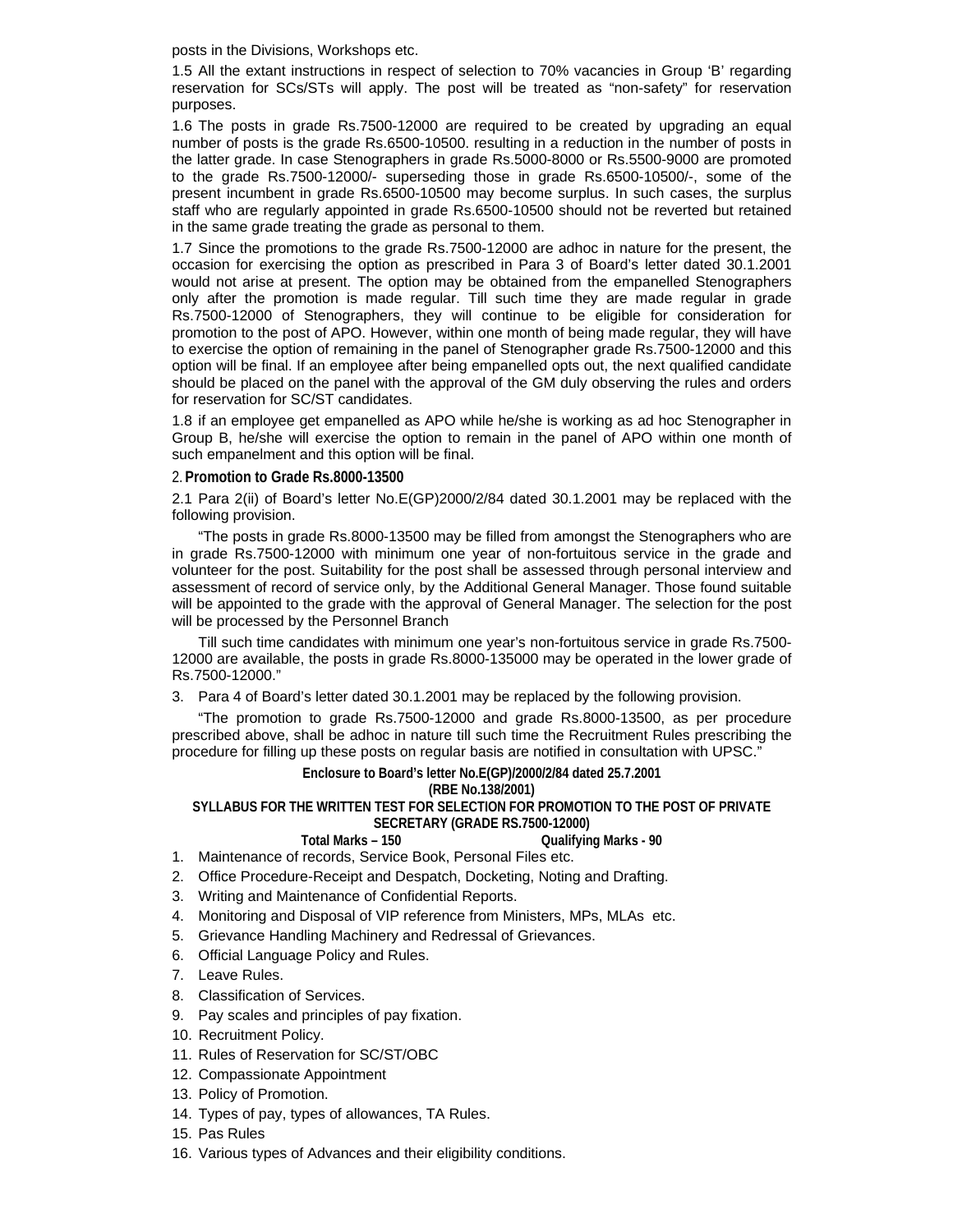posts in the Divisions, Workshops etc.

1.5 All the extant instructions in respect of selection to 70% vacancies in Group 'B' regarding reservation for SCs/STs will apply. The post will be treated as "non-safety" for reservation purposes.

1.6 The posts in grade Rs.7500-12000 are required to be created by upgrading an equal number of posts is the grade Rs.6500-10500. resulting in a reduction in the number of posts in the latter grade. In case Stenographers in grade Rs.5000-8000 or Rs.5500-9000 are promoted to the grade Rs.7500-12000/- superseding those in grade Rs.6500-10500/-, some of the present incumbent in grade Rs.6500-10500 may become surplus. In such cases, the surplus staff who are regularly appointed in grade Rs.6500-10500 should not be reverted but retained in the same grade treating the grade as personal to them.

1.7 Since the promotions to the grade Rs.7500-12000 are adhoc in nature for the present, the occasion for exercising the option as prescribed in Para 3 of Board's letter dated 30.1.2001 would not arise at present. The option may be obtained from the empanelled Stenographers only after the promotion is made regular. Till such time they are made regular in grade Rs.7500-12000 of Stenographers, they will continue to be eligible for consideration for promotion to the post of APO. However, within one month of being made regular, they will have to exercise the option of remaining in the panel of Stenographer grade Rs.7500-12000 and this option will be final. If an employee after being empanelled opts out, the next qualified candidate should be placed on the panel with the approval of the GM duly observing the rules and orders for reservation for SC/ST candidates.

1.8 if an employee get empanelled as APO while he/she is working as ad hoc Stenographer in Group B, he/she will exercise the option to remain in the panel of APO within one month of such empanelment and this option will be final.

2. **Promotion to Grade Rs.8000-13500**

2.1 Para 2(ii) of Board's letter No.E(GP)2000/2/84 dated 30.1.2001 may be replaced with the following provision.

"The posts in grade Rs.8000-13500 may be filled from amongst the Stenographers who are in grade Rs.7500-12000 with minimum one year of non-fortuitous service in the grade and volunteer for the post. Suitability for the post shall be assessed through personal interview and assessment of record of service only, by the Additional General Manager. Those found suitable will be appointed to the grade with the approval of General Manager. The selection for the post will be processed by the Personnel Branch

Till such time candidates with minimum one year's non-fortuitous service in grade Rs.7500-12000 are available, the posts in grade Rs.8000-135000 may be operated in the lower grade of Rs.7500-12000."

3. Para 4 of Board's letter dated 30.1.2001 may be replaced by the following provision.

"The promotion to grade Rs.7500-12000 and grade Rs.8000-13500, as per procedure prescribed above, shall be adhoc in nature till such time the Recruitment Rules prescribing the procedure for filling up these posts on regular basis are notified in consultation with UPSC."

**Enclosure to Board's letter No.E(GP)/2000/2/84 dated 25.7.2001**
**(RBE No.138/2001)**

**SYLLABUS FOR THE WRITTEN TEST FOR SELECTION FOR PROMOTION TO THE POST OF PRIVATE SECRETARY (GRADE RS.7500-12000)**

**Total Marks – 150 Qualifying Marks - 90**

1. Maintenance of records, Service Book, Personal Files etc.
2. Office Procedure-Receipt and Despatch, Docketing, Noting and Drafting.
3. Writing and Maintenance of Confidential Reports.
4. Monitoring and Disposal of VIP reference from Ministers, MPs, MLAs etc.
5. Grievance Handling Machinery and Redressal of Grievances.
6. Official Language Policy and Rules.
7. Leave Rules.
8. Classification of Services.
9. Pay scales and principles of pay fixation.
10. Recruitment Policy.
11. Rules of Reservation for SC/ST/OBC
12. Compassionate Appointment
13. Policy of Promotion.
14. Types of pay, types of allowances, TA Rules.
15. Pas Rules
16. Various types of Advances and their eligibility conditions.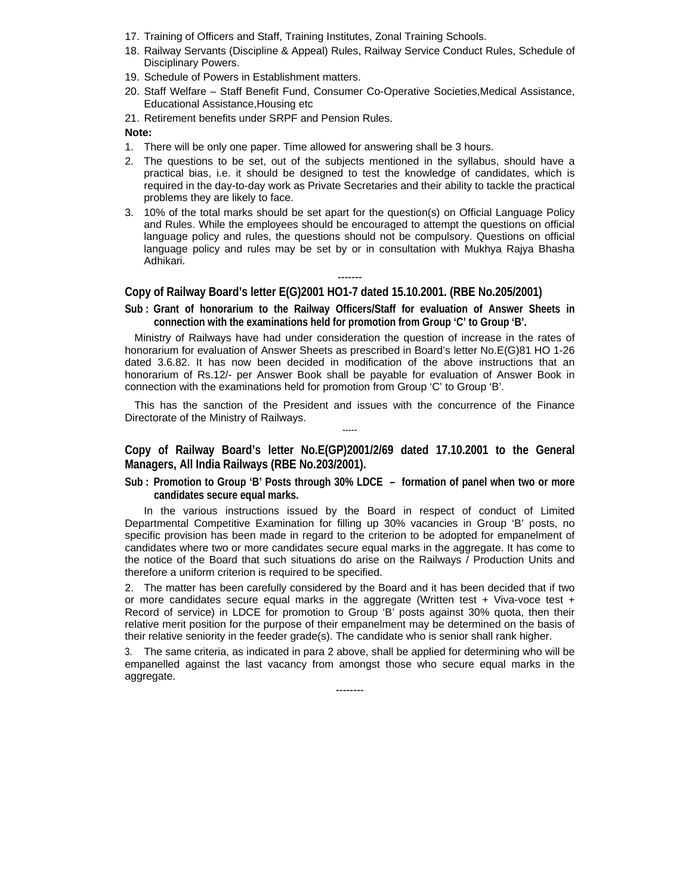17. Training of Officers and Staff, Training Institutes, Zonal Training Schools.
18. Railway Servants (Discipline & Appeal) Rules, Railway Service Conduct Rules, Schedule of Disciplinary Powers.
19. Schedule of Powers in Establishment matters.
20. Staff Welfare – Staff Benefit Fund, Consumer Co-Operative Societies,Medical Assistance, Educational Assistance,Housing etc
21. Retirement benefits under SRPF and Pension Rules.

**Note:**

1. There will be only one paper. Time allowed for answering shall be 3 hours.
2. The questions to be set, out of the subjects mentioned in the syllabus, should have a practical bias, i.e. it should be designed to test the knowledge of candidates, which is required in the day-to-day work as Private Secretaries and their ability to tackle the practical problems they are likely to face.
3. 10% of the total marks should be set apart for the question(s) on Official Language Policy and Rules. While the employees should be encouraged to attempt the questions on official language policy and rules, the questions should not be compulsory. Questions on official language policy and rules may be set by or in consultation with Mukhya Rajya Bhasha Adhikari.

-------

**Copy of Railway Board's letter E(G)2001 HO1-7 dated 15.10.2001. (RBE No.205/2001)**

**Sub : Grant of honorarium to the Railway Officers/Staff for evaluation of Answer Sheets in connection with the examinations held for promotion from Group 'C' to Group 'B'.**

Ministry of Railways have had under consideration the question of increase in the rates of honorarium for evaluation of Answer Sheets as prescribed in Board's letter No.E(G)81 HO 1-26 dated 3.6.82. It has now been decided in modification of the above instructions that an honorarium of Rs.12/- per Answer Book shall be payable for evaluation of Answer Book in connection with the examinations held for promotion from Group 'C' to Group 'B'.

This has the sanction of the President and issues with the concurrence of the Finance Directorate of the Ministry of Railways.

-----

**Copy of Railway Board's letter No.E(GP)2001/2/69 dated 17.10.2001 to the General Managers, All India Railways (RBE No.203/2001).**

**Sub : Promotion to Group 'B' Posts through 30% LDCE – formation of panel when two or more candidates secure equal marks.**

In the various instructions issued by the Board in respect of conduct of Limited Departmental Competitive Examination for filling up 30% vacancies in Group 'B' posts, no specific provision has been made in regard to the criterion to be adopted for empanelment of candidates where two or more candidates secure equal marks in the aggregate. It has come to the notice of the Board that such situations do arise on the Railways / Production Units and therefore a uniform criterion is required to be specified.

2. The matter has been carefully considered by the Board and it has been decided that if two or more candidates secure equal marks in the aggregate (Written test + Viva-voce test + Record of service) in LDCE for promotion to Group 'B' posts against 30% quota, then their relative merit position for the purpose of their empanelment may be determined on the basis of their relative seniority in the feeder grade(s). The candidate who is senior shall rank higher.

3. The same criteria, as indicated in para 2 above, shall be applied for determining who will be empanelled against the last vacancy from amongst those who secure equal marks in the aggregate.

--------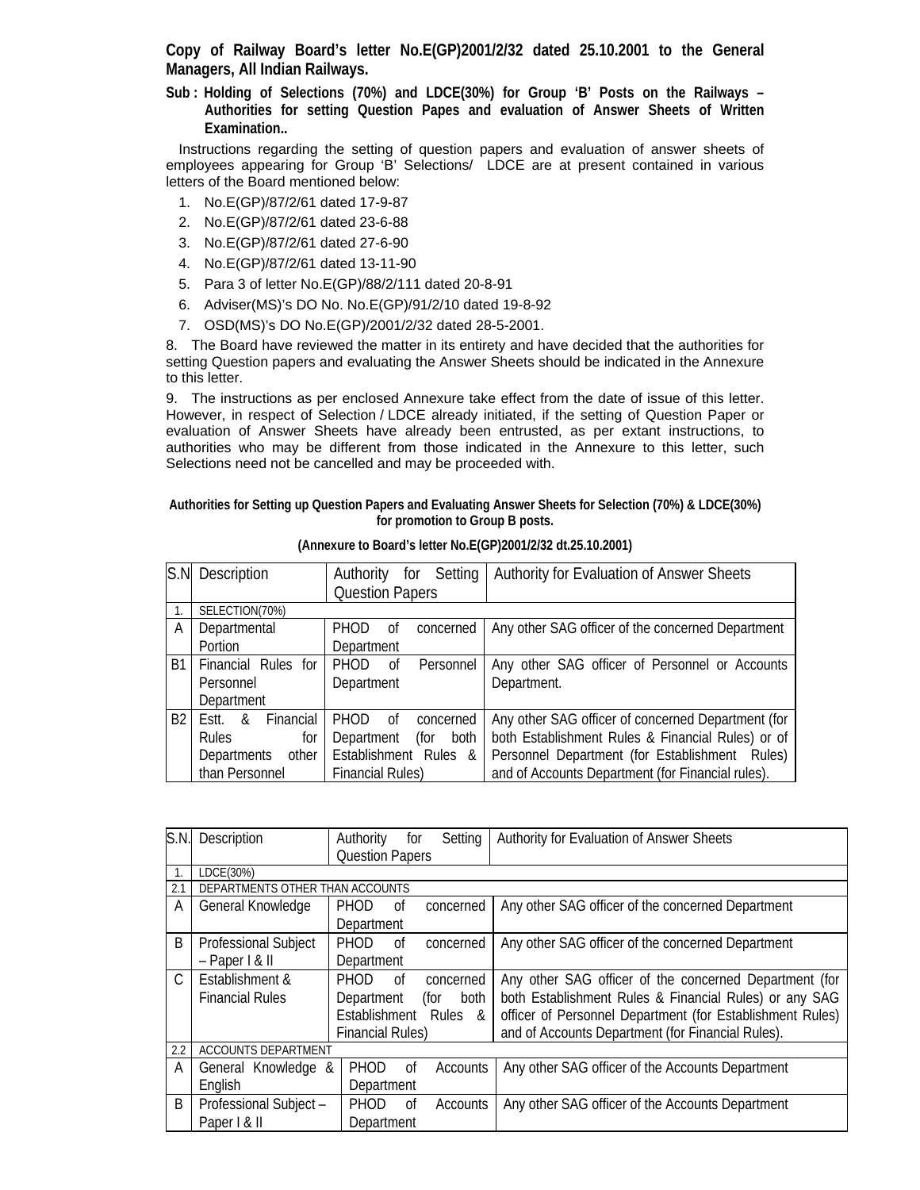**Copy of Railway Board's letter No.E(GP)2001/2/32 dated 25.10.2001 to the General Managers, All Indian Railways.**

**Sub : Holding of Selections (70%) and LDCE(30%) for Group 'B' Posts on the Railways – Authorities for setting Question Papes and evaluation of Answer Sheets of Written Examination..**

Instructions regarding the setting of question papers and evaluation of answer sheets of employees appearing for Group 'B' Selections/ LDCE are at present contained in various letters of the Board mentioned below:

1. No.E(GP)/87/2/61 dated 17-9-87
2. No.E(GP)/87/2/61 dated 23-6-88
3. No.E(GP)/87/2/61 dated 27-6-90
4. No.E(GP)/87/2/61 dated 13-11-90
5. Para 3 of letter No.E(GP)/88/2/111 dated 20-8-91
6. Adviser(MS)'s DO No. No.E(GP)/91/2/10 dated 19-8-92
7. OSD(MS)'s DO No.E(GP)/2001/2/32 dated 28-5-2001.

8. The Board have reviewed the matter in its entirety and have decided that the authorities for setting Question papers and evaluating the Answer Sheets should be indicated in the Annexure to this letter.

9. The instructions as per enclosed Annexure take effect from the date of issue of this letter. However, in respect of Selection / LDCE already initiated, if the setting of Question Paper or evaluation of Answer Sheets have already been entrusted, as per extant instructions, to authorities who may be different from those indicated in the Annexure to this letter, such Selections need not be cancelled and may be proceeded with.

**Authorities for Setting up Question Papers and Evaluating Answer Sheets for Selection (70%) & LDCE(30%) for promotion to Group B posts.**

**(Annexure to Board's letter No.E(GP)2001/2/32 dt.25.10.2001)**

| S.N | Description | Authority for Setting Question Papers | Authority for Evaluation of Answer Sheets |
|---|---|---|---|
| 1. | SELECTION(70%) | | |
| A | Departmental Portion | PHOD of concerned Department | Any other SAG officer of the concerned Department |
| B1 | Financial Rules for Personnel Department | PHOD of Personnel Department | Any other SAG officer of Personnel or Accounts Department. |
| B2 | Estt. & Financial Rules for Departments other than Personnel | PHOD of concerned Department (for both Establishment Rules & Financial Rules) | Any other SAG officer of concerned Department (for both Establishment Rules & Financial Rules) or of Personnel Department (for Establishment Rules) and of Accounts Department (for Financial rules). |

| S.N. | Description | Authority for Setting Question Papers | Authority for Evaluation of Answer Sheets |
|---|---|---|---|
| 1. | LDCE(30%) | | |
| 2.1 | DEPARTMENTS OTHER THAN ACCOUNTS | | |
| A | General Knowledge | PHOD of concerned Department | Any other SAG officer of the concerned Department |
| B | Professional Subject – Paper I & II | PHOD of concerned Department | Any other SAG officer of the concerned Department |
| C | Establishment & Financial Rules | PHOD of concerned Department (for both Establishment Rules & Financial Rules) | Any other SAG officer of the concerned Department (for both Establishment Rules & Financial Rules) or any SAG officer of Personnel Department (for Establishment Rules) and of Accounts Department (for Financial Rules). |
| 2.2 | ACCOUNTS DEPARTMENT | | |
| A | General Knowledge & English | PHOD of Accounts Department | Any other SAG officer of the Accounts Department |
| B | Professional Subject – Paper I & II | PHOD of Accounts Department | Any other SAG officer of the Accounts Department |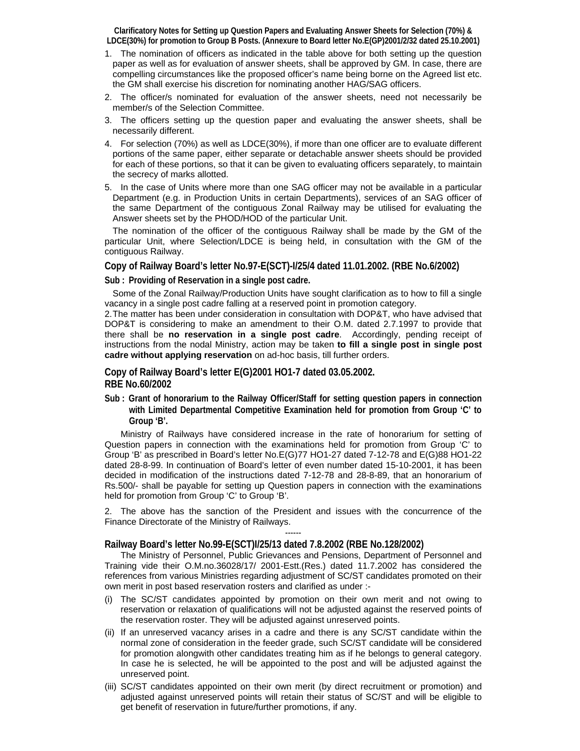**Clarificatory Notes for Setting up Question Papers and Evaluating Answer Sheets for Selection (70%) & LDCE(30%) for promotion to Group B Posts. (Annexure to Board letter No.E(GP)2001/2/32 dated 25.10.2001)**

1. The nomination of officers as indicated in the table above for both setting up the question paper as well as for evaluation of answer sheets, shall be approved by GM. In case, there are compelling circumstances like the proposed officer's name being borne on the Agreed list etc. the GM shall exercise his discretion for nominating another HAG/SAG officers.
2. The officer/s nominated for evaluation of the answer sheets, need not necessarily be member/s of the Selection Committee.
3. The officers setting up the question paper and evaluating the answer sheets, shall be necessarily different.
4. For selection (70%) as well as LDCE(30%), if more than one officer are to evaluate different portions of the same paper, either separate or detachable answer sheets should be provided for each of these portions, so that it can be given to evaluating officers separately, to maintain the secrecy of marks allotted.
5. In the case of Units where more than one SAG officer may not be available in a particular Department (e.g. in Production Units in certain Departments), services of an SAG officer of the same Department of the contiguous Zonal Railway may be utilised for evaluating the Answer sheets set by the PHOD/HOD of the particular Unit.

The nomination of the officer of the contiguous Railway shall be made by the GM of the particular Unit, where Selection/LDCE is being held, in consultation with the GM of the contiguous Railway.

## Copy of Railway Board's letter No.97-E(SCT)-I/25/4 dated 11.01.2002. (RBE No.6/2002)

**Sub : Providing of Reservation in a single post cadre.**

Some of the Zonal Railway/Production Units have sought clarification as to how to fill a single vacancy in a single post cadre falling at a reserved point in promotion category.

2. The matter has been under consideration in consultation with DOP&T, who have advised that DOP&T is considering to make an amendment to their O.M. dated 2.7.1997 to provide that there shall be **no reservation in a single post cadre**. Accordingly, pending receipt of instructions from the nodal Ministry, action may be taken **to fill a single post in single post cadre without applying reservation** on ad-hoc basis, till further orders.

## Copy of Railway Board's letter E(G)2001 HO1-7 dated 03.05.2002. RBE No.60/2002

**Sub : Grant of honorarium to the Railway Officer/Staff for setting question papers in connection with Limited Departmental Competitive Examination held for promotion from Group 'C' to Group 'B'.**

Ministry of Railways have considered increase in the rate of honorarium for setting of Question papers in connection with the examinations held for promotion from Group 'C' to Group 'B' as prescribed in Board's letter No.E(G)77 HO1-27 dated 7-12-78 and E(G)88 HO1-22 dated 28-8-99. In continuation of Board's letter of even number dated 15-10-2001, it has been decided in modification of the instructions dated 7-12-78 and 28-8-89, that an honorarium of Rs.500/- shall be payable for setting up Question papers in connection with the examinations held for promotion from Group 'C' to Group 'B'.

2. The above has the sanction of the President and issues with the concurrence of the Finance Directorate of the Ministry of Railways.

------

## Railway Board's letter No.99-E(SCT)I/25/13 dated 7.8.2002 (RBE No.128/2002)

The Ministry of Personnel, Public Grievances and Pensions, Department of Personnel and Training vide their O.M.no.36028/17/ 2001-Estt.(Res.) dated 11.7.2002 has considered the references from various Ministries regarding adjustment of SC/ST candidates promoted on their own merit in post based reservation rosters and clarified as under :-

(i) The SC/ST candidates appointed by promotion on their own merit and not owing to reservation or relaxation of qualifications will not be adjusted against the reserved points of the reservation roster. They will be adjusted against unreserved points.

(ii) If an unreserved vacancy arises in a cadre and there is any SC/ST candidate within the normal zone of consideration in the feeder grade, such SC/ST candidate will be considered for promotion alongwith other candidates treating him as if he belongs to general category. In case he is selected, he will be appointed to the post and will be adjusted against the unreserved point.

(iii) SC/ST candidates appointed on their own merit (by direct recruitment or promotion) and adjusted against unreserved points will retain their status of SC/ST and will be eligible to get benefit of reservation in future/further promotions, if any.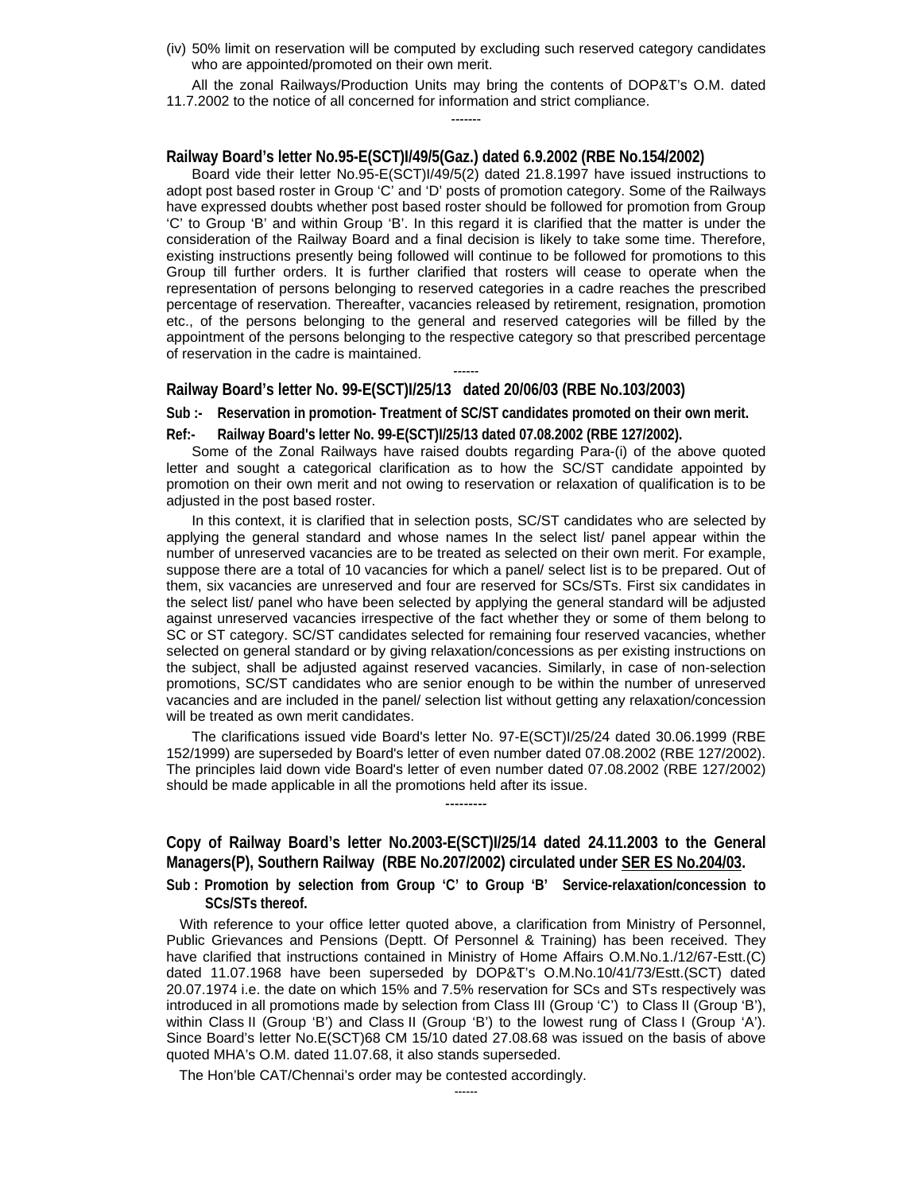(iv) 50% limit on reservation will be computed by excluding such reserved category candidates who are appointed/promoted on their own merit.

All the zonal Railways/Production Units may bring the contents of DOP&T's O.M. dated 11.7.2002 to the notice of all concerned for information and strict compliance.

-------

**Railway Board's letter No.95-E(SCT)I/49/5(Gaz.) dated 6.9.2002 (RBE No.154/2002)**

Board vide their letter No.95-E(SCT)I/49/5(2) dated 21.8.1997 have issued instructions to adopt post based roster in Group 'C' and 'D' posts of promotion category. Some of the Railways have expressed doubts whether post based roster should be followed for promotion from Group 'C' to Group 'B' and within Group 'B'. In this regard it is clarified that the matter is under the consideration of the Railway Board and a final decision is likely to take some time. Therefore, existing instructions presently being followed will continue to be followed for promotions to this Group till further orders. It is further clarified that rosters will cease to operate when the representation of persons belonging to reserved categories in a cadre reaches the prescribed percentage of reservation. Thereafter, vacancies released by retirement, resignation, promotion etc., of the persons belonging to the general and reserved categories will be filled by the appointment of the persons belonging to the respective category so that prescribed percentage of reservation in the cadre is maintained.

------

**Railway Board's letter No. 99-E(SCT)I/25/13 dated 20/06/03 (RBE No.103/2003)**

**Sub :- Reservation in promotion- Treatment of SC/ST candidates promoted on their own merit.**

**Ref:- Railway Board's letter No. 99-E(SCT)I/25/13 dated 07.08.2002 (RBE 127/2002).**

Some of the Zonal Railways have raised doubts regarding Para-(i) of the above quoted letter and sought a categorical clarification as to how the SC/ST candidate appointed by promotion on their own merit and not owing to reservation or relaxation of qualification is to be adjusted in the post based roster.

In this context, it is clarified that in selection posts, SC/ST candidates who are selected by applying the general standard and whose names In the select list/ panel appear within the number of unreserved vacancies are to be treated as selected on their own merit. For example, suppose there are a total of 10 vacancies for which a panel/ select list is to be prepared. Out of them, six vacancies are unreserved and four are reserved for SCs/STs. First six candidates in the select list/ panel who have been selected by applying the general standard will be adjusted against unreserved vacancies irrespective of the fact whether they or some of them belong to SC or ST category. SC/ST candidates selected for remaining four reserved vacancies, whether selected on general standard or by giving relaxation/concessions as per existing instructions on the subject, shall be adjusted against reserved vacancies. Similarly, in case of non-selection promotions, SC/ST candidates who are senior enough to be within the number of unreserved vacancies and are included in the panel/ selection list without getting any relaxation/concession will be treated as own merit candidates.

The clarifications issued vide Board's letter No. 97-E(SCT)I/25/24 dated 30.06.1999 (RBE 152/1999) are superseded by Board's letter of even number dated 07.08.2002 (RBE 127/2002). The principles laid down vide Board's letter of even number dated 07.08.2002 (RBE 127/2002) should be made applicable in all the promotions held after its issue.

---------

**Copy of Railway Board's letter No.2003-E(SCT)I/25/14 dated 24.11.2003 to the General Managers(P), Southern Railway (RBE No.207/2002) circulated under SER ES No.204/03.**

**Sub : Promotion by selection from Group 'C' to Group 'B' Service-relaxation/concession to SCs/STs thereof.**

With reference to your office letter quoted above, a clarification from Ministry of Personnel, Public Grievances and Pensions (Deptt. Of Personnel & Training) has been received. They have clarified that instructions contained in Ministry of Home Affairs O.M.No.1./12/67-Estt.(C) dated 11.07.1968 have been superseded by DOP&T's O.M.No.10/41/73/Estt.(SCT) dated 20.07.1974 i.e. the date on which 15% and 7.5% reservation for SCs and STs respectively was introduced in all promotions made by selection from Class III (Group 'C') to Class II (Group 'B'), within Class II (Group 'B') and Class II (Group 'B') to the lowest rung of Class I (Group 'A'). Since Board's letter No.E(SCT)68 CM 15/10 dated 27.08.68 was issued on the basis of above quoted MHA's O.M. dated 11.07.68, it also stands superseded.

The Hon'ble CAT/Chennai's order may be contested accordingly.

------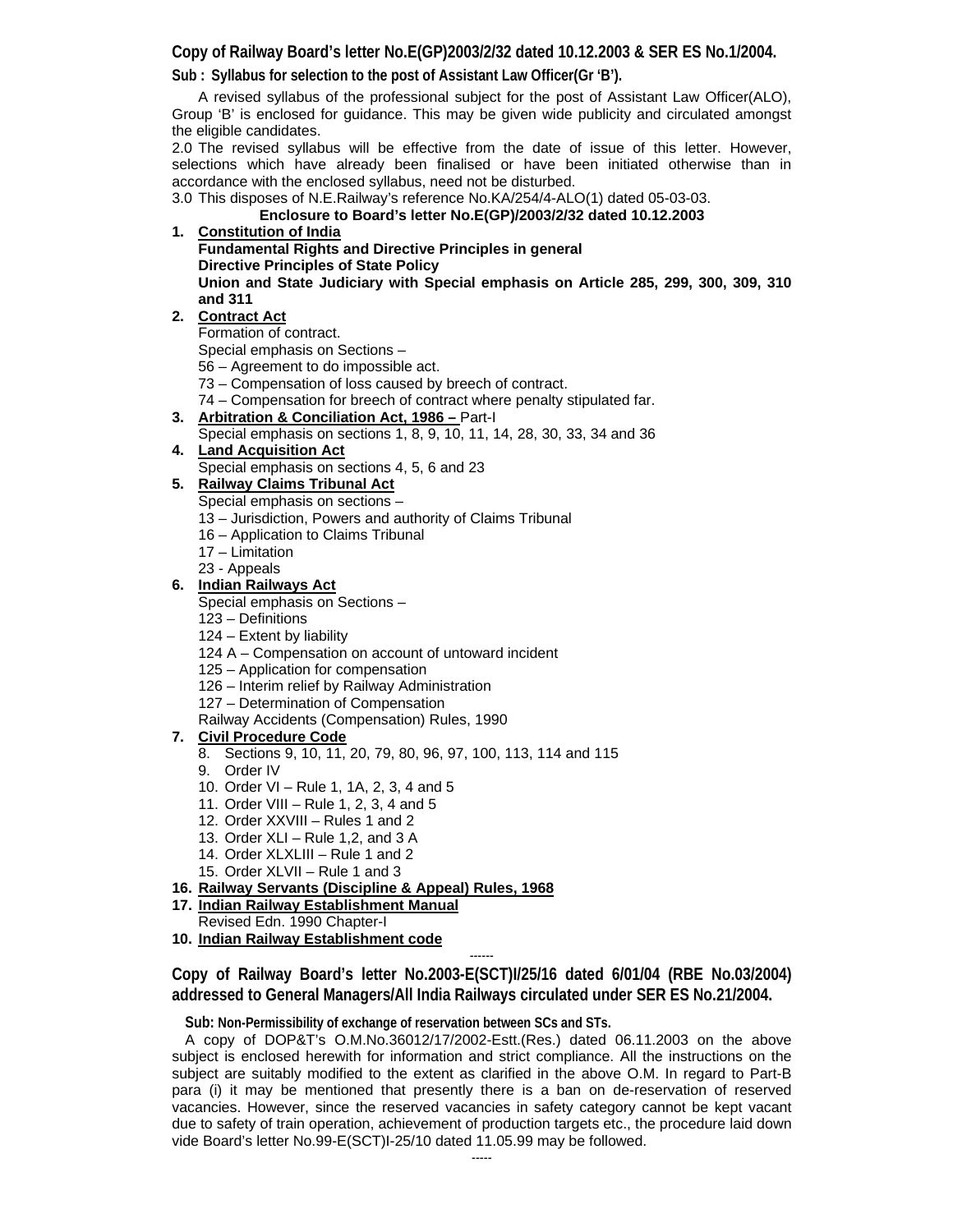**Copy of Railway Board's letter No.E(GP)2003/2/32 dated 10.12.2003 & SER ES No.1/2004.**

**Sub : Syllabus for selection to the post of Assistant Law Officer(Gr 'B').**

A revised syllabus of the professional subject for the post of Assistant Law Officer(ALO), Group 'B' is enclosed for guidance. This may be given wide publicity and circulated amongst the eligible candidates.

2.0 The revised syllabus will be effective from the date of issue of this letter. However, selections which have already been finalised or have been initiated otherwise than in accordance with the enclosed syllabus, need not be disturbed.

3.0 This disposes of N.E.Railway's reference No.KA/254/4-ALO(1) dated 05-03-03.

**Enclosure to Board's letter No.E(GP)/2003/2/32 dated 10.12.2003**

1. **Constitution of India**
   **Fundamental Rights and Directive Principles in general**
   **Directive Principles of State Policy**
   **Union and State Judiciary with Special emphasis on Article 285, 299, 300, 309, 310 and 311**
2. **Contract Act**
   Formation of contract.
   Special emphasis on Sections –
   56 – Agreement to do impossible act.
   73 – Compensation of loss caused by breech of contract.
   74 – Compensation for breech of contract where penalty stipulated far.
3. **Arbitration & Conciliation Act, 1986 –** Part-I
   Special emphasis on sections 1, 8, 9, 10, 11, 14, 28, 30, 33, 34 and 36
4. **Land Acquisition Act**
   Special emphasis on sections 4, 5, 6 and 23
5. **Railway Claims Tribunal Act**
   Special emphasis on sections –
   13 – Jurisdiction, Powers and authority of Claims Tribunal
   16 – Application to Claims Tribunal
   17 – Limitation
   23 - Appeals
6. **Indian Railways Act**
   Special emphasis on Sections –
   123 – Definitions
   124 – Extent by liability
   124 A – Compensation on account of untoward incident
   125 – Application for compensation
   126 – Interim relief by Railway Administration
   127 – Determination of Compensation
   Railway Accidents (Compensation) Rules, 1990
7. **Civil Procedure Code**
   8. Sections 9, 10, 11, 20, 79, 80, 96, 97, 100, 113, 114 and 115
   9. Order IV
   10. Order VI – Rule 1, 1A, 2, 3, 4 and 5
   11. Order VIII – Rule 1, 2, 3, 4 and 5
   12. Order XXVIII – Rules 1 and 2
   13. Order XLI – Rule 1,2, and 3 A
   14. Order XLXLIII – Rule 1 and 2
   15. Order XLVII – Rule 1 and 3
16. **Railway Servants (Discipline & Appeal) Rules, 1968**
17. **Indian Railway Establishment Manual**
    Revised Edn. 1990 Chapter-I
10. **Indian Railway Establishment code**

------

**Copy of Railway Board's letter No.2003-E(SCT)I/25/16 dated 6/01/04 (RBE No.03/2004) addressed to General Managers/All India Railways circulated under SER ES No.21/2004.**

**Sub: Non-Permissibility of exchange of reservation between SCs and STs.**

A copy of DOP&T's O.M.No.36012/17/2002-Estt.(Res.) dated 06.11.2003 on the above subject is enclosed herewith for information and strict compliance. All the instructions on the subject are suitably modified to the extent as clarified in the above O.M. In regard to Part-B para (i) it may be mentioned that presently there is a ban on de-reservation of reserved vacancies. However, since the reserved vacancies in safety category cannot be kept vacant due to safety of train operation, achievement of production targets etc., the procedure laid down vide Board's letter No.99-E(SCT)I-25/10 dated 11.05.99 may be followed.

-----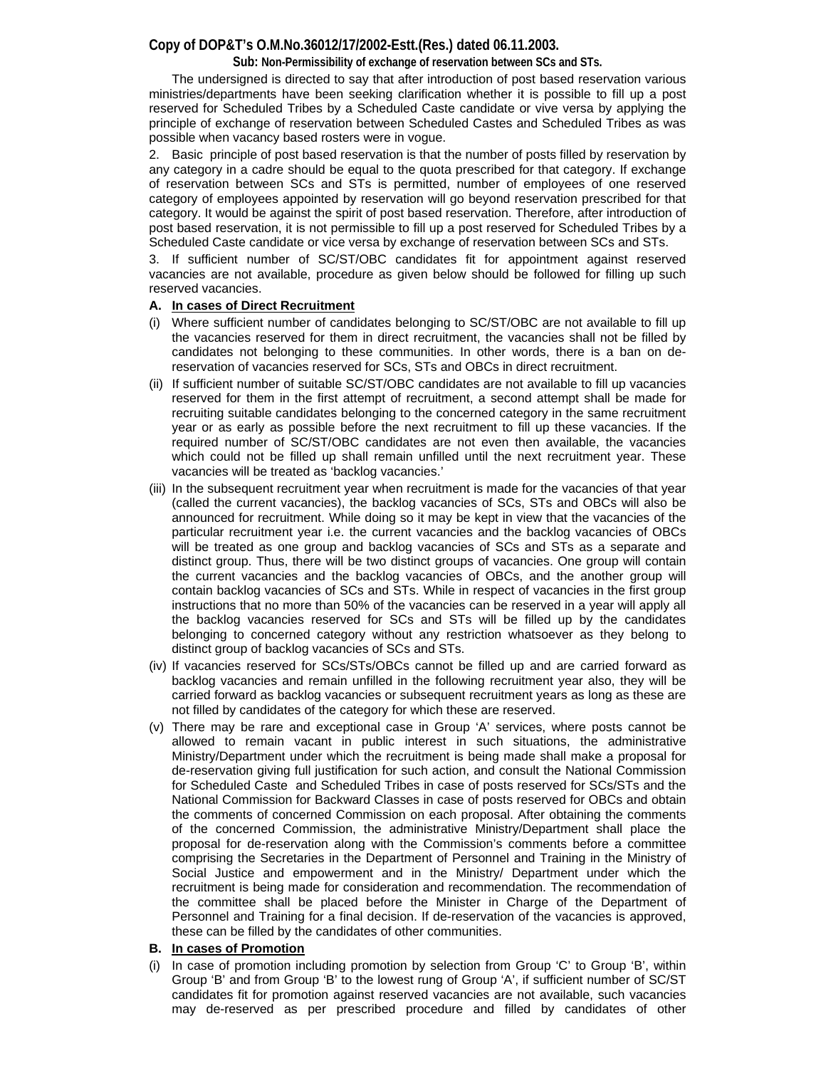**Copy of DOP&T's O.M.No.36012/17/2002-Estt.(Res.) dated 06.11.2003.**

**Sub: Non-Permissibility of exchange of reservation between SCs and STs.**

The undersigned is directed to say that after introduction of post based reservation various ministries/departments have been seeking clarification whether it is possible to fill up a post reserved for Scheduled Tribes by a Scheduled Caste candidate or vive versa by applying the principle of exchange of reservation between Scheduled Castes and Scheduled Tribes as was possible when vacancy based rosters were in vogue.

2. Basic principle of post based reservation is that the number of posts filled by reservation by any category in a cadre should be equal to the quota prescribed for that category. If exchange of reservation between SCs and STs is permitted, number of employees of one reserved category of employees appointed by reservation will go beyond reservation prescribed for that category. It would be against the spirit of post based reservation. Therefore, after introduction of post based reservation, it is not permissible to fill up a post reserved for Scheduled Tribes by a Scheduled Caste candidate or vice versa by exchange of reservation between SCs and STs.

3. If sufficient number of SC/ST/OBC candidates fit for appointment against reserved vacancies are not available, procedure as given below should be followed for filling up such reserved vacancies.

**A. In cases of Direct Recruitment**

(i) Where sufficient number of candidates belonging to SC/ST/OBC are not available to fill up the vacancies reserved for them in direct recruitment, the vacancies shall not be filled by candidates not belonging to these communities. In other words, there is a ban on de-reservation of vacancies reserved for SCs, STs and OBCs in direct recruitment.

(ii) If sufficient number of suitable SC/ST/OBC candidates are not available to fill up vacancies reserved for them in the first attempt of recruitment, a second attempt shall be made for recruiting suitable candidates belonging to the concerned category in the same recruitment year or as early as possible before the next recruitment to fill up these vacancies. If the required number of SC/ST/OBC candidates are not even then available, the vacancies which could not be filled up shall remain unfilled until the next recruitment year. These vacancies will be treated as 'backlog vacancies.'

(iii) In the subsequent recruitment year when recruitment is made for the vacancies of that year (called the current vacancies), the backlog vacancies of SCs, STs and OBCs will also be announced for recruitment. While doing so it may be kept in view that the vacancies of the particular recruitment year i.e. the current vacancies and the backlog vacancies of OBCs will be treated as one group and backlog vacancies of SCs and STs as a separate and distinct group. Thus, there will be two distinct groups of vacancies. One group will contain the current vacancies and the backlog vacancies of OBCs, and the another group will contain backlog vacancies of SCs and STs. While in respect of vacancies in the first group instructions that no more than 50% of the vacancies can be reserved in a year will apply all the backlog vacancies reserved for SCs and STs will be filled up by the candidates belonging to concerned category without any restriction whatsoever as they belong to distinct group of backlog vacancies of SCs and STs.

(iv) If vacancies reserved for SCs/STs/OBCs cannot be filled up and are carried forward as backlog vacancies and remain unfilled in the following recruitment year also, they will be carried forward as backlog vacancies or subsequent recruitment years as long as these are not filled by candidates of the category for which these are reserved.

(v) There may be rare and exceptional case in Group 'A' services, where posts cannot be allowed to remain vacant in public interest in such situations, the administrative Ministry/Department under which the recruitment is being made shall make a proposal for de-reservation giving full justification for such action, and consult the National Commission for Scheduled Caste and Scheduled Tribes in case of posts reserved for SCs/STs and the National Commission for Backward Classes in case of posts reserved for OBCs and obtain the comments of concerned Commission on each proposal. After obtaining the comments of the concerned Commission, the administrative Ministry/Department shall place the proposal for de-reservation along with the Commission's comments before a committee comprising the Secretaries in the Department of Personnel and Training in the Ministry of Social Justice and empowerment and in the Ministry/ Department under which the recruitment is being made for consideration and recommendation. The recommendation of the committee shall be placed before the Minister in Charge of the Department of Personnel and Training for a final decision. If de-reservation of the vacancies is approved, these can be filled by the candidates of other communities.

**B. In cases of Promotion**

(i) In case of promotion including promotion by selection from Group 'C' to Group 'B', within Group 'B' and from Group 'B' to the lowest rung of Group 'A', if sufficient number of SC/ST candidates fit for promotion against reserved vacancies are not available, such vacancies may de-reserved as per prescribed procedure and filled by candidates of other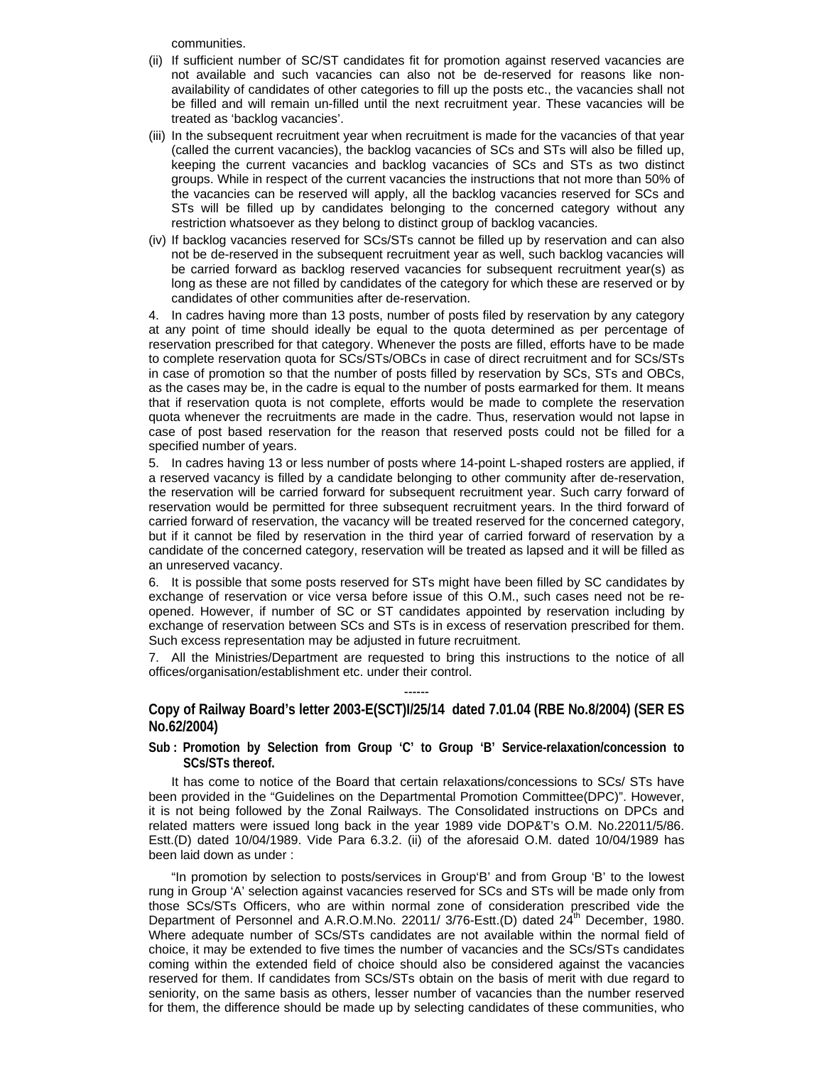communities.

(ii) If sufficient number of SC/ST candidates fit for promotion against reserved vacancies are not available and such vacancies can also not be de-reserved for reasons like non-availability of candidates of other categories to fill up the posts etc., the vacancies shall not be filled and will remain un-filled until the next recruitment year. These vacancies will be treated as 'backlog vacancies'.

(iii) In the subsequent recruitment year when recruitment is made for the vacancies of that year (called the current vacancies), the backlog vacancies of SCs and STs will also be filled up, keeping the current vacancies and backlog vacancies of SCs and STs as two distinct groups. While in respect of the current vacancies the instructions that not more than 50% of the vacancies can be reserved will apply, all the backlog vacancies reserved for SCs and STs will be filled up by candidates belonging to the concerned category without any restriction whatsoever as they belong to distinct group of backlog vacancies.

(iv) If backlog vacancies reserved for SCs/STs cannot be filled up by reservation and can also not be de-reserved in the subsequent recruitment year as well, such backlog vacancies will be carried forward as backlog reserved vacancies for subsequent recruitment year(s) as long as these are not filled by candidates of the category for which these are reserved or by candidates of other communities after de-reservation.

4. In cadres having more than 13 posts, number of posts filed by reservation by any category at any point of time should ideally be equal to the quota determined as per percentage of reservation prescribed for that category. Whenever the posts are filled, efforts have to be made to complete reservation quota for SCs/STs/OBCs in case of direct recruitment and for SCs/STs in case of promotion so that the number of posts filled by reservation by SCs, STs and OBCs, as the cases may be, in the cadre is equal to the number of posts earmarked for them. It means that if reservation quota is not complete, efforts would be made to complete the reservation quota whenever the recruitments are made in the cadre. Thus, reservation would not lapse in case of post based reservation for the reason that reserved posts could not be filled for a specified number of years.

5. In cadres having 13 or less number of posts where 14-point L-shaped rosters are applied, if a reserved vacancy is filled by a candidate belonging to other community after de-reservation, the reservation will be carried forward for subsequent recruitment year. Such carry forward of reservation would be permitted for three subsequent recruitment years. In the third forward of carried forward of reservation, the vacancy will be treated reserved for the concerned category, but if it cannot be filed by reservation in the third year of carried forward of reservation by a candidate of the concerned category, reservation will be treated as lapsed and it will be filled as an unreserved vacancy.

6. It is possible that some posts reserved for STs might have been filled by SC candidates by exchange of reservation or vice versa before issue of this O.M., such cases need not be re-opened. However, if number of SC or ST candidates appointed by reservation including by exchange of reservation between SCs and STs is in excess of reservation prescribed for them. Such excess representation may be adjusted in future recruitment.

7. All the Ministries/Department are requested to bring this instructions to the notice of all offices/organisation/establishment etc. under their control.

------

**Copy of Railway Board's letter 2003-E(SCT)I/25/14 dated 7.01.04 (RBE No.8/2004) (SER ES No.62/2004)**

**Sub : Promotion by Selection from Group 'C' to Group 'B' Service-relaxation/concession to SCs/STs thereof.**

It has come to notice of the Board that certain relaxations/concessions to SCs/ STs have been provided in the "Guidelines on the Departmental Promotion Committee(DPC)". However, it is not being followed by the Zonal Railways. The Consolidated instructions on DPCs and related matters were issued long back in the year 1989 vide DOP&T's O.M. No.22011/5/86. Estt.(D) dated 10/04/1989. Vide Para 6.3.2. (ii) of the aforesaid O.M. dated 10/04/1989 has been laid down as under :

"In promotion by selection to posts/services in Group'B' and from Group 'B' to the lowest rung in Group 'A' selection against vacancies reserved for SCs and STs will be made only from those SCs/STs Officers, who are within normal zone of consideration prescribed vide the Department of Personnel and A.R.O.M.No. 22011/ 3/76-Estt.(D) dated 24[th] December, 1980. Where adequate number of SCs/STs candidates are not available within the normal field of choice, it may be extended to five times the number of vacancies and the SCs/STs candidates coming within the extended field of choice should also be considered against the vacancies reserved for them. If candidates from SCs/STs obtain on the basis of merit with due regard to seniority, on the same basis as others, lesser number of vacancies than the number reserved for them, the difference should be made up by selecting candidates of these communities, who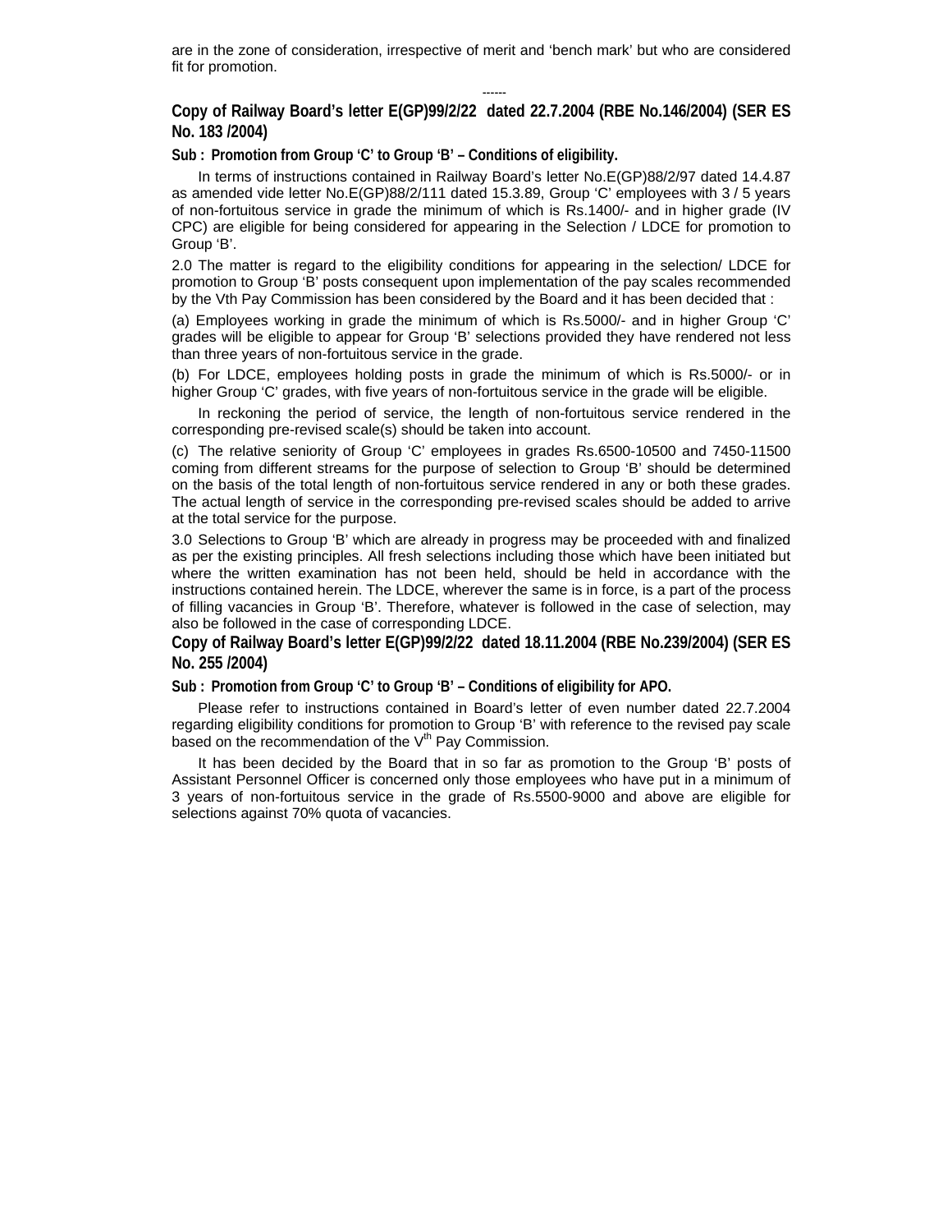are in the zone of consideration, irrespective of merit and 'bench mark' but who are considered fit for promotion.

------

## Copy of Railway Board's letter E(GP)99/2/22 dated 22.7.2004 (RBE No.146/2004) (SER ES No. 183 /2004)

**Sub : Promotion from Group 'C' to Group 'B' – Conditions of eligibility.**

In terms of instructions contained in Railway Board's letter No.E(GP)88/2/97 dated 14.4.87 as amended vide letter No.E(GP)88/2/111 dated 15.3.89, Group 'C' employees with 3 / 5 years of non-fortuitous service in grade the minimum of which is Rs.1400/- and in higher grade (IV CPC) are eligible for being considered for appearing in the Selection / LDCE for promotion to Group 'B'.

2.0 The matter is regard to the eligibility conditions for appearing in the selection/ LDCE for promotion to Group 'B' posts consequent upon implementation of the pay scales recommended by the Vth Pay Commission has been considered by the Board and it has been decided that :

(a) Employees working in grade the minimum of which is Rs.5000/- and in higher Group 'C' grades will be eligible to appear for Group 'B' selections provided they have rendered not less than three years of non-fortuitous service in the grade.

(b) For LDCE, employees holding posts in grade the minimum of which is Rs.5000/- or in higher Group 'C' grades, with five years of non-fortuitous service in the grade will be eligible.

In reckoning the period of service, the length of non-fortuitous service rendered in the corresponding pre-revised scale(s) should be taken into account.

(c) The relative seniority of Group 'C' employees in grades Rs.6500-10500 and 7450-11500 coming from different streams for the purpose of selection to Group 'B' should be determined on the basis of the total length of non-fortuitous service rendered in any or both these grades. The actual length of service in the corresponding pre-revised scales should be added to arrive at the total service for the purpose.

3.0 Selections to Group 'B' which are already in progress may be proceeded with and finalized as per the existing principles. All fresh selections including those which have been initiated but where the written examination has not been held, should be held in accordance with the instructions contained herein. The LDCE, wherever the same is in force, is a part of the process of filling vacancies in Group 'B'. Therefore, whatever is followed in the case of selection, may also be followed in the case of corresponding LDCE.

## Copy of Railway Board's letter E(GP)99/2/22 dated 18.11.2004 (RBE No.239/2004) (SER ES No. 255 /2004)

**Sub : Promotion from Group 'C' to Group 'B' – Conditions of eligibility for APO.**

Please refer to instructions contained in Board's letter of even number dated 22.7.2004 regarding eligibility conditions for promotion to Group 'B' with reference to the revised pay scale based on the recommendation of the V$^{th}$ Pay Commission.

It has been decided by the Board that in so far as promotion to the Group 'B' posts of Assistant Personnel Officer is concerned only those employees who have put in a minimum of 3 years of non-fortuitous service in the grade of Rs.5500-9000 and above are eligible for selections against 70% quota of vacancies.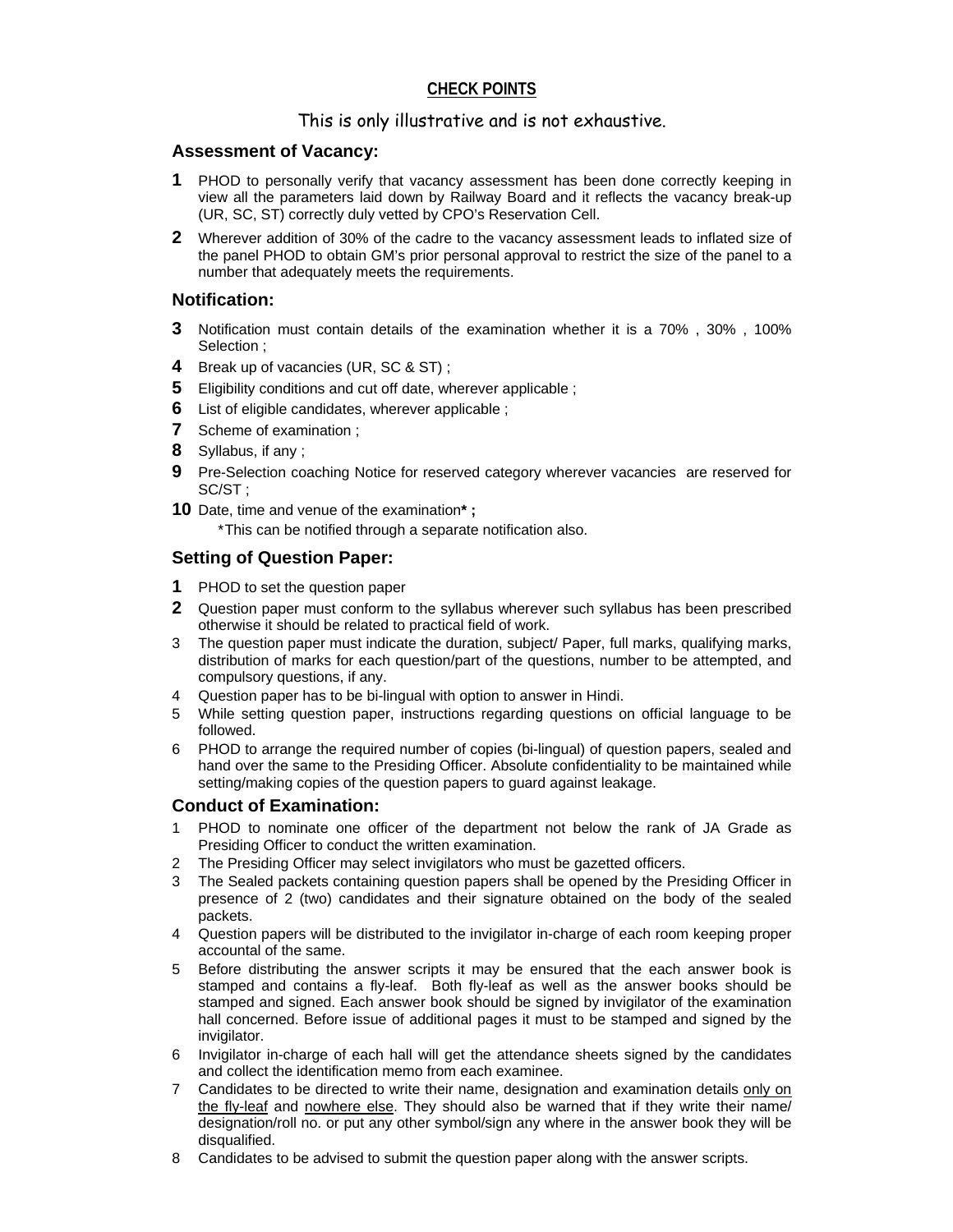## CHECK POINTS

This is only illustrative and is not exhaustive.

### Assessment of Vacancy:

1. PHOD to personally verify that vacancy assessment has been done correctly keeping in view all the parameters laid down by Railway Board and it reflects the vacancy break-up (UR, SC, ST) correctly duly vetted by CPO's Reservation Cell.
2. Wherever addition of 30% of the cadre to the vacancy assessment leads to inflated size of the panel PHOD to obtain GM's prior personal approval to restrict the size of the panel to a number that adequately meets the requirements.

### Notification:

3. Notification must contain details of the examination whether it is a 70% , 30% , 100% Selection ;
4. Break up of vacancies (UR, SC & ST) ;
5. Eligibility conditions and cut off date, wherever applicable ;
6. List of eligible candidates, wherever applicable ;
7. Scheme of examination ;
8. Syllabus, if any ;
9. Pre-Selection coaching Notice for reserved category wherever vacancies are reserved for SC/ST ;
10. Date, time and venue of the examination**\*** ;

    *This can be notified through a separate notification also.

### Setting of Question Paper:

1. PHOD to set the question paper
2. Question paper must conform to the syllabus wherever such syllabus has been prescribed otherwise it should be related to practical field of work.
3. The question paper must indicate the duration, subject/ Paper, full marks, qualifying marks, distribution of marks for each question/part of the questions, number to be attempted, and compulsory questions, if any.
4. Question paper has to be bi-lingual with option to answer in Hindi.
5. While setting question paper, instructions regarding questions on official language to be followed.
6. PHOD to arrange the required number of copies (bi-lingual) of question papers, sealed and hand over the same to the Presiding Officer. Absolute confidentiality to be maintained while setting/making copies of the question papers to guard against leakage.

### Conduct of Examination:

1. PHOD to nominate one officer of the department not below the rank of JA Grade as Presiding Officer to conduct the written examination.
2. The Presiding Officer may select invigilators who must be gazetted officers.
3. The Sealed packets containing question papers shall be opened by the Presiding Officer in presence of 2 (two) candidates and their signature obtained on the body of the sealed packets.
4. Question papers will be distributed to the invigilator in-charge of each room keeping proper accountal of the same.
5. Before distributing the answer scripts it may be ensured that the each answer book is stamped and contains a fly-leaf. Both fly-leaf as well as the answer books should be stamped and signed. Each answer book should be signed by invigilator of the examination hall concerned. Before issue of additional pages it must to be stamped and signed by the invigilator.
6. Invigilator in-charge of each hall will get the attendance sheets signed by the candidates and collect the identification memo from each examinee.
7. Candidates to be directed to write their name, designation and examination details <u>only on the fly-leaf</u> and <u>nowhere else</u>. They should also be warned that if they write their name/ designation/roll no. or put any other symbol/sign any where in the answer book they will be disqualified.
8. Candidates to be advised to submit the question paper along with the answer scripts.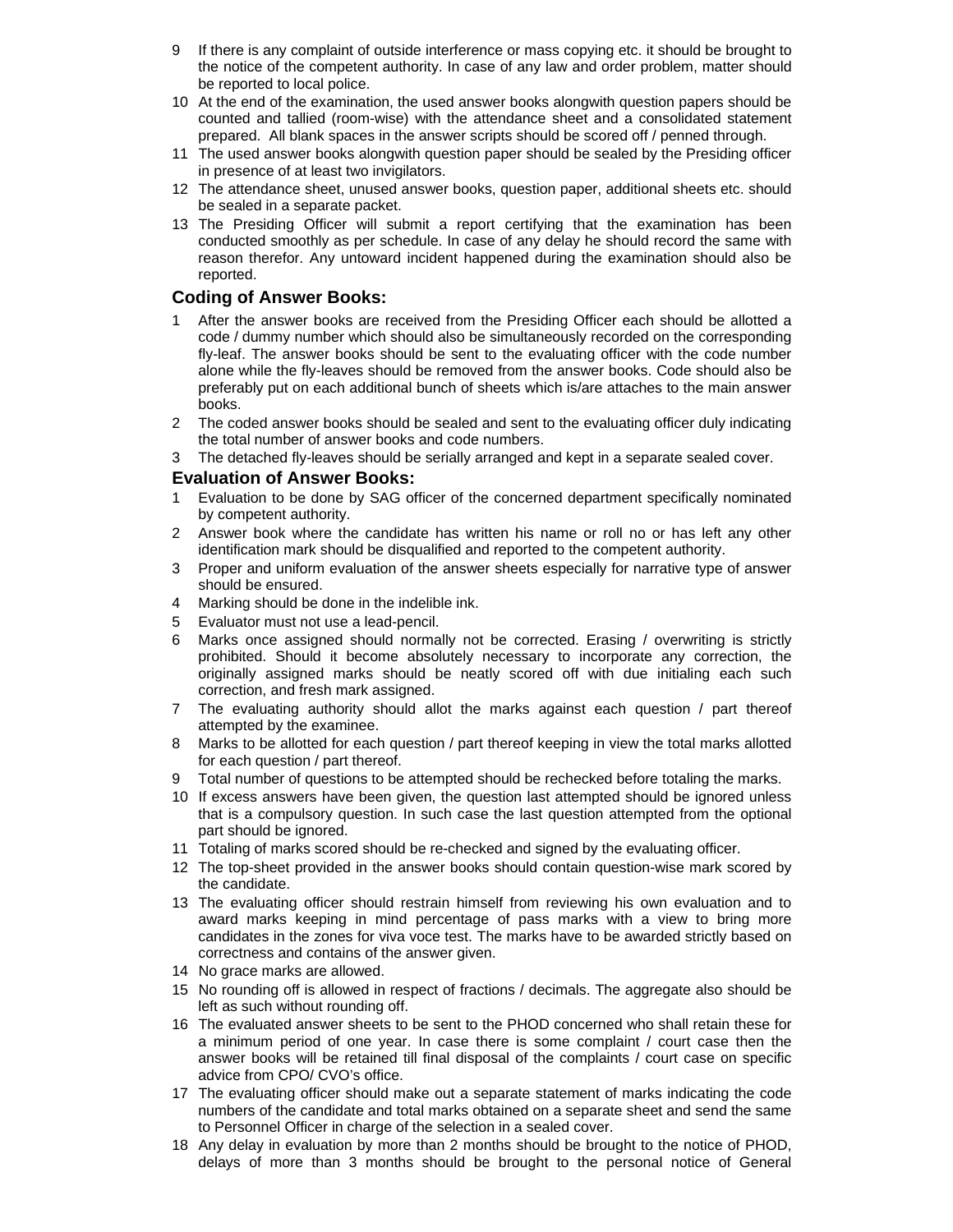9. If there is any complaint of outside interference or mass copying etc. it should be brought to the notice of the competent authority. In case of any law and order problem, matter should be reported to local police.
10. At the end of the examination, the used answer books alongwith question papers should be counted and tallied (room-wise) with the attendance sheet and a consolidated statement prepared. All blank spaces in the answer scripts should be scored off / penned through.
11. The used answer books alongwith question paper should be sealed by the Presiding officer in presence of at least two invigilators.
12. The attendance sheet, unused answer books, question paper, additional sheets etc. should be sealed in a separate packet.
13. The Presiding Officer will submit a report certifying that the examination has been conducted smoothly as per schedule. In case of any delay he should record the same with reason therefor. Any untoward incident happened during the examination should also be reported.

## Coding of Answer Books:

1. After the answer books are received from the Presiding Officer each should be allotted a code / dummy number which should also be simultaneously recorded on the corresponding fly-leaf. The answer books should be sent to the evaluating officer with the code number alone while the fly-leaves should be removed from the answer books. Code should also be preferably put on each additional bunch of sheets which is/are attaches to the main answer books.
2. The coded answer books should be sealed and sent to the evaluating officer duly indicating the total number of answer books and code numbers.
3. The detached fly-leaves should be serially arranged and kept in a separate sealed cover.

## Evaluation of Answer Books:

1. Evaluation to be done by SAG officer of the concerned department specifically nominated by competent authority.
2. Answer book where the candidate has written his name or roll no or has left any other identification mark should be disqualified and reported to the competent authority.
3. Proper and uniform evaluation of the answer sheets especially for narrative type of answer should be ensured.
4. Marking should be done in the indelible ink.
5. Evaluator must not use a lead-pencil.
6. Marks once assigned should normally not be corrected. Erasing / overwriting is strictly prohibited. Should it become absolutely necessary to incorporate any correction, the originally assigned marks should be neatly scored off with due initialing each such correction, and fresh mark assigned.
7. The evaluating authority should allot the marks against each question / part thereof attempted by the examinee.
8. Marks to be allotted for each question / part thereof keeping in view the total marks allotted for each question / part thereof.
9. Total number of questions to be attempted should be rechecked before totaling the marks.
10. If excess answers have been given, the question last attempted should be ignored unless that is a compulsory question. In such case the last question attempted from the optional part should be ignored.
11. Totaling of marks scored should be re-checked and signed by the evaluating officer.
12. The top-sheet provided in the answer books should contain question-wise mark scored by the candidate.
13. The evaluating officer should restrain himself from reviewing his own evaluation and to award marks keeping in mind percentage of pass marks with a view to bring more candidates in the zones for viva voce test. The marks have to be awarded strictly based on correctness and contains of the answer given.
14. No grace marks are allowed.
15. No rounding off is allowed in respect of fractions / decimals. The aggregate also should be left as such without rounding off.
16. The evaluated answer sheets to be sent to the PHOD concerned who shall retain these for a minimum period of one year. In case there is some complaint / court case then the answer books will be retained till final disposal of the complaints / court case on specific advice from CPO/ CVO's office.
17. The evaluating officer should make out a separate statement of marks indicating the code numbers of the candidate and total marks obtained on a separate sheet and send the same to Personnel Officer in charge of the selection in a sealed cover.
18. Any delay in evaluation by more than 2 months should be brought to the notice of PHOD, delays of more than 3 months should be brought to the personal notice of General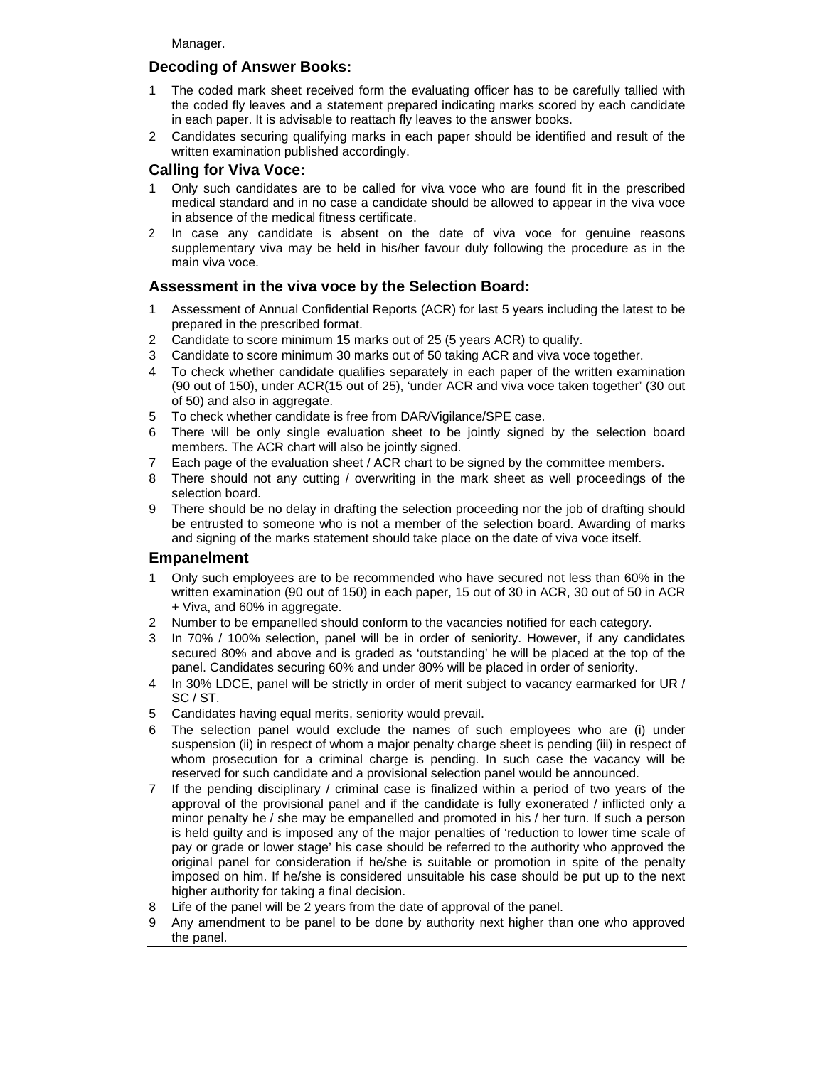Manager.

## Decoding of Answer Books:

1. The coded mark sheet received form the evaluating officer has to be carefully tallied with the coded fly leaves and a statement prepared indicating marks scored by each candidate in each paper. It is advisable to reattach fly leaves to the answer books.
2. Candidates securing qualifying marks in each paper should be identified and result of the written examination published accordingly.

## Calling for Viva Voce:

1. Only such candidates are to be called for viva voce who are found fit in the prescribed medical standard and in no case a candidate should be allowed to appear in the viva voce in absence of the medical fitness certificate.
2. In case any candidate is absent on the date of viva voce for genuine reasons supplementary viva may be held in his/her favour duly following the procedure as in the main viva voce.

## Assessment in the viva voce by the Selection Board:

1. Assessment of Annual Confidential Reports (ACR) for last 5 years including the latest to be prepared in the prescribed format.
2. Candidate to score minimum 15 marks out of 25 (5 years ACR) to qualify.
3. Candidate to score minimum 30 marks out of 50 taking ACR and viva voce together.
4. To check whether candidate qualifies separately in each paper of the written examination (90 out of 150), under ACR(15 out of 25), 'under ACR and viva voce taken together' (30 out of 50) and also in aggregate.
5. To check whether candidate is free from DAR/Vigilance/SPE case.
6. There will be only single evaluation sheet to be jointly signed by the selection board members. The ACR chart will also be jointly signed.
7. Each page of the evaluation sheet / ACR chart to be signed by the committee members.
8. There should not any cutting / overwriting in the mark sheet as well proceedings of the selection board.
9. There should be no delay in drafting the selection proceeding nor the job of drafting should be entrusted to someone who is not a member of the selection board. Awarding of marks and signing of the marks statement should take place on the date of viva voce itself.

## Empanelment

1. Only such employees are to be recommended who have secured not less than 60% in the written examination (90 out of 150) in each paper, 15 out of 30 in ACR, 30 out of 50 in ACR + Viva, and 60% in aggregate.
2. Number to be empanelled should conform to the vacancies notified for each category.
3. In 70% / 100% selection, panel will be in order of seniority. However, if any candidates secured 80% and above and is graded as 'outstanding' he will be placed at the top of the panel. Candidates securing 60% and under 80% will be placed in order of seniority.
4. In 30% LDCE, panel will be strictly in order of merit subject to vacancy earmarked for UR / SC / ST.
5. Candidates having equal merits, seniority would prevail.
6. The selection panel would exclude the names of such employees who are (i) under suspension (ii) in respect of whom a major penalty charge sheet is pending (iii) in respect of whom prosecution for a criminal charge is pending. In such case the vacancy will be reserved for such candidate and a provisional selection panel would be announced.
7. If the pending disciplinary / criminal case is finalized within a period of two years of the approval of the provisional panel and if the candidate is fully exonerated / inflicted only a minor penalty he / she may be empanelled and promoted in his / her turn. If such a person is held guilty and is imposed any of the major penalties of 'reduction to lower time scale of pay or grade or lower stage' his case should be referred to the authority who approved the original panel for consideration if he/she is suitable or promotion in spite of the penalty imposed on him. If he/she is considered unsuitable his case should be put up to the next higher authority for taking a final decision.
8. Life of the panel will be 2 years from the date of approval of the panel.
9. Any amendment to be panel to be done by authority next higher than one who approved the panel.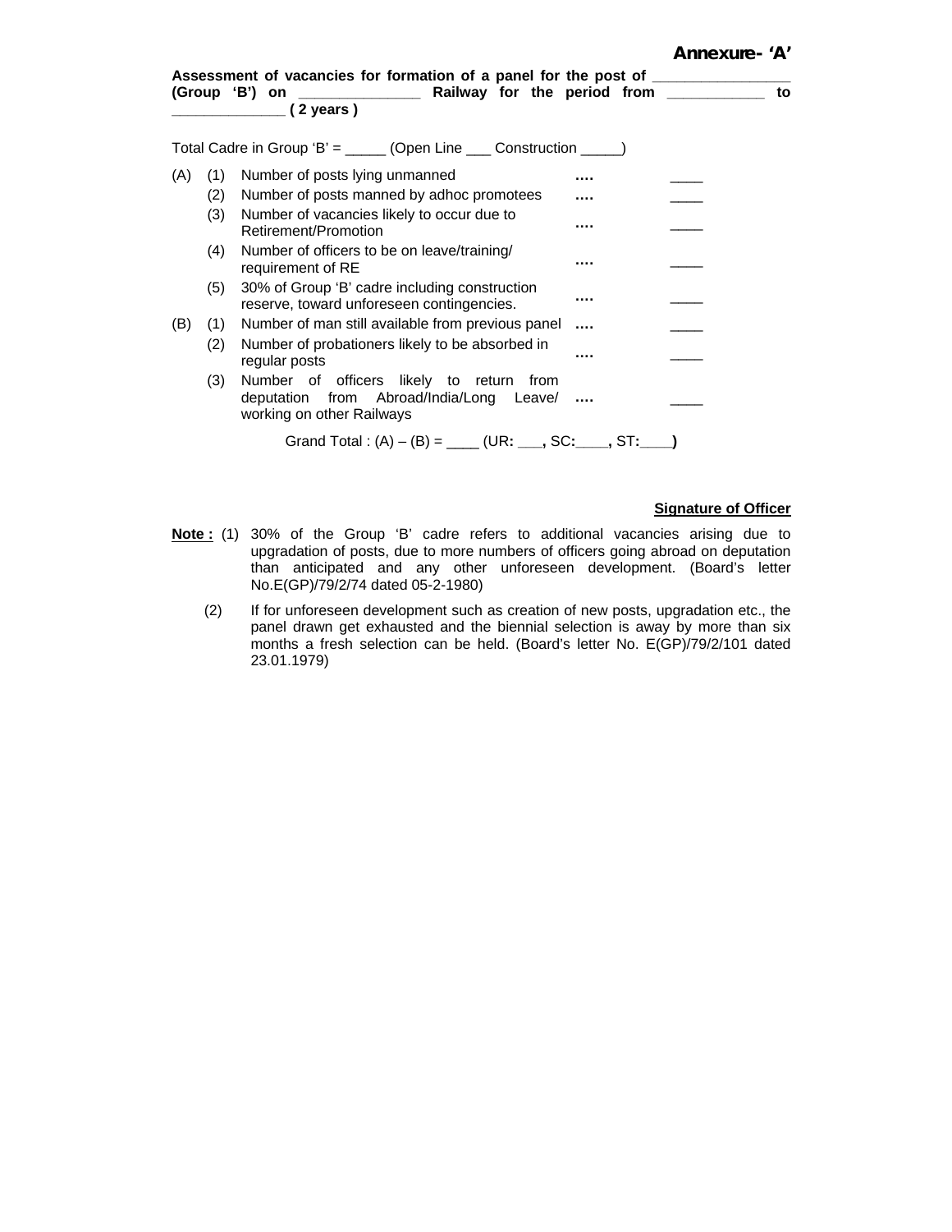**Annexure- 'A'**

**Assessment of vacancies for formation of a panel for the post of _________________ (Group 'B') on _______________ Railway for the period from ____________ to ______________ ( 2 years )**

Total Cadre in Group 'B' = _____ (Open Line ___ Construction _____)

| | | | | |
|---|---|---|---|---|
| (A) | (1) | Number of posts lying unmanned | …. | ____ |
| | (2) | Number of posts manned by adhoc promotees | …. | ____ |
| | (3) | Number of vacancies likely to occur due to Retirement/Promotion | …. | ____ |
| | (4) | Number of officers to be on leave/training/ requirement of RE | …. | ____ |
| | (5) | 30% of Group 'B' cadre including construction reserve, toward unforeseen contingencies. | …. | ____ |
| (B) | (1) | Number of man still available from previous panel | …. | ____ |
| | (2) | Number of probationers likely to be absorbed in regular posts | …. | ____ |
| | (3) | Number of officers likely to return from deputation from Abroad/India/Long Leave/ working on other Railways | …. | ____ |

Grand Total : (A) – (B) = ____ (UR**:** ___**,** SC**:**____**,** ST**:**____**)**

**Signature of Officer**

**Note :** (1) 30% of the Group 'B' cadre refers to additional vacancies arising due to upgradation of posts, due to more numbers of officers going abroad on deputation than anticipated and any other unforeseen development. (Board's letter No.E(GP)/79/2/74 dated 05-2-1980)

(2) If for unforeseen development such as creation of new posts, upgradation etc., the panel drawn get exhausted and the biennial selection is away by more than six months a fresh selection can be held. (Board's letter No. E(GP)/79/2/101 dated 23.01.1979)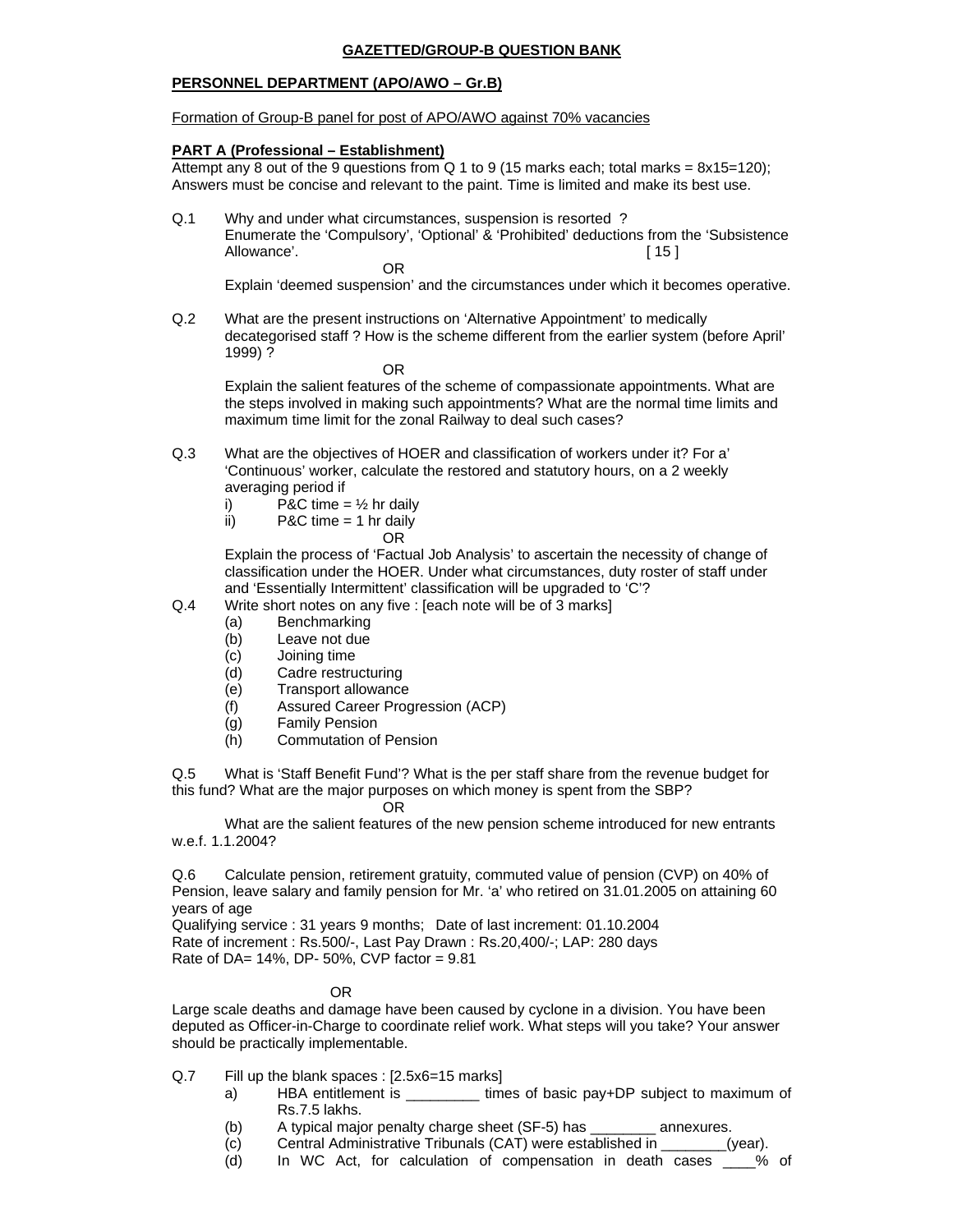**GAZETTED/GROUP-B QUESTION BANK**

**PERSONNEL DEPARTMENT (APO/AWO – Gr.B)**

Formation of Group-B panel for post of APO/AWO against 70% vacancies

**PART A (Professional – Establishment)**

Attempt any 8 out of the 9 questions from Q 1 to 9 (15 marks each; total marks = 8x15=120); Answers must be concise and relevant to the paint. Time is limited and make its best use.

Q.1 Why and under what circumstances, suspension is resorted ?
Enumerate the 'Compulsory', 'Optional' & 'Prohibited' deductions from the 'Subsistence Allowance'. [ 15 ]

OR

Explain 'deemed suspension' and the circumstances under which it becomes operative.

Q.2 What are the present instructions on 'Alternative Appointment' to medically decategorised staff ? How is the scheme different from the earlier system (before April' 1999) ?

OR

Explain the salient features of the scheme of compassionate appointments. What are the steps involved in making such appointments? What are the normal time limits and maximum time limit for the zonal Railway to deal such cases?

Q.3 What are the objectives of HOER and classification of workers under it? For a' 'Continuous' worker, calculate the restored and statutory hours, on a 2 weekly averaging period if

i) P&C time = ½ hr daily
ii) P&C time = 1 hr daily

OR

Explain the process of 'Factual Job Analysis' to ascertain the necessity of change of classification under the HOER. Under what circumstances, duty roster of staff under and 'Essentially Intermittent' classification will be upgraded to 'C'?

Q.4 Write short notes on any five : [each note will be of 3 marks]

(a) Benchmarking
(b) Leave not due
(c) Joining time
(d) Cadre restructuring
(e) Transport allowance
(f) Assured Career Progression (ACP)
(g) Family Pension
(h) Commutation of Pension

Q.5 What is 'Staff Benefit Fund'? What is the per staff share from the revenue budget for this fund? What are the major purposes on which money is spent from the SBP?

OR

What are the salient features of the new pension scheme introduced for new entrants w.e.f. 1.1.2004?

Q.6 Calculate pension, retirement gratuity, commuted value of pension (CVP) on 40% of Pension, leave salary and family pension for Mr. 'a' who retired on 31.01.2005 on attaining 60 years of age

Qualifying service : 31 years 9 months; Date of last increment: 01.10.2004
Rate of increment : Rs.500/-, Last Pay Drawn : Rs.20,400/-; LAP: 280 days
Rate of DA= 14%, DP- 50%, CVP factor = 9.81

OR

Large scale deaths and damage have been caused by cyclone in a division. You have been deputed as Officer-in-Charge to coordinate relief work. What steps will you take? Your answer should be practically implementable.

Q.7 Fill up the blank spaces : [2.5x6=15 marks]

a) HBA entitlement is _________ times of basic pay+DP subject to maximum of Rs.7.5 lakhs.
(b) A typical major penalty charge sheet (SF-5) has ________ annexures.
(c) Central Administrative Tribunals (CAT) were established in ________(year).
(d) In WC Act, for calculation of compensation in death cases ____% of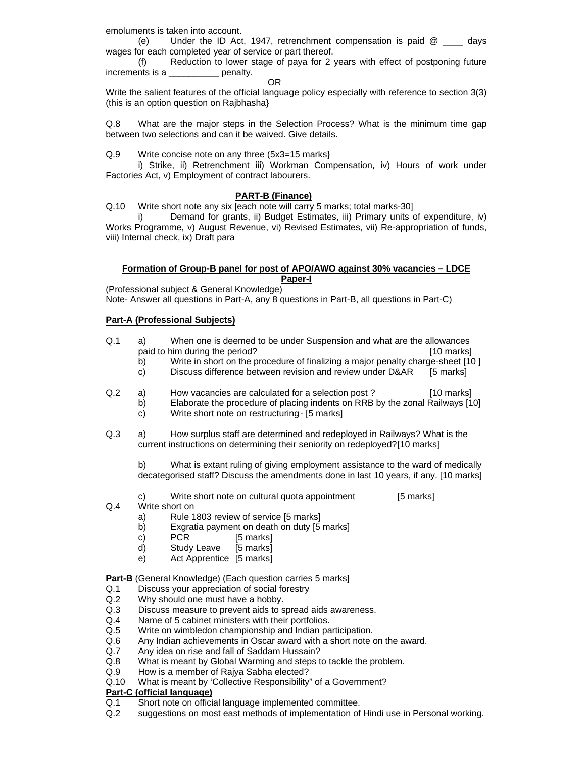emoluments is taken into account.

(e) Under the ID Act, 1947, retrenchment compensation is paid @ ____ days wages for each completed year of service or part thereof.

(f) Reduction to lower stage of paya for 2 years with effect of postponing future increments is a __________ penalty.

OR

Write the salient features of the official language policy especially with reference to section 3(3) (this is an option question on Rajbhasha}

Q.8 What are the major steps in the Selection Process? What is the minimum time gap between two selections and can it be waived. Give details.

Q.9 Write concise note on any three (5x3=15 marks}

i) Strike, ii) Retrenchment iii) Workman Compensation, iv) Hours of work under Factories Act, v) Employment of contract labourers.

**PART-B (Finance)**

Q.10 Write short note any six [each note will carry 5 marks; total marks-30]

i) Demand for grants, ii) Budget Estimates, iii) Primary units of expenditure, iv) Works Programme, v) August Revenue, vi) Revised Estimates, vii) Re-appropriation of funds, viii) Internal check, ix) Draft para

## Formation of Group-B panel for post of APO/AWO against 30% vacancies – LDCE Paper-I

(Professional subject & General Knowledge)

Note- Answer all questions in Part-A, any 8 questions in Part-B, all questions in Part-C)

**Part-A (Professional Subjects)**

Q.1
- a) When one is deemed to be under Suspension and what are the allowances paid to him during the period? [10 marks]
- b) Write in short on the procedure of finalizing a major penalty charge-sheet [10 ]
- c) Discuss difference between revision and review under D&AR [5 marks]

Q.2
- a) How vacancies are calculated for a selection post ? [10 marks]
- b) Elaborate the procedure of placing indents on RRB by the zonal Railways [10]
- c) Write short note on restructuring- [5 marks]

Q.3
- a) How surplus staff are determined and redeployed in Railways? What is the current instructions on determining their seniority on redeployed?[10 marks]
- b) What is extant ruling of giving employment assistance to the ward of medically decategorised staff? Discuss the amendments done in last 10 years, if any. [10 marks]
- c) Write short note on cultural quota appointment [5 marks]

Q.4 Write short on
- a) Rule 1803 review of service [5 marks]
- b) Exgratia payment on death on duty [5 marks]
- c) PCR [5 marks]
- d) Study Leave [5 marks]
- e) Act Apprentice [5 marks]

**Part-B** (General Knowledge) (Each question carries 5 marks]

Q.1 Discuss your appreciation of social forestry

Q.2 Why should one must have a hobby.

Q.3 Discuss measure to prevent aids to spread aids awareness.

Q.4 Name of 5 cabinet ministers with their portfolios.

Q.5 Write on wimbledon championship and Indian participation.

Q.6 Any Indian achievements in Oscar award with a short note on the award.

Q.7 Any idea on rise and fall of Saddam Hussain?

Q.8 What is meant by Global Warming and steps to tackle the problem.

Q.9 How is a member of Rajya Sabha elected?

Q.10 What is meant by 'Collective Responsibility" of a Government?

**Part-C (official language)**

Q.1 Short note on official language implemented committee.

Q.2 suggestions on most east methods of implementation of Hindi use in Personal working.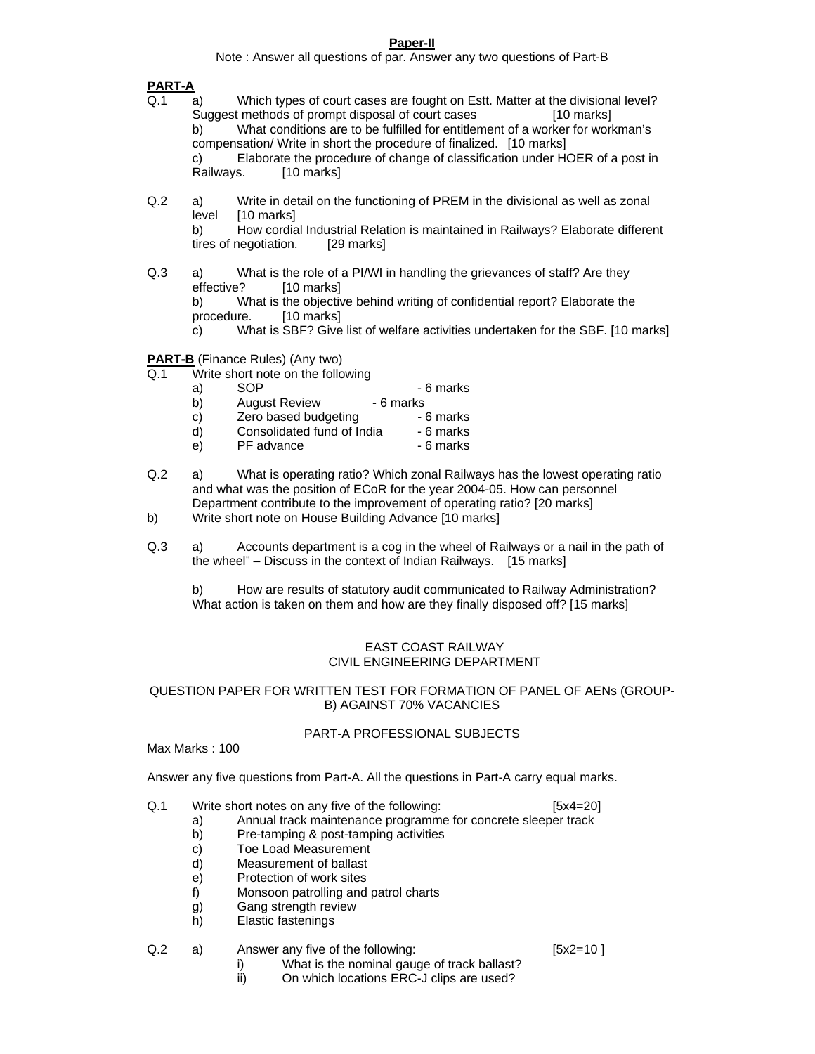**Paper-II**

Note : Answer all questions of par. Answer any two questions of Part-B

**PART-A**

Q.1 a) Which types of court cases are fought on Estt. Matter at the divisional level? Suggest methods of prompt disposal of court cases [10 marks]

b) What conditions are to be fulfilled for entitlement of a worker for workman's compensation/ Write in short the procedure of finalized. [10 marks]

c) Elaborate the procedure of change of classification under HOER of a post in Railways. [10 marks]

Q.2 a) Write in detail on the functioning of PREM in the divisional as well as zonal level [10 marks]

b) How cordial Industrial Relation is maintained in Railways? Elaborate different tires of negotiation. [29 marks]

Q.3 a) What is the role of a PI/WI in handling the grievances of staff? Are they effective? [10 marks]

b) What is the objective behind writing of confidential report? Elaborate the procedure. [10 marks]

c) What is SBF? Give list of welfare activities undertaken for the SBF. [10 marks]

**PART-B** (Finance Rules) (Any two)

Q.1 Write short note on the following

a) SOP - 6 marks
b) August Review - 6 marks
c) Zero based budgeting - 6 marks
d) Consolidated fund of India - 6 marks
e) PF advance - 6 marks

Q.2 a) What is operating ratio? Which zonal Railways has the lowest operating ratio and what was the position of ECoR for the year 2004-05. How can personnel Department contribute to the improvement of operating ratio? [20 marks]

b) Write short note on House Building Advance [10 marks]

Q.3 a) Accounts department is a cog in the wheel of Railways or a nail in the path of the wheel" – Discuss in the context of Indian Railways. [15 marks]

b) How are results of statutory audit communicated to Railway Administration? What action is taken on them and how are they finally disposed off? [15 marks]

EAST COAST RAILWAY
CIVIL ENGINEERING DEPARTMENT

QUESTION PAPER FOR WRITTEN TEST FOR FORMATION OF PANEL OF AENs (GROUP-B) AGAINST 70% VACANCIES

PART-A PROFESSIONAL SUBJECTS

Max Marks : 100

Answer any five questions from Part-A. All the questions in Part-A carry equal marks.

Q.1 Write short notes on any five of the following: [5x4=20]

a) Annual track maintenance programme for concrete sleeper track
b) Pre-tamping & post-tamping activities
c) Toe Load Measurement
d) Measurement of ballast
e) Protection of work sites
f) Monsoon patrolling and patrol charts
g) Gang strength review
h) Elastic fastenings

Q.2 a) Answer any five of the following: [5x2=10 ]

i) What is the nominal gauge of track ballast?
ii) On which locations ERC-J clips are used?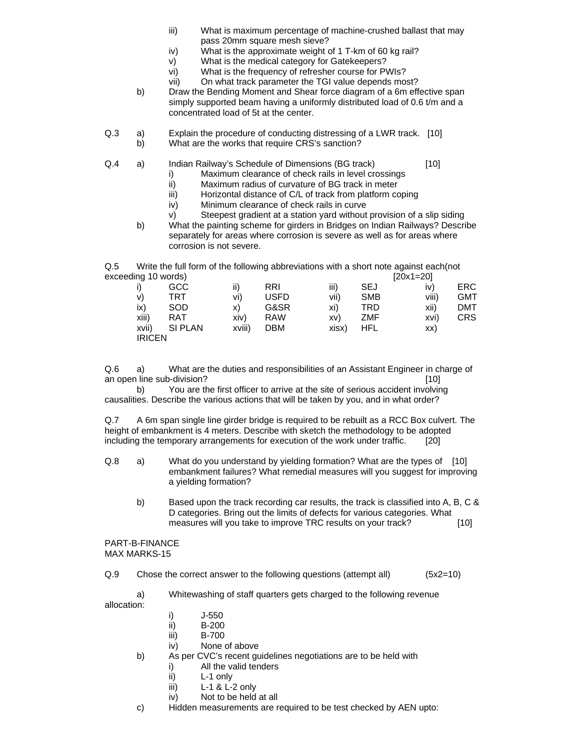iii) What is maximum percentage of machine-crushed ballast that may pass 20mm square mesh sieve?
iv) What is the approximate weight of 1 T-km of 60 kg rail?
v) What is the medical category for Gatekeepers?
vi) What is the frequency of refresher course for PWIs?
vii) On what track parameter the TGI value depends most?

b) Draw the Bending Moment and Shear force diagram of a 6m effective span simply supported beam having a uniformly distributed load of 0.6 t/m and a concentrated load of 5t at the center.

Q.3 a) Explain the procedure of conducting distressing of a LWR track. [10]
b) What are the works that require CRS's sanction?

Q.4 a) Indian Railway's Schedule of Dimensions (BG track) [10]
i) Maximum clearance of check rails in level crossings
ii) Maximum radius of curvature of BG track in meter
iii) Horizontal distance of C/L of track from platform coping
iv) Minimum clearance of check rails in curve
v) Steepest gradient at a station yard without provision of a slip siding

b) What the painting scheme for girders in Bridges on Indian Railways? Describe separately for areas where corrosion is severe as well as for areas where corrosion is not severe.

Q.5 Write the full form of the following abbreviations with a short note against each(not exceeding 10 words) [20x1=20]

| | | | | | | | |
|---|---|---|---|---|---|---|---|
| i) | GCC | ii) | RRI | iii) | SEJ | iv) | ERC |
| v) | TRT | vi) | USFD | vii) | SMB | viii) | GMT |
| ix) | SOD | x) | G&SR | xi) | TRD | xii) | DMT |
| xiii) | RAT | xiv) | RAW | xv) | ZMF | xvi) | CRS |
| xvii) | SI PLAN | xviii) | DBM | xisx) | HFL | xx) | IRICEN |

Q.6 a) What are the duties and responsibilities of an Assistant Engineer in charge of an open line sub-division? [10]

b) You are the first officer to arrive at the site of serious accident involving causalities. Describe the various actions that will be taken by you, and in what order?

Q.7 A 6m span single line girder bridge is required to be rebuilt as a RCC Box culvert. The height of embankment is 4 meters. Describe with sketch the methodology to be adopted including the temporary arrangements for execution of the work under traffic. [20]

Q.8 a) What do you understand by yielding formation? What are the types of embankment failures? What remedial measures will you suggest for improving a yielding formation? [10]

b) Based upon the track recording car results, the track is classified into A, B, C & D categories. Bring out the limits of defects for various categories. What measures will you take to improve TRC results on your track? [10]

PART-B-FINANCE
MAX MARKS-15

Q.9 Chose the correct answer to the following questions (attempt all) (5x2=10)

a) Whitewashing of staff quarters gets charged to the following revenue allocation:
i) J-550
ii) B-200
iii) B-700
iv) None of above

b) As per CVC's recent guidelines negotiations are to be held with
i) All the valid tenders
ii) L-1 only
iii) L-1 & L-2 only
iv) Not to be held at all

c) Hidden measurements are required to be test checked by AEN upto: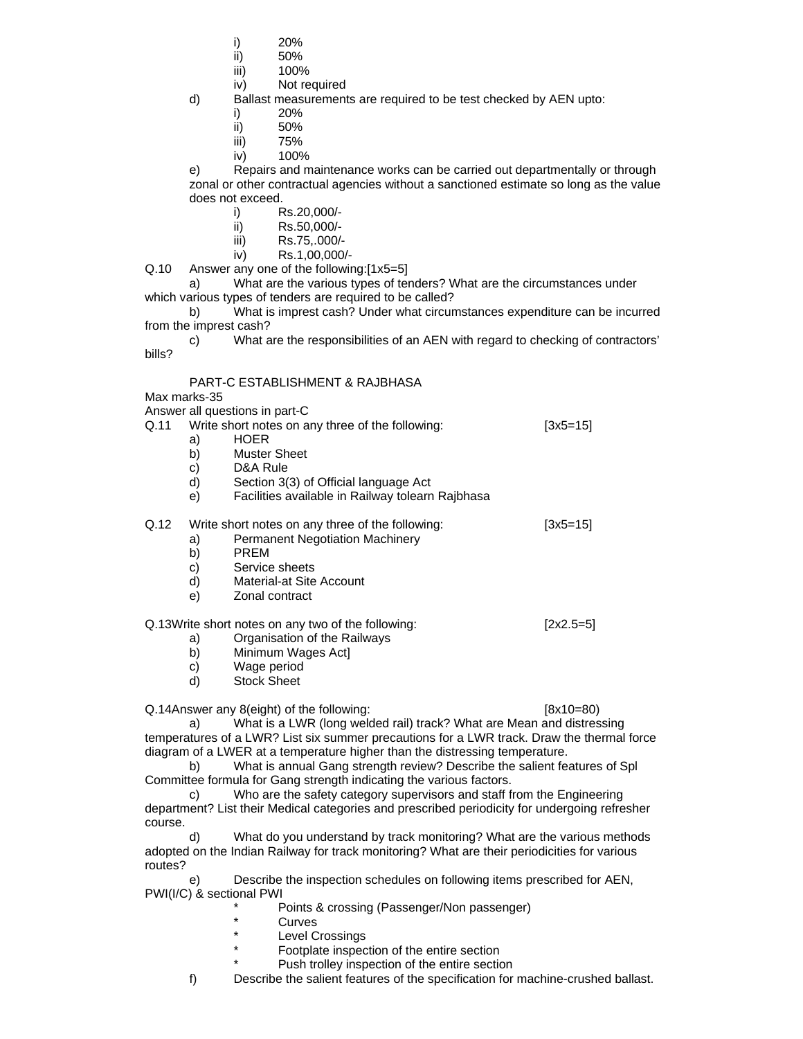i) 20%
ii) 50%
iii) 100%
iv) Not required

d) Ballast measurements are required to be test checked by AEN upto:
i) 20%
ii) 50%
iii) 75%
iv) 100%

e) Repairs and maintenance works can be carried out departmentally or through zonal or other contractual agencies without a sanctioned estimate so long as the value does not exceed.
i) Rs.20,000/-
ii) Rs.50,000/-
iii) Rs.75,.000/-
iv) Rs.1,00,000/-

Q.10 Answer any one of the following:[1x5=5]

a) What are the various types of tenders? What are the circumstances under which various types of tenders are required to be called?

b) What is imprest cash? Under what circumstances expenditure can be incurred from the imprest cash?

c) What are the responsibilities of an AEN with regard to checking of contractors' bills?

PART-C ESTABLISHMENT & RAJBHASA

Max marks-35

Answer all questions in part-C

Q.11 Write short notes on any three of the following: [3x5=15]
a) HOER
b) Muster Sheet
c) D&A Rule
d) Section 3(3) of Official language Act
e) Facilities available in Railway tolearn Rajbhasa

Q.12 Write short notes on any three of the following: [3x5=15]
a) Permanent Negotiation Machinery
b) PREM
c) Service sheets
d) Material-at Site Account
e) Zonal contract

Q.13Write short notes on any two of the following: [2x2.5=5]
a) Organisation of the Railways
b) Minimum Wages Act]
c) Wage period
d) Stock Sheet

Q.14Answer any 8(eight) of the following: [8x10=80]

a) What is a LWR (long welded rail) track? What are Mean and distressing temperatures of a LWR? List six summer precautions for a LWR track. Draw the thermal force diagram of a LWER at a temperature higher than the distressing temperature.

b) What is annual Gang strength review? Describe the salient features of Spl Committee formula for Gang strength indicating the various factors.

c) Who are the safety category supervisors and staff from the Engineering department? List their Medical categories and prescribed periodicity for undergoing refresher course.

d) What do you understand by track monitoring? What are the various methods adopted on the Indian Railway for track monitoring? What are their periodicities for various routes?

e) Describe the inspection schedules on following items prescribed for AEN, PWI(I/C) & sectional PWI
* Points & crossing (Passenger/Non passenger)
* Curves
* Level Crossings
* Footplate inspection of the entire section
* Push trolley inspection of the entire section

f) Describe the salient features of the specification for machine-crushed ballast.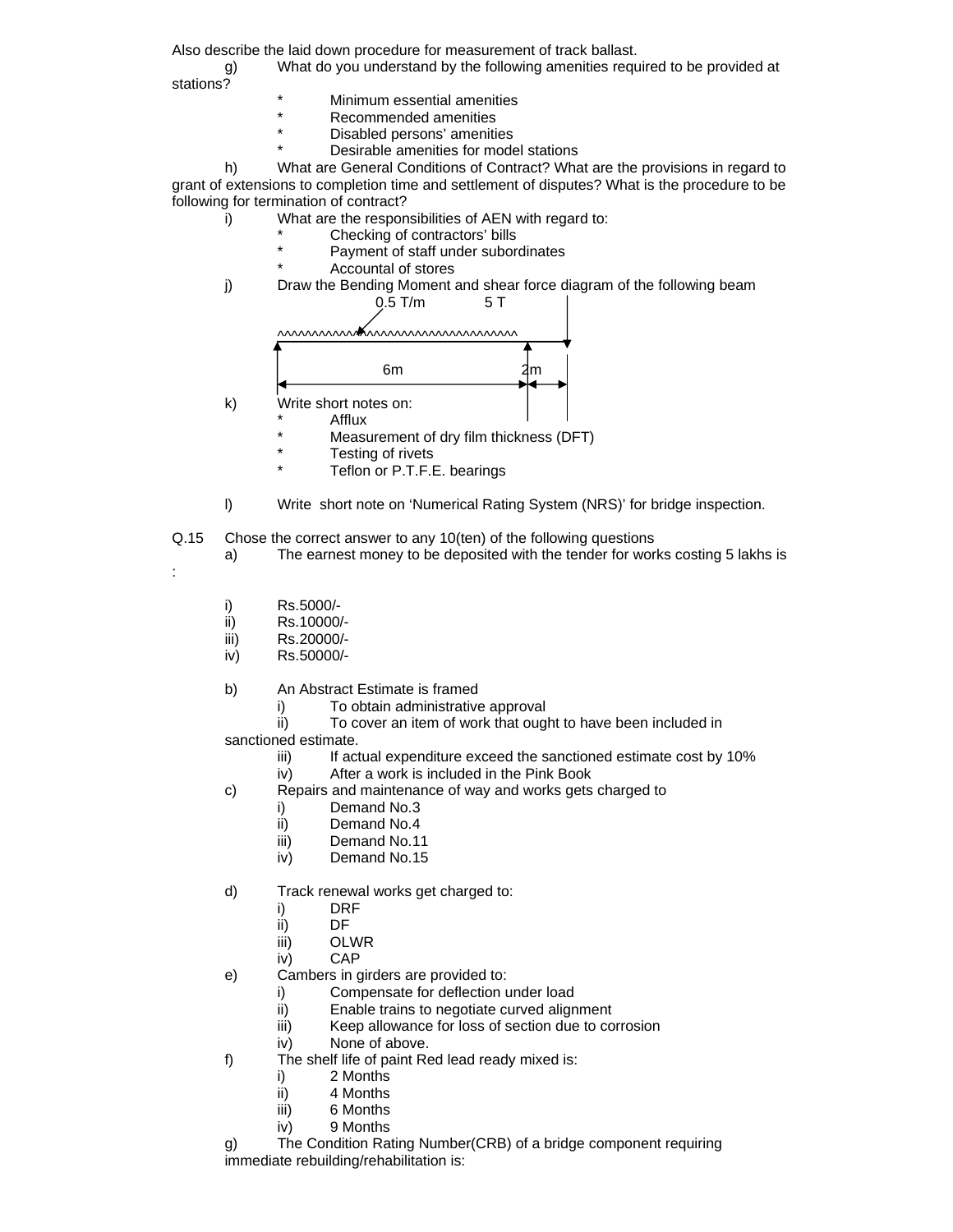Also describe the laid down procedure for measurement of track ballast.

g) What do you understand by the following amenities required to be provided at stations?

* Minimum essential amenities
* Recommended amenities
* Disabled persons' amenities
* Desirable amenities for model stations

h) What are General Conditions of Contract? What are the provisions in regard to grant of extensions to completion time and settlement of disputes? What is the procedure to be following for termination of contract?

i) What are the responsibilities of AEN with regard to:

* Checking of contractors' bills
* Payment of staff under subordinates
* Accountal of stores

j) Draw the Bending Moment and shear force diagram of the following beam

0.5 T/m 5 T

6m 2m

k) Write short notes on:

* Afflux
* Measurement of dry film thickness (DFT)
* Testing of rivets
* Teflon or P.T.F.E. bearings

l) Write short note on 'Numerical Rating System (NRS)' for bridge inspection.

Q.15 Chose the correct answer to any 10(ten) of the following questions

a) The earnest money to be deposited with the tender for works costing 5 lakhs is :

i) Rs.5000/-
ii) Rs.10000/-
iii) Rs.20000/-
iv) Rs.50000/-

b) An Abstract Estimate is framed

i) To obtain administrative approval
ii) To cover an item of work that ought to have been included in sanctioned estimate.
iii) If actual expenditure exceed the sanctioned estimate cost by 10%
iv) After a work is included in the Pink Book

c) Repairs and maintenance of way and works gets charged to

i) Demand No.3
ii) Demand No.4
iii) Demand No.11
iv) Demand No.15

d) Track renewal works get charged to:

i) DRF
ii) DF
iii) OLWR
iv) CAP

e) Cambers in girders are provided to:

i) Compensate for deflection under load
ii) Enable trains to negotiate curved alignment
iii) Keep allowance for loss of section due to corrosion
iv) None of above.

f) The shelf life of paint Red lead ready mixed is:

i) 2 Months
ii) 4 Months
iii) 6 Months
iv) 9 Months

g) The Condition Rating Number(CRB) of a bridge component requiring immediate rebuilding/rehabilitation is: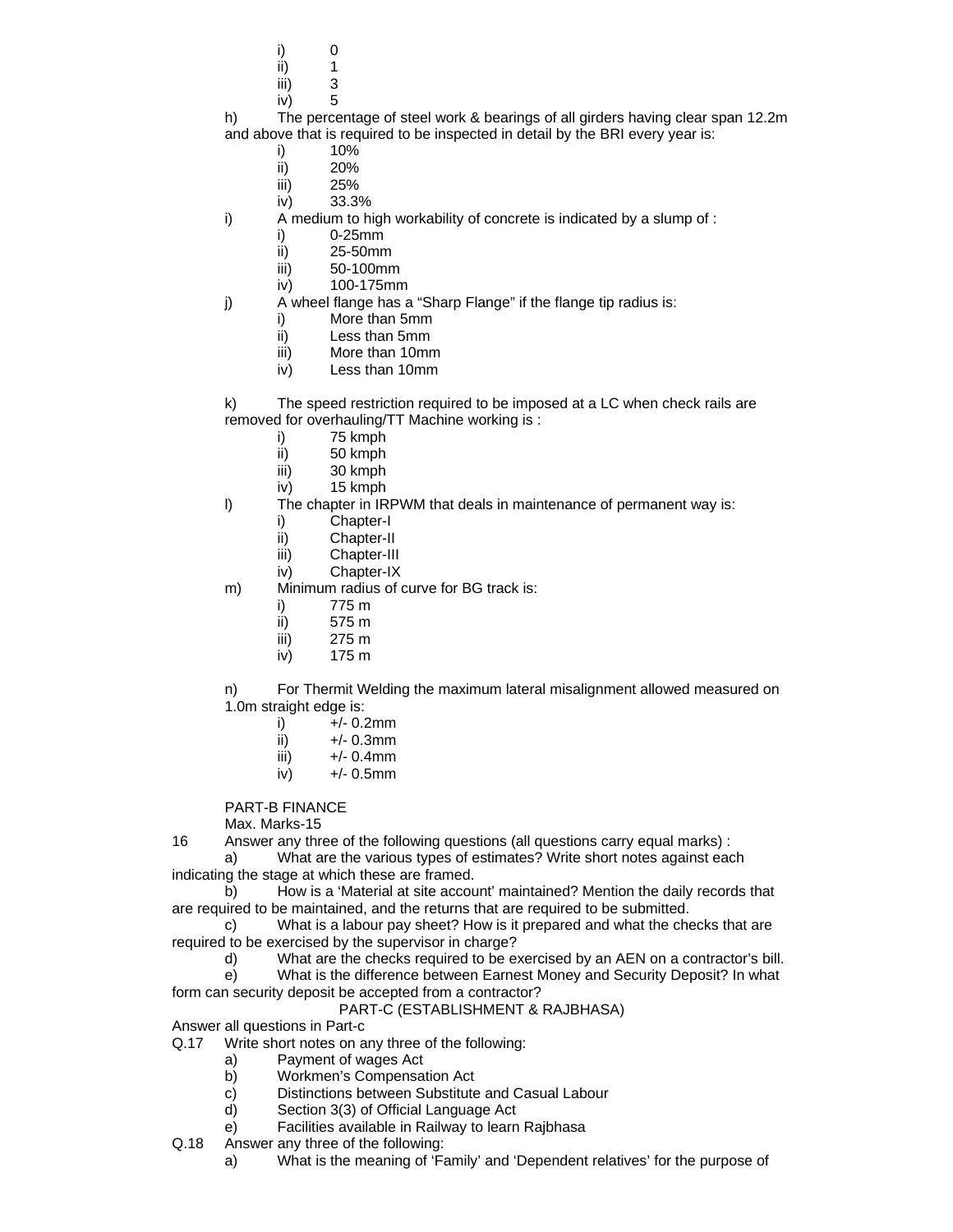- i) 0
- ii) 1
- iii) 3
- iv) 5

h) The percentage of steel work & bearings of all girders having clear span 12.2m and above that is required to be inspected in detail by the BRI every year is:

- i) 10%
- ii) 20%
- iii) 25%
- iv) 33.3%

i) A medium to high workability of concrete is indicated by a slump of :

- i) 0-25mm
- ii) 25-50mm
- iii) 50-100mm
- iv) 100-175mm

j) A wheel flange has a "Sharp Flange" if the flange tip radius is:

- i) More than 5mm
- ii) Less than 5mm
- iii) More than 10mm
- iv) Less than 10mm

k) The speed restriction required to be imposed at a LC when check rails are removed for overhauling/TT Machine working is :

- i) 75 kmph
- ii) 50 kmph
- iii) 30 kmph
- iv) 15 kmph

l) The chapter in IRPWM that deals in maintenance of permanent way is:

- i) Chapter-I
- ii) Chapter-II
- iii) Chapter-III
- iv) Chapter-IX

m) Minimum radius of curve for BG track is:

- i) 775 m
- ii) 575 m
- iii) 275 m
- iv) 175 m

n) For Thermit Welding the maximum lateral misalignment allowed measured on 1.0m straight edge is:

- i) +/- 0.2mm
- ii) +/- 0.3mm
- iii) +/- 0.4mm
- iv) +/- 0.5mm

## PART-B FINANCE

Max. Marks-15

16 Answer any three of the following questions (all questions carry equal marks) :

a) What are the various types of estimates? Write short notes against each indicating the stage at which these are framed.

b) How is a 'Material at site account' maintained? Mention the daily records that are required to be maintained, and the returns that are required to be submitted.

c) What is a labour pay sheet? How is it prepared and what the checks that are required to be exercised by the supervisor in charge?

d) What are the checks required to be exercised by an AEN on a contractor's bill.

e) What is the difference between Earnest Money and Security Deposit? In what form can security deposit be accepted from a contractor?

## PART-C (ESTABLISHMENT & RAJBHASA)

Answer all questions in Part-c

Q.17 Write short notes on any three of the following:

- a) Payment of wages Act
- b) Workmen's Compensation Act
- c) Distinctions between Substitute and Casual Labour
- d) Section 3(3) of Official Language Act
- e) Facilities available in Railway to learn Rajbhasa

Q.18 Answer any three of the following:

a) What is the meaning of 'Family' and 'Dependent relatives' for the purpose of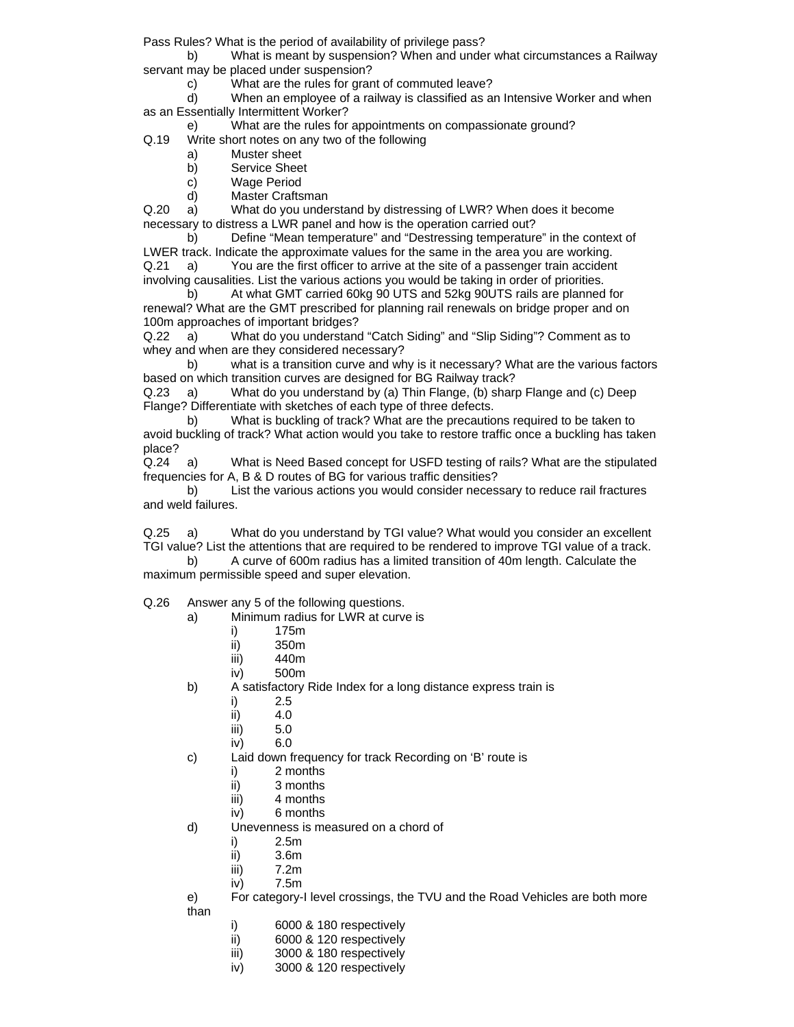Pass Rules? What is the period of availability of privilege pass?

b) What is meant by suspension? When and under what circumstances a Railway servant may be placed under suspension?

c) What are the rules for grant of commuted leave?

d) When an employee of a railway is classified as an Intensive Worker and when as an Essentially Intermittent Worker?

e) What are the rules for appointments on compassionate ground?

Q.19 Write short notes on any two of the following

a) Muster sheet
b) Service Sheet
c) Wage Period
d) Master Craftsman

Q.20 a) What do you understand by distressing of LWR? When does it become necessary to distress a LWR panel and how is the operation carried out?

b) Define "Mean temperature" and "Destressing temperature" in the context of LWER track. Indicate the approximate values for the same in the area you are working.

Q.21 a) You are the first officer to arrive at the site of a passenger train accident involving causalities. List the various actions you would be taking in order of priorities.

b) At what GMT carried 60kg 90 UTS and 52kg 90UTS rails are planned for renewal? What are the GMT prescribed for planning rail renewals on bridge proper and on 100m approaches of important bridges?

Q.22 a) What do you understand "Catch Siding" and "Slip Siding"? Comment as to whey and when are they considered necessary?

b) what is a transition curve and why is it necessary? What are the various factors based on which transition curves are designed for BG Railway track?

Q.23 a) What do you understand by (a) Thin Flange, (b) sharp Flange and (c) Deep Flange? Differentiate with sketches of each type of three defects.

b) What is buckling of track? What are the precautions required to be taken to avoid buckling of track? What action would you take to restore traffic once a buckling has taken place?

Q.24 a) What is Need Based concept for USFD testing of rails? What are the stipulated frequencies for A, B & D routes of BG for various traffic densities?

b) List the various actions you would consider necessary to reduce rail fractures and weld failures.

Q.25 a) What do you understand by TGI value? What would you consider an excellent TGI value? List the attentions that are required to be rendered to improve TGI value of a track.

b) A curve of 600m radius has a limited transition of 40m length. Calculate the maximum permissible speed and super elevation.

Q.26 Answer any 5 of the following questions.

a) Minimum radius for LWR at curve is
   i) 175m
   ii) 350m
   iii) 440m
   iv) 500m

b) A satisfactory Ride Index for a long distance express train is
   i) 2.5
   ii) 4.0
   iii) 5.0
   iv) 6.0

c) Laid down frequency for track Recording on 'B' route is
   i) 2 months
   ii) 3 months
   iii) 4 months
   iv) 6 months

d) Unevenness is measured on a chord of
   i) 2.5m
   ii) 3.6m
   iii) 7.2m
   iv) 7.5m

e) For category-I level crossings, the TVU and the Road Vehicles are both more than
   i) 6000 & 180 respectively
   ii) 6000 & 120 respectively
   iii) 3000 & 180 respectively
   iv) 3000 & 120 respectively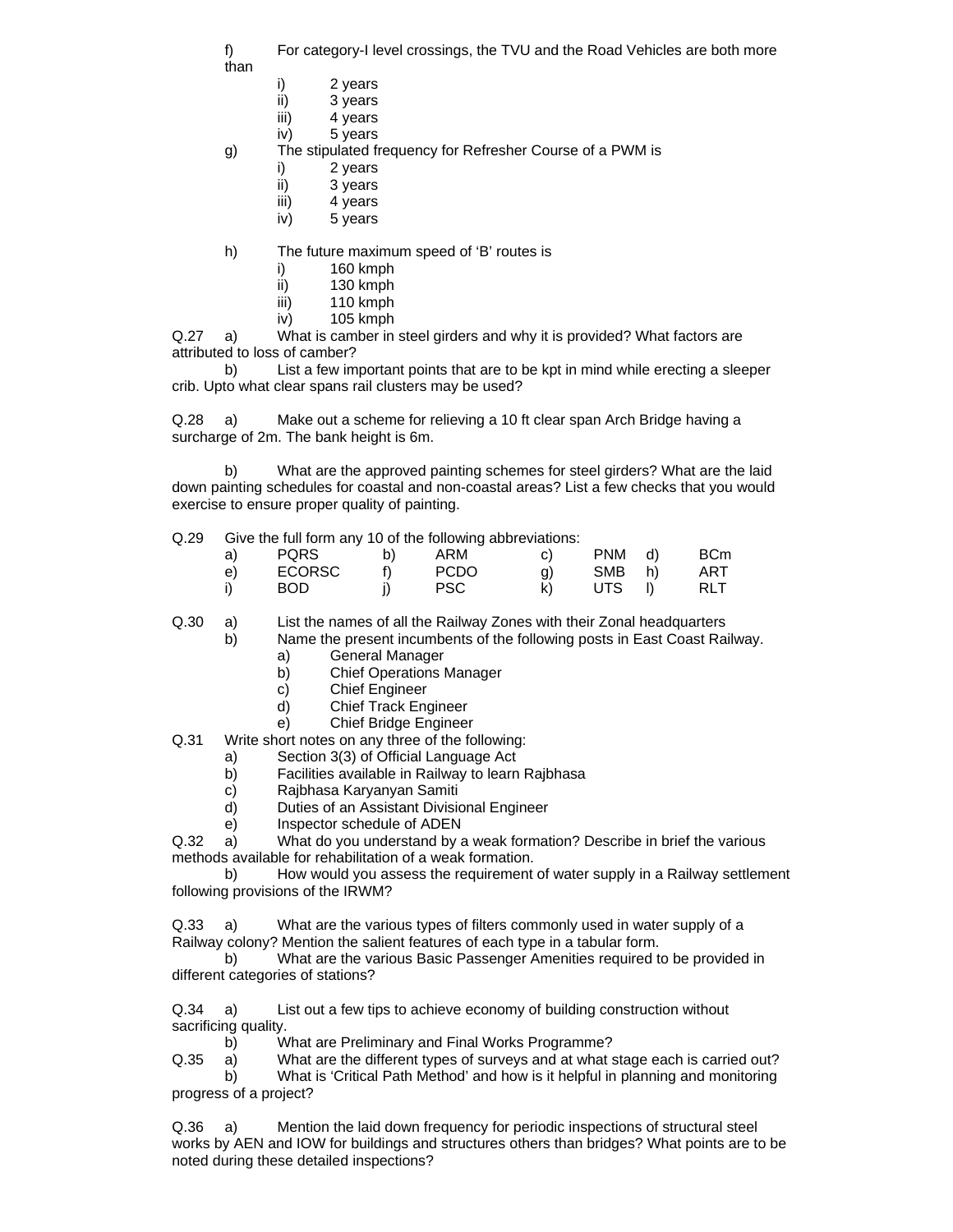f) For category-I level crossings, the TVU and the Road Vehicles are both more than

i) 2 years
ii) 3 years
iii) 4 years
iv) 5 years

g) The stipulated frequency for Refresher Course of a PWM is

i) 2 years
ii) 3 years
iii) 4 years
iv) 5 years

h) The future maximum speed of 'B' routes is

i) 160 kmph
ii) 130 kmph
iii) 110 kmph
iv) 105 kmph

Q.27 a) What is camber in steel girders and why it is provided? What factors are attributed to loss of camber?

b) List a few important points that are to be kpt in mind while erecting a sleeper crib. Upto what clear spans rail clusters may be used?

Q.28 a) Make out a scheme for relieving a 10 ft clear span Arch Bridge having a surcharge of 2m. The bank height is 6m.

b) What are the approved painting schemes for steel girders? What are the laid down painting schedules for coastal and non-coastal areas? List a few checks that you would exercise to ensure proper quality of painting.

Q.29 Give the full form any 10 of the following abbreviations:

| | | | | | | | |
|---|---|---|---|---|---|---|---|
| a) | PQRS | b) | ARM | c) | PNM | d) | BCm |
| e) | ECORSC | f) | PCDO | g) | SMB | h) | ART |
| i) | BOD | j) | PSC | k) | UTS | l) | RLT |

Q.30 a) List the names of all the Railway Zones with their Zonal headquarters

b) Name the present incumbents of the following posts in East Coast Railway.

a) General Manager
b) Chief Operations Manager
c) Chief Engineer
d) Chief Track Engineer
e) Chief Bridge Engineer

Q.31 Write short notes on any three of the following:

a) Section 3(3) of Official Language Act
b) Facilities available in Railway to learn Rajbhasa
c) Rajbhasa Karyanyan Samiti
d) Duties of an Assistant Divisional Engineer
e) Inspector schedule of ADEN

Q.32 a) What do you understand by a weak formation? Describe in brief the various methods available for rehabilitation of a weak formation.

b) How would you assess the requirement of water supply in a Railway settlement following provisions of the IRWM?

Q.33 a) What are the various types of filters commonly used in water supply of a Railway colony? Mention the salient features of each type in a tabular form.

b) What are the various Basic Passenger Amenities required to be provided in different categories of stations?

Q.34 a) List out a few tips to achieve economy of building construction without sacrificing quality.

b) What are Preliminary and Final Works Programme?

Q.35 a) What are the different types of surveys and at what stage each is carried out?

b) What is 'Critical Path Method' and how is it helpful in planning and monitoring progress of a project?

Q.36 a) Mention the laid down frequency for periodic inspections of structural steel works by AEN and IOW for buildings and structures others than bridges? What points are to be noted during these detailed inspections?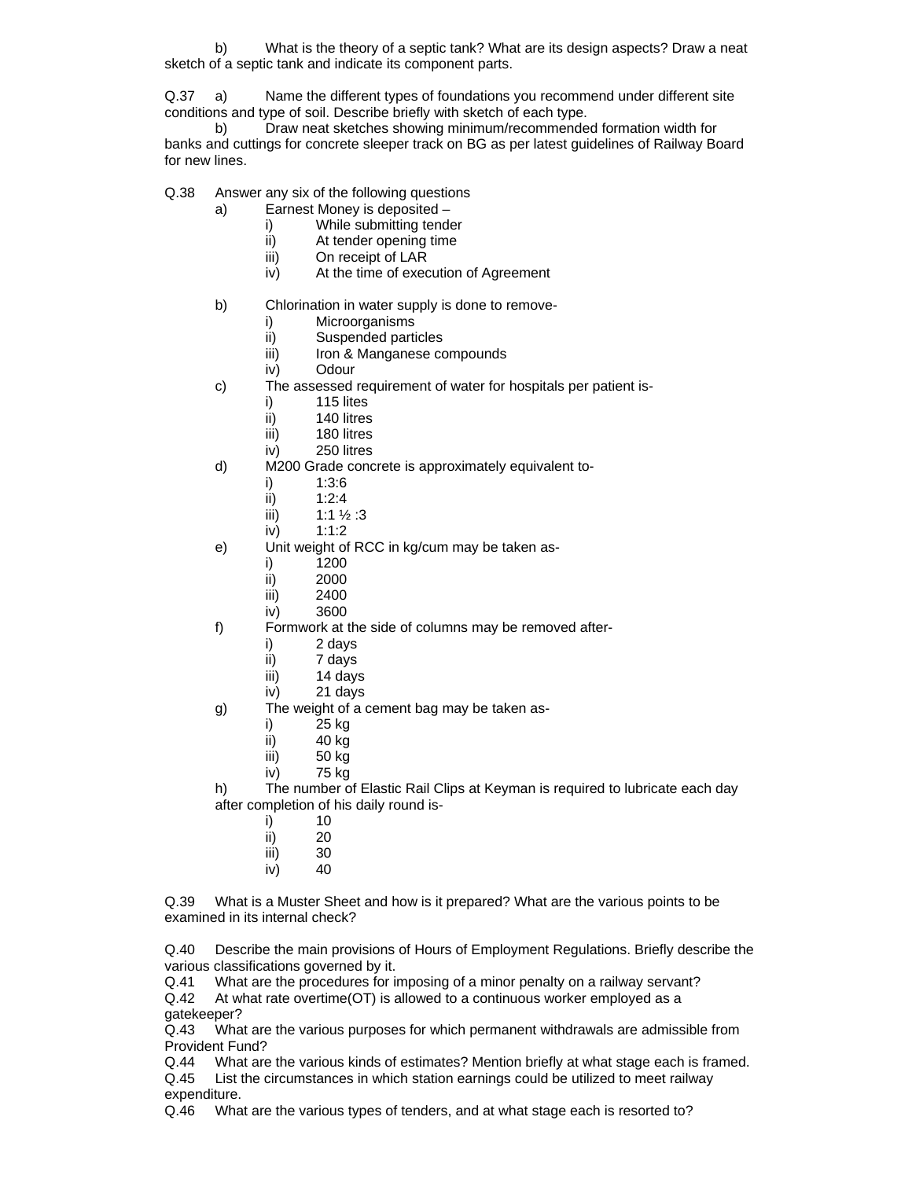b) What is the theory of a septic tank? What are its design aspects? Draw a neat sketch of a septic tank and indicate its component parts.

Q.37 a) Name the different types of foundations you recommend under different site conditions and type of soil. Describe briefly with sketch of each type.

b) Draw neat sketches showing minimum/recommended formation width for banks and cuttings for concrete sleeper track on BG as per latest guidelines of Railway Board for new lines.

Q.38 Answer any six of the following questions

a) Earnest Money is deposited –
   i) While submitting tender
   ii) At tender opening time
   iii) On receipt of LAR
   iv) At the time of execution of Agreement

b) Chlorination in water supply is done to remove-
   i) Microorganisms
   ii) Suspended particles
   iii) Iron & Manganese compounds
   iv) Odour

c) The assessed requirement of water for hospitals per patient is-
   i) 115 lites
   ii) 140 litres
   iii) 180 litres
   iv) 250 litres

d) M200 Grade concrete is approximately equivalent to-
   i) 1:3:6
   ii) 1:2:4
   iii) 1:1 ½ :3
   iv) 1:1:2

e) Unit weight of RCC in kg/cum may be taken as-
   i) 1200
   ii) 2000
   iii) 2400
   iv) 3600

f) Formwork at the side of columns may be removed after-
   i) 2 days
   ii) 7 days
   iii) 14 days
   iv) 21 days

g) The weight of a cement bag may be taken as-
   i) 25 kg
   ii) 40 kg
   iii) 50 kg
   iv) 75 kg

h) The number of Elastic Rail Clips at Keyman is required to lubricate each day after completion of his daily round is-
   i) 10
   ii) 20
   iii) 30
   iv) 40

Q.39 What is a Muster Sheet and how is it prepared? What are the various points to be examined in its internal check?

Q.40 Describe the main provisions of Hours of Employment Regulations. Briefly describe the various classifications governed by it.

Q.41 What are the procedures for imposing of a minor penalty on a railway servant?

Q.42 At what rate overtime(OT) is allowed to a continuous worker employed as a gatekeeper?

Q.43 What are the various purposes for which permanent withdrawals are admissible from Provident Fund?

Q.44 What are the various kinds of estimates? Mention briefly at what stage each is framed.

Q.45 List the circumstances in which station earnings could be utilized to meet railway expenditure.

Q.46 What are the various types of tenders, and at what stage each is resorted to?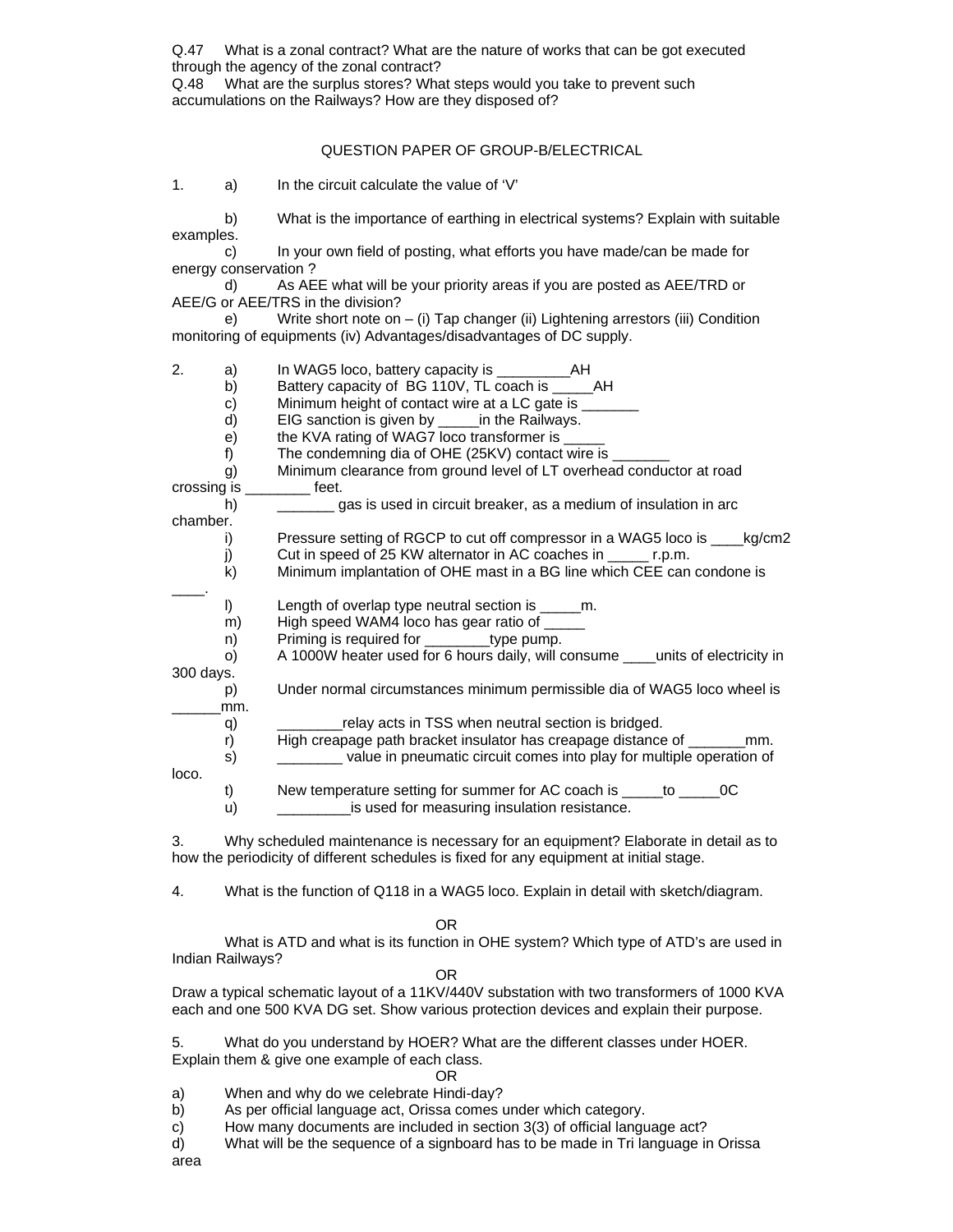Q.47 What is a zonal contract? What are the nature of works that can be got executed through the agency of the zonal contract?

Q.48 What are the surplus stores? What steps would you take to prevent such accumulations on the Railways? How are they disposed of?

## QUESTION PAPER OF GROUP-B/ELECTRICAL

1. a) In the circuit calculate the value of 'V'

   b) What is the importance of earthing in electrical systems? Explain with suitable examples.

   c) In your own field of posting, what efforts you have made/can be made for energy conservation ?

   d) As AEE what will be your priority areas if you are posted as AEE/TRD or AEE/G or AEE/TRS in the division?

   e) Write short note on – (i) Tap changer (ii) Lightening arrestors (iii) Condition monitoring of equipments (iv) Advantages/disadvantages of DC supply.

2. a) In WAG5 loco, battery capacity is _________AH
   b) Battery capacity of BG 110V, TL coach is _____AH
   c) Minimum height of contact wire at a LC gate is _______
   d) EIG sanction is given by _____in the Railways.
   e) the KVA rating of WAG7 loco transformer is _____
   f) The condemning dia of OHE (25KV) contact wire is _______
   g) Minimum clearance from ground level of LT overhead conductor at road crossing is ________ feet.
   h) _______ gas is used in circuit breaker, as a medium of insulation in arc chamber.
   i) Pressure setting of RGCP to cut off compressor in a WAG5 loco is ____kg/cm2
   j) Cut in speed of 25 KW alternator in AC coaches in _____ r.p.m.
   k) Minimum implantation of OHE mast in a BG line which CEE can condone is ____.
   l) Length of overlap type neutral section is _____m.
   m) High speed WAM4 loco has gear ratio of _____
   n) Priming is required for ________type pump.
   o) A 1000W heater used for 6 hours daily, will consume ____units of electricity in 300 days.
   p) Under normal circumstances minimum permissible dia of WAG5 loco wheel is ______mm.
   q) ________relay acts in TSS when neutral section is bridged.
   r) High creapage path bracket insulator has creapage distance of _______mm.
   s) ________ value in pneumatic circuit comes into play for multiple operation of loco.
   t) New temperature setting for summer for AC coach is _____to _____0C
   u) _________is used for measuring insulation resistance.

3. Why scheduled maintenance is necessary for an equipment? Elaborate in detail as to how the periodicity of different schedules is fixed for any equipment at initial stage.

4. What is the function of Q118 in a WAG5 loco. Explain in detail with sketch/diagram.

OR

What is ATD and what is its function in OHE system? Which type of ATD's are used in Indian Railways?

OR

Draw a typical schematic layout of a 11KV/440V substation with two transformers of 1000 KVA each and one 500 KVA DG set. Show various protection devices and explain their purpose.

5. What do you understand by HOER? What are the different classes under HOER. Explain them & give one example of each class.

OR

a) When and why do we celebrate Hindi-day?
b) As per official language act, Orissa comes under which category.
c) How many documents are included in section 3(3) of official language act?
d) What will be the sequence of a signboard has to be made in Tri language in Orissa area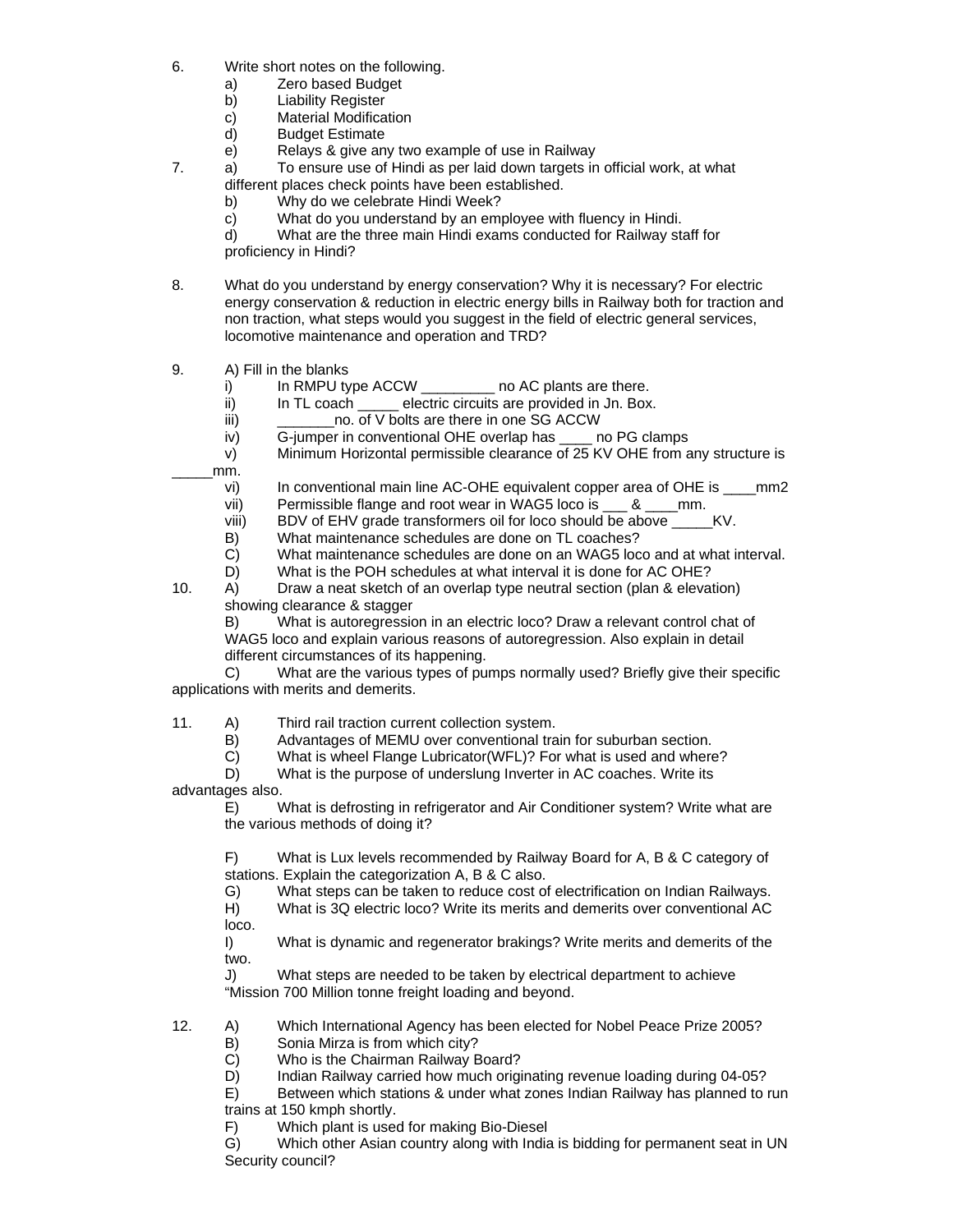6. Write short notes on the following.
   a) Zero based Budget
   b) Liability Register
   c) Material Modification
   d) Budget Estimate
   e) Relays & give any two example of use in Railway

7. a) To ensure use of Hindi as per laid down targets in official work, at what different places check points have been established.
   b) Why do we celebrate Hindi Week?
   c) What do you understand by an employee with fluency in Hindi.
   d) What are the three main Hindi exams conducted for Railway staff for proficiency in Hindi?

8. What do you understand by energy conservation? Why it is necessary? For electric energy conservation & reduction in electric energy bills in Railway both for traction and non traction, what steps would you suggest in the field of electric general services, locomotive maintenance and operation and TRD?

9. A) Fill in the blanks
   i) In RMPU type ACCW _________ no AC plants are there.
   ii) In TL coach _____ electric circuits are provided in Jn. Box.
   iii) _______no. of V bolts are there in one SG ACCW
   iv) G-jumper in conventional OHE overlap has ____ no PG clamps
   v) Minimum Horizontal permissible clearance of 25 KV OHE from any structure is _____mm.
   vi) In conventional main line AC-OHE equivalent copper area of OHE is ____mm2
   vii) Permissible flange and root wear in WAG5 loco is ___ & ____mm.
   viii) BDV of EHV grade transformers oil for loco should be above _____KV.

   B) What maintenance schedules are done on TL coaches?
   C) What maintenance schedules are done on an WAG5 loco and at what interval.
   D) What is the POH schedules at what interval it is done for AC OHE?

10. A) Draw a neat sketch of an overlap type neutral section (plan & elevation) showing clearance & stagger
    B) What is autoregression in an electric loco? Draw a relevant control chat of WAG5 loco and explain various reasons of autoregression. Also explain in detail different circumstances of its happening.
    C) What are the various types of pumps normally used? Briefly give their specific applications with merits and demerits.

11. A) Third rail traction current collection system.
    B) Advantages of MEMU over conventional train for suburban section.
    C) What is wheel Flange Lubricator(WFL)? For what is used and where?
    D) What is the purpose of underslung Inverter in AC coaches. Write its advantages also.
    E) What is defrosting in refrigerator and Air Conditioner system? Write what are the various methods of doing it?

    F) What is Lux levels recommended by Railway Board for A, B & C category of stations. Explain the categorization A, B & C also.
    G) What steps can be taken to reduce cost of electrification on Indian Railways.
    H) What is 3Q electric loco? Write its merits and demerits over conventional AC loco.
    I) What is dynamic and regenerator brakings? Write merits and demerits of the two.
    J) What steps are needed to be taken by electrical department to achieve "Mission 700 Million tonne freight loading and beyond.

12. A) Which International Agency has been elected for Nobel Peace Prize 2005?
    B) Sonia Mirza is from which city?
    C) Who is the Chairman Railway Board?
    D) Indian Railway carried how much originating revenue loading during 04-05?
    E) Between which stations & under what zones Indian Railway has planned to run trains at 150 kmph shortly.
    F) Which plant is used for making Bio-Diesel
    G) Which other Asian country along with India is bidding for permanent seat in UN Security council?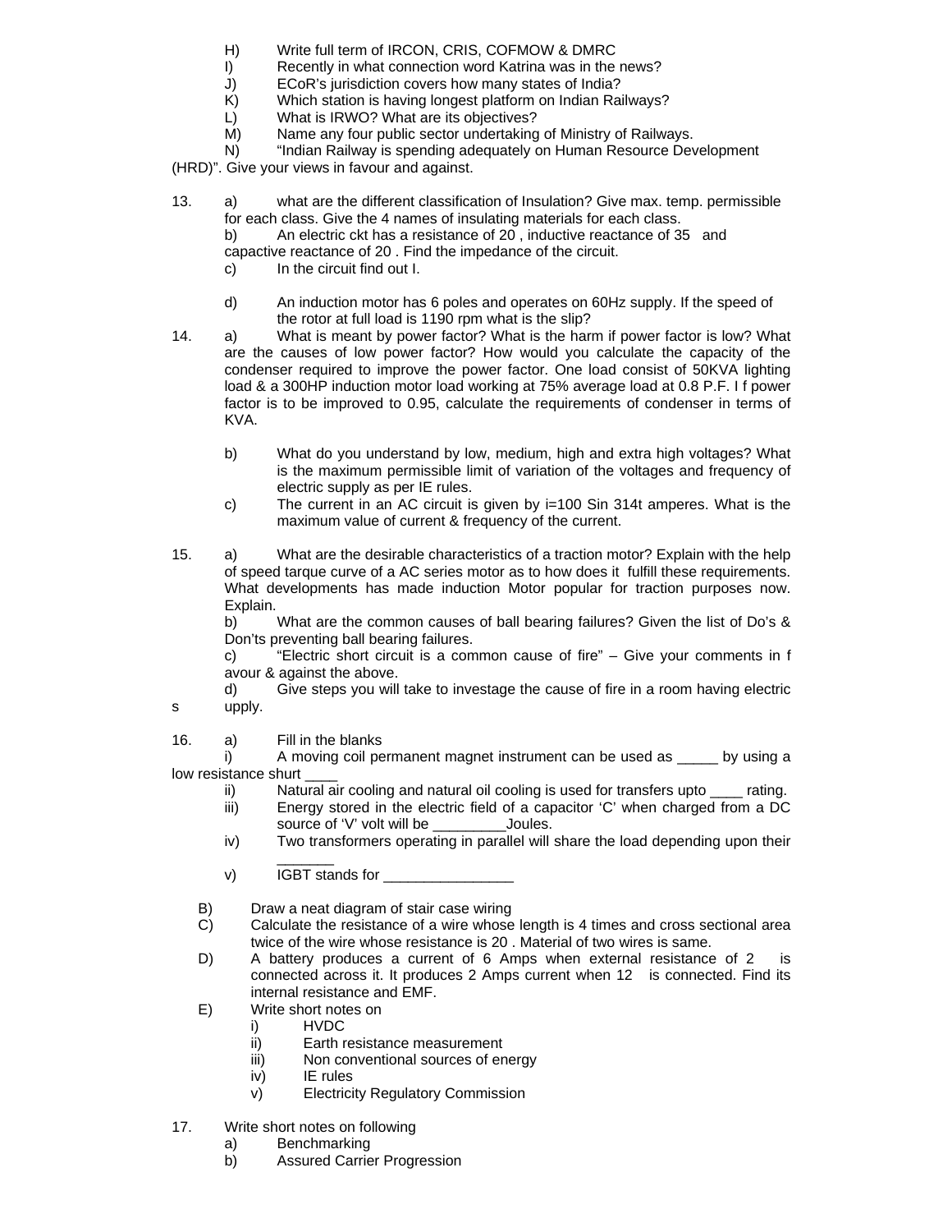H) Write full term of IRCON, CRIS, COFMOW & DMRC

I) Recently in what connection word Katrina was in the news?

J) ECoR's jurisdiction covers how many states of India?

K) Which station is having longest platform on Indian Railways?

L) What is IRWO? What are its objectives?

M) Name any four public sector undertaking of Ministry of Railways.

N) "Indian Railway is spending adequately on Human Resource Development (HRD)". Give your views in favour and against.

13. a) what are the different classification of Insulation? Give max. temp. permissible for each class. Give the 4 names of insulating materials for each class.

b) An electric ckt has a resistance of 20 , inductive reactance of 35 and capactive reactance of 20 . Find the impedance of the circuit.

c) In the circuit find out I.

d) An induction motor has 6 poles and operates on 60Hz supply. If the speed of the rotor at full load is 1190 rpm what is the slip?

14. a) What is meant by power factor? What is the harm if power factor is low? What are the causes of low power factor? How would you calculate the capacity of the condenser required to improve the power factor. One load consist of 50KVA lighting load & a 300HP induction motor load working at 75% average load at 0.8 P.F. I f power factor is to be improved to 0.95, calculate the requirements of condenser in terms of KVA.

b) What do you understand by low, medium, high and extra high voltages? What is the maximum permissible limit of variation of the voltages and frequency of electric supply as per IE rules.

c) The current in an AC circuit is given by i=100 Sin 314t amperes. What is the maximum value of current & frequency of the current.

15. a) What are the desirable characteristics of a traction motor? Explain with the help of speed tarque curve of a AC series motor as to how does it fulfill these requirements. What developments has made induction Motor popular for traction purposes now. Explain.

b) What are the common causes of ball bearing failures? Given the list of Do's & Don'ts preventing ball bearing failures.

c) "Electric short circuit is a common cause of fire" – Give your comments in f avour & against the above.

d) Give steps you will take to investage the cause of fire in a room having electric s upply.

16. a) Fill in the blanks

i) A moving coil permanent magnet instrument can be used as _____ by using a low resistance shurt ____

ii) Natural air cooling and natural oil cooling is used for transfers upto ____ rating.

iii) Energy stored in the electric field of a capacitor 'C' when charged from a DC source of 'V' volt will be _________Joules.

iv) Two transformers operating in parallel will share the load depending upon their _______

v) IGBT stands for ________________

B) Draw a neat diagram of stair case wiring

C) Calculate the resistance of a wire whose length is 4 times and cross sectional area twice of the wire whose resistance is 20 . Material of two wires is same.

D) A battery produces a current of 6 Amps when external resistance of 2 is connected across it. It produces 2 Amps current when 12 is connected. Find its internal resistance and EMF.

E) Write short notes on

i) HVDC
ii) Earth resistance measurement
iii) Non conventional sources of energy
iv) IE rules
v) Electricity Regulatory Commission

17. Write short notes on following

a) Benchmarking
b) Assured Carrier Progression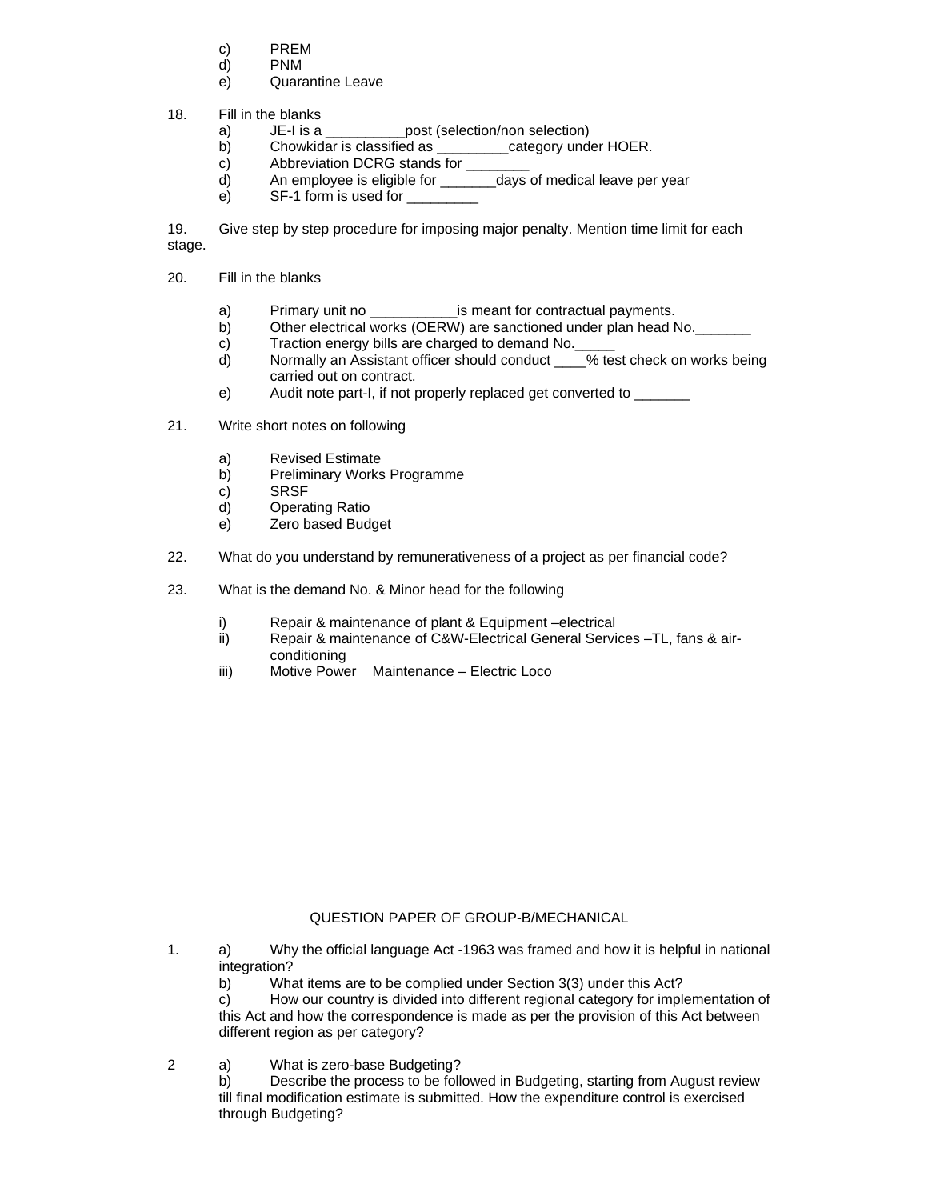c) PREM
d) PNM
e) Quarantine Leave

18. Fill in the blanks
   a) JE-I is a __________post (selection/non selection)
   b) Chowkidar is classified as _________category under HOER.
   c) Abbreviation DCRG stands for ________
   d) An employee is eligible for _______days of medical leave per year
   e) SF-1 form is used for _________

19. Give step by step procedure for imposing major penalty. Mention time limit for each stage.

20. Fill in the blanks

   a) Primary unit no ___________is meant for contractual payments.
   b) Other electrical works (OERW) are sanctioned under plan head No._______
   c) Traction energy bills are charged to demand No._____
   d) Normally an Assistant officer should conduct ____% test check on works being carried out on contract.
   e) Audit note part-I, if not properly replaced get converted to _______

21. Write short notes on following

   a) Revised Estimate
   b) Preliminary Works Programme
   c) SRSF
   d) Operating Ratio
   e) Zero based Budget

22. What do you understand by remunerativeness of a project as per financial code?

23. What is the demand No. & Minor head for the following

   i) Repair & maintenance of plant & Equipment –electrical
   ii) Repair & maintenance of C&W-Electrical General Services –TL, fans & air-conditioning
   iii) Motive Power Maintenance – Electric Loco

## QUESTION PAPER OF GROUP-B/MECHANICAL

1. a) Why the official language Act -1963 was framed and how it is helpful in national integration?
   b) What items are to be complied under Section 3(3) under this Act?
   c) How our country is divided into different regional category for implementation of this Act and how the correspondence is made as per the provision of this Act between different region as per category?

2 a) What is zero-base Budgeting?
   b) Describe the process to be followed in Budgeting, starting from August review till final modification estimate is submitted. How the expenditure control is exercised through Budgeting?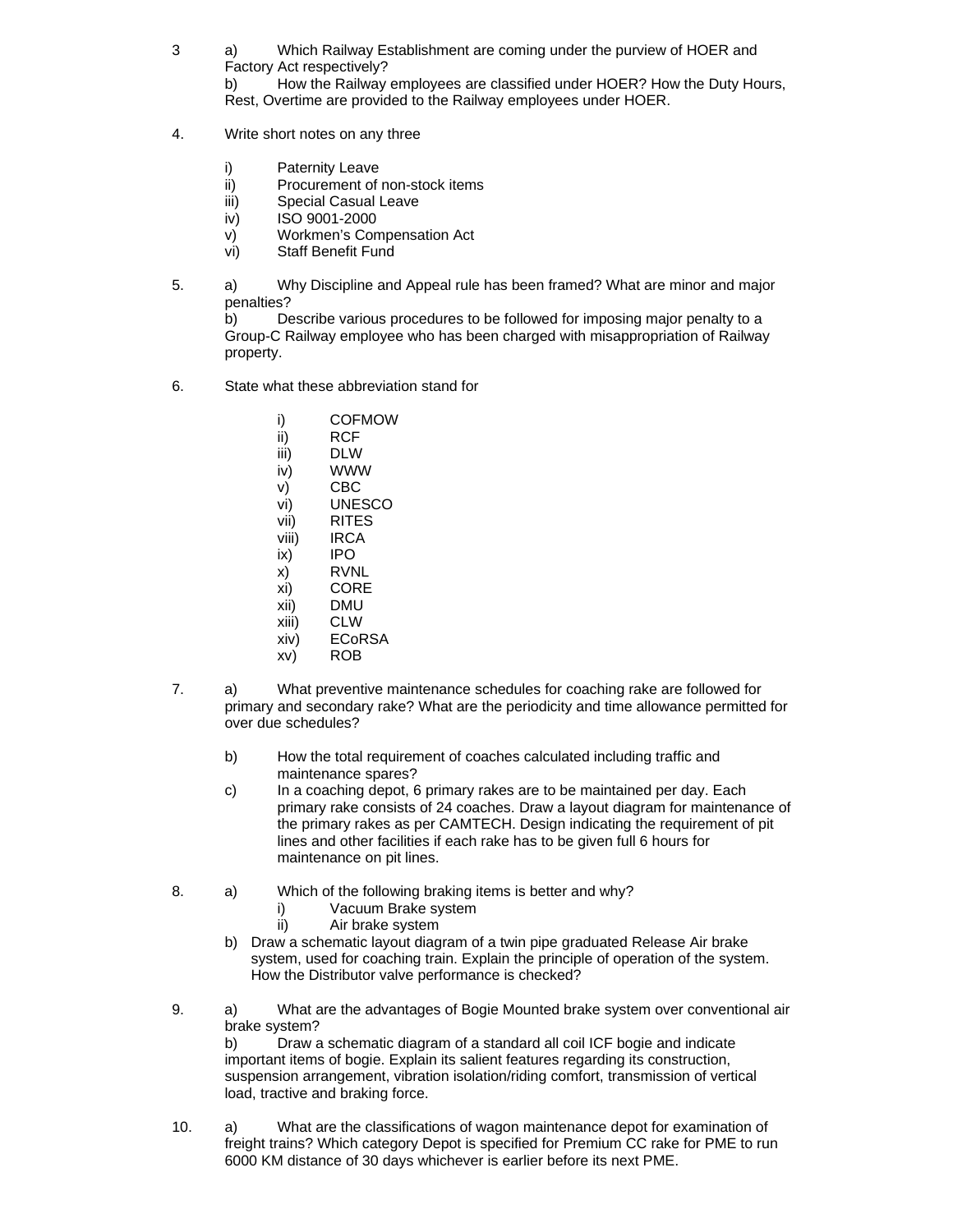3 a) Which Railway Establishment are coming under the purview of HOER and Factory Act respectively?

b) How the Railway employees are classified under HOER? How the Duty Hours, Rest, Overtime are provided to the Railway employees under HOER.

4. Write short notes on any three

   i) Paternity Leave
   ii) Procurement of non-stock items
   iii) Special Casual Leave
   iv) ISO 9001-2000
   v) Workmen's Compensation Act
   vi) Staff Benefit Fund

5. a) Why Discipline and Appeal rule has been framed? What are minor and major penalties?

b) Describe various procedures to be followed for imposing major penalty to a Group-C Railway employee who has been charged with misappropriation of Railway property.

6. State what these abbreviation stand for

   i) COFMOW
   ii) RCF
   iii) DLW
   iv) WWW
   v) CBC
   vi) UNESCO
   vii) RITES
   viii) IRCA
   ix) IPO
   x) RVNL
   xi) CORE
   xii) DMU
   xiii) CLW
   xiv) ECoRSA
   xv) ROB

7. a) What preventive maintenance schedules for coaching rake are followed for primary and secondary rake? What are the periodicity and time allowance permitted for over due schedules?

   b) How the total requirement of coaches calculated including traffic and maintenance spares?

   c) In a coaching depot, 6 primary rakes are to be maintained per day. Each primary rake consists of 24 coaches. Draw a layout diagram for maintenance of the primary rakes as per CAMTECH. Design indicating the requirement of pit lines and other facilities if each rake has to be given full 6 hours for maintenance on pit lines.

8. a) Which of the following braking items is better and why?
      i) Vacuum Brake system
      ii) Air brake system

   b) Draw a schematic layout diagram of a twin pipe graduated Release Air brake system, used for coaching train. Explain the principle of operation of the system. How the Distributor valve performance is checked?

9. a) What are the advantages of Bogie Mounted brake system over conventional air brake system?

b) Draw a schematic diagram of a standard all coil ICF bogie and indicate important items of bogie. Explain its salient features regarding its construction, suspension arrangement, vibration isolation/riding comfort, transmission of vertical load, tractive and braking force.

10. a) What are the classifications of wagon maintenance depot for examination of freight trains? Which category Depot is specified for Premium CC rake for PME to run 6000 KM distance of 30 days whichever is earlier before its next PME.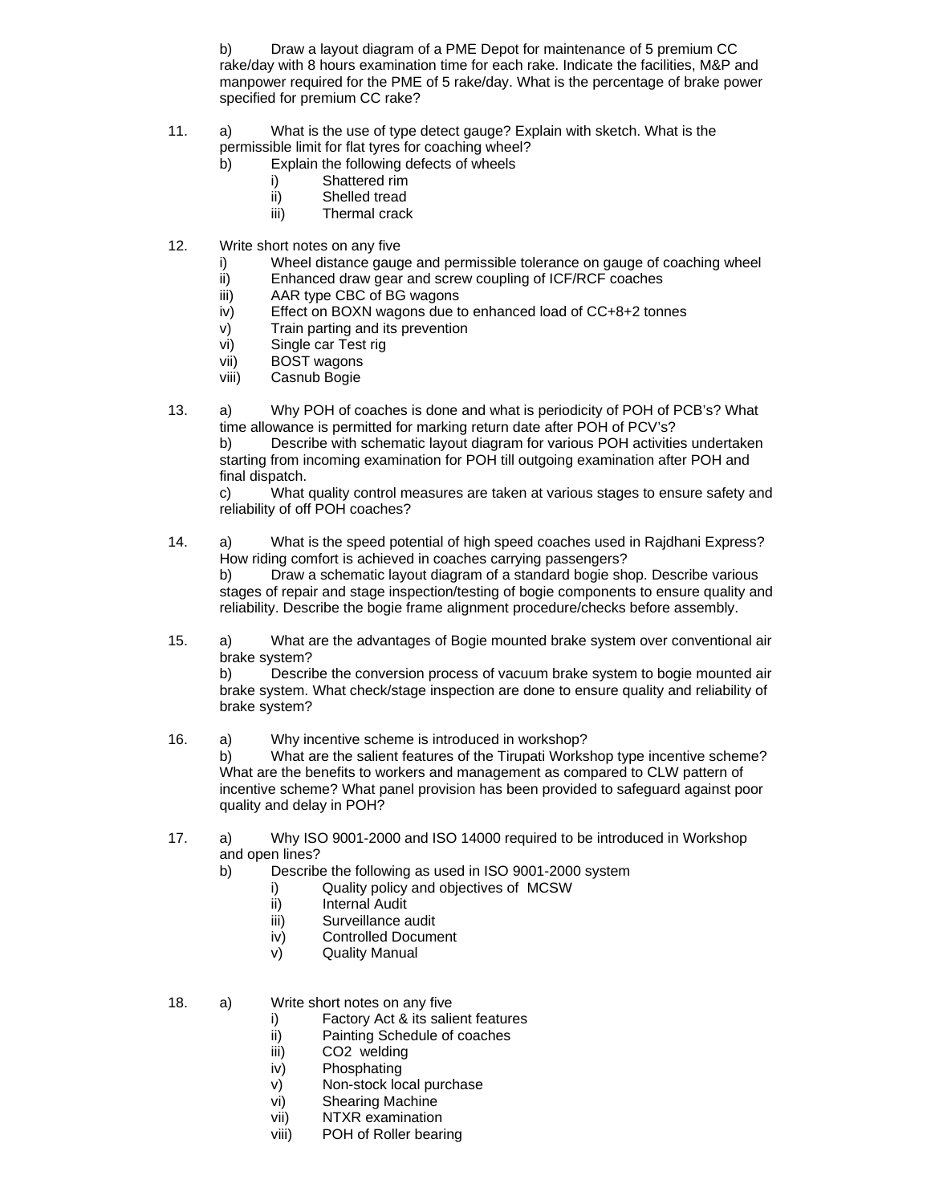b) Draw a layout diagram of a PME Depot for maintenance of 5 premium CC rake/day with 8 hours examination time for each rake. Indicate the facilities, M&P and manpower required for the PME of 5 rake/day. What is the percentage of brake power specified for premium CC rake?

11. a) What is the use of type detect gauge? Explain with sketch. What is the permissible limit for flat tyres for coaching wheel?

    b) Explain the following defects of wheels
    
    i) Shattered rim
    
    ii) Shelled tread
    
    iii) Thermal crack

12. Write short notes on any five

    i) Wheel distance gauge and permissible tolerance on gauge of coaching wheel
    
    ii) Enhanced draw gear and screw coupling of ICF/RCF coaches
    
    iii) AAR type CBC of BG wagons
    
    iv) Effect on BOXN wagons due to enhanced load of CC+8+2 tonnes
    
    v) Train parting and its prevention
    
    vi) Single car Test rig
    
    vii) BOST wagons
    
    viii) Casnub Bogie

13. a) Why POH of coaches is done and what is periodicity of POH of PCB's? What time allowance is permitted for marking return date after POH of PCV's?

    b) Describe with schematic layout diagram for various POH activities undertaken starting from incoming examination for POH till outgoing examination after POH and final dispatch.

    c) What quality control measures are taken at various stages to ensure safety and reliability of off POH coaches?

14. a) What is the speed potential of high speed coaches used in Rajdhani Express? How riding comfort is achieved in coaches carrying passengers?

    b) Draw a schematic layout diagram of a standard bogie shop. Describe various stages of repair and stage inspection/testing of bogie components to ensure quality and reliability. Describe the bogie frame alignment procedure/checks before assembly.

15. a) What are the advantages of Bogie mounted brake system over conventional air brake system?

    b) Describe the conversion process of vacuum brake system to bogie mounted air brake system. What check/stage inspection are done to ensure quality and reliability of brake system?

16. a) Why incentive scheme is introduced in workshop?

    b) What are the salient features of the Tirupati Workshop type incentive scheme? What are the benefits to workers and management as compared to CLW pattern of incentive scheme? What panel provision has been provided to safeguard against poor quality and delay in POH?

17. a) Why ISO 9001-2000 and ISO 14000 required to be introduced in Workshop and open lines?

    b) Describe the following as used in ISO 9001-2000 system
    
    i) Quality policy and objectives of MCSW
    
    ii) Internal Audit
    
    iii) Surveillance audit
    
    iv) Controlled Document
    
    v) Quality Manual

18. a) Write short notes on any five

    i) Factory Act & its salient features
    
    ii) Painting Schedule of coaches
    
    iii) $CO_2$ welding
    
    iv) Phosphating
    
    v) Non-stock local purchase
    
    vi) Shearing Machine
    
    vii) NTXR examination
    
    viii) POH of Roller bearing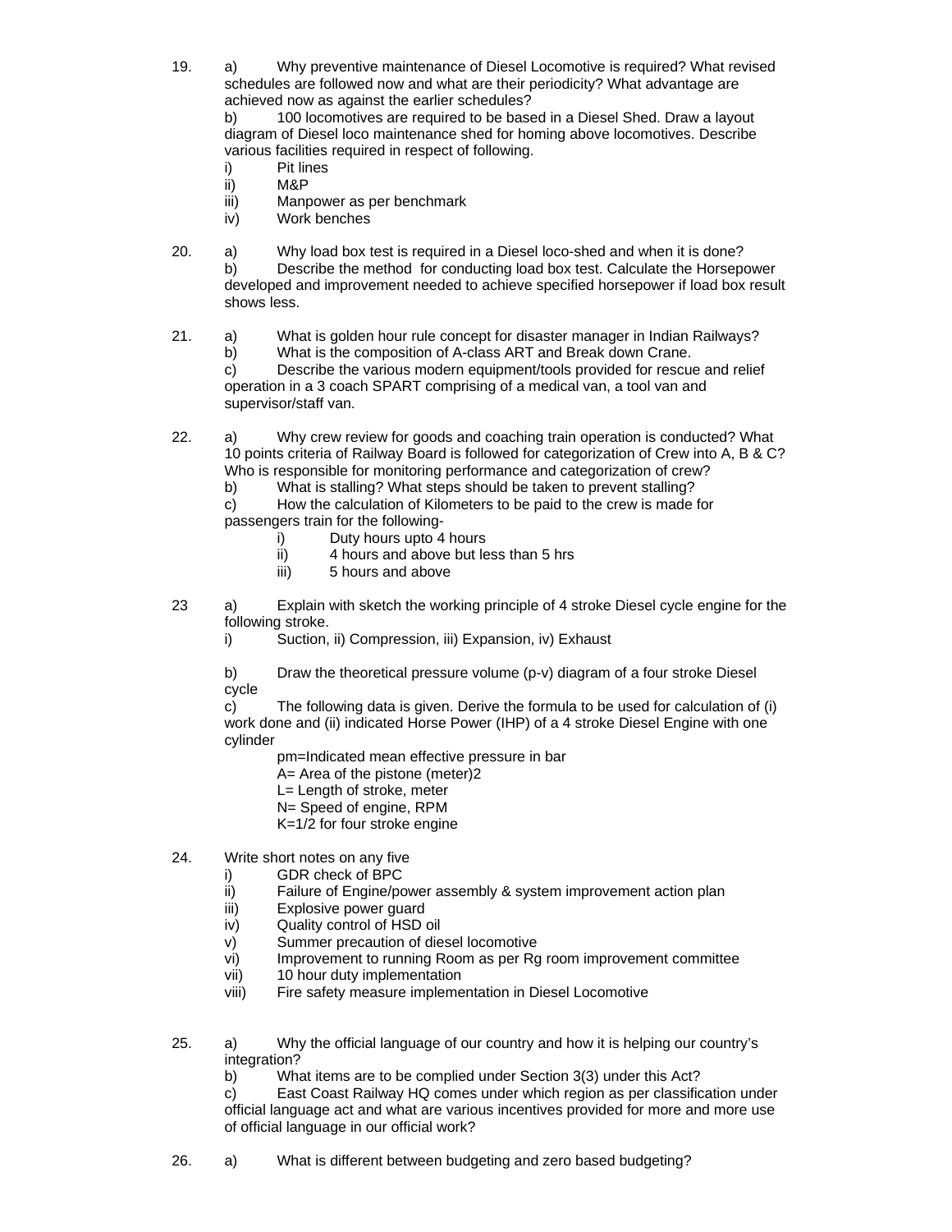19. a) Why preventive maintenance of Diesel Locomotive is required? What revised schedules are followed now and what are their periodicity? What advantage are achieved now as against the earlier schedules?

    b) 100 locomotives are required to be based in a Diesel Shed. Draw a layout diagram of Diesel loco maintenance shed for homing above locomotives. Describe various facilities required in respect of following.

    i) Pit lines
    ii) M&P
    iii) Manpower as per benchmark
    iv) Work benches

20. a) Why load box test is required in a Diesel loco-shed and when it is done?

    b) Describe the method for conducting load box test. Calculate the Horsepower developed and improvement needed to achieve specified horsepower if load box result shows less.

21. a) What is golden hour rule concept for disaster manager in Indian Railways?

    b) What is the composition of A-class ART and Break down Crane.

    c) Describe the various modern equipment/tools provided for rescue and relief operation in a 3 coach SPART comprising of a medical van, a tool van and supervisor/staff van.

22. a) Why crew review for goods and coaching train operation is conducted? What 10 points criteria of Railway Board is followed for categorization of Crew into A, B & C? Who is responsible for monitoring performance and categorization of crew?

    b) What is stalling? What steps should be taken to prevent stalling?

    c) How the calculation of Kilometers to be paid to the crew is made for passengers train for the following-

    i) Duty hours upto 4 hours
    ii) 4 hours and above but less than 5 hrs
    iii) 5 hours and above

23 a) Explain with sketch the working principle of 4 stroke Diesel cycle engine for the following stroke.

    i) Suction, ii) Compression, iii) Expansion, iv) Exhaust

    b) Draw the theoretical pressure volume (p-v) diagram of a four stroke Diesel cycle

    c) The following data is given. Derive the formula to be used for calculation of (i) work done and (ii) indicated Horse Power (IHP) of a 4 stroke Diesel Engine with one cylinder

    pm=Indicated mean effective pressure in bar
    A= Area of the pistone (meter)2
    L= Length of stroke, meter
    N= Speed of engine, RPM
    K=1/2 for four stroke engine

24. Write short notes on any five

    i) GDR check of BPC
    ii) Failure of Engine/power assembly & system improvement action plan
    iii) Explosive power guard
    iv) Quality control of HSD oil
    v) Summer precaution of diesel locomotive
    vi) Improvement to running Room as per Rg room improvement committee
    vii) 10 hour duty implementation
    viii) Fire safety measure implementation in Diesel Locomotive

25. a) Why the official language of our country and how it is helping our country's integration?

    b) What items are to be complied under Section 3(3) under this Act?

    c) East Coast Railway HQ comes under which region as per classification under official language act and what are various incentives provided for more and more use of official language in our official work?

26. a) What is different between budgeting and zero based budgeting?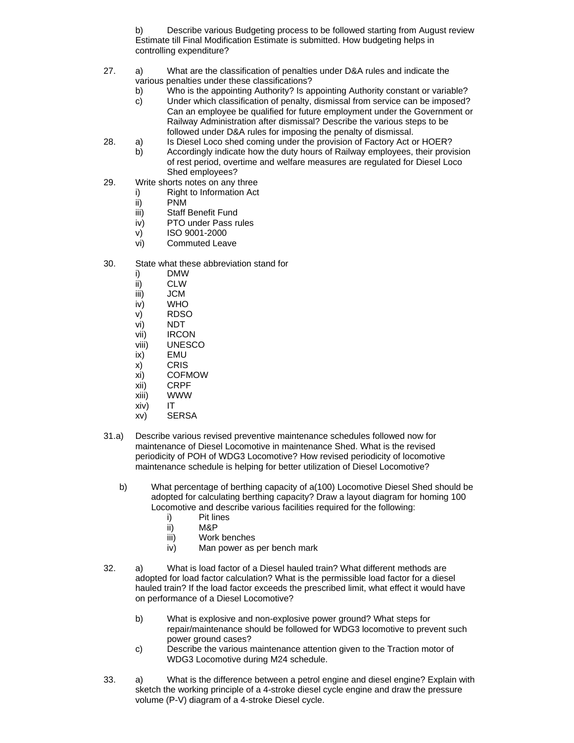b) Describe various Budgeting process to be followed starting from August review Estimate till Final Modification Estimate is submitted. How budgeting helps in controlling expenditure?

27. a) What are the classification of penalties under D&A rules and indicate the various penalties under these classifications?
    b) Who is the appointing Authority? Is appointing Authority constant or variable?
    c) Under which classification of penalty, dismissal from service can be imposed? Can an employee be qualified for future employment under the Government or Railway Administration after dismissal? Describe the various steps to be followed under D&A rules for imposing the penalty of dismissal.

28. a) Is Diesel Loco shed coming under the provision of Factory Act or HOER?
    b) Accordingly indicate how the duty hours of Railway employees, their provision of rest period, overtime and welfare measures are regulated for Diesel Loco Shed employees?

29. Write shorts notes on any three
    i) Right to Information Act
    ii) PNM
    iii) Staff Benefit Fund
    iv) PTO under Pass rules
    v) ISO 9001-2000
    vi) Commuted Leave

30. State what these abbreviation stand for
    i) DMW
    ii) CLW
    iii) JCM
    iv) WHO
    v) RDSO
    vi) NDT
    vii) IRCON
    viii) UNESCO
    ix) EMU
    x) CRIS
    xi) COFMOW
    xii) CRPF
    xiii) WWW
    xiv) IT
    xv) SERSA

31.a) Describe various revised preventive maintenance schedules followed now for maintenance of Diesel Locomotive in maintenance Shed. What is the revised periodicity of POH of WDG3 Locomotive? How revised periodicity of locomotive maintenance schedule is helping for better utilization of Diesel Locomotive?

   b) What percentage of berthing capacity of a(100) Locomotive Diesel Shed should be adopted for calculating berthing capacity? Draw a layout diagram for homing 100 Locomotive and describe various facilities required for the following:
      i) Pit lines
      ii) M&P
      iii) Work benches
      iv) Man power as per bench mark

32. a) What is load factor of a Diesel hauled train? What different methods are adopted for load factor calculation? What is the permissible load factor for a diesel hauled train? If the load factor exceeds the prescribed limit, what effect it would have on performance of a Diesel Locomotive?

    b) What is explosive and non-explosive power ground? What steps for repair/maintenance should be followed for WDG3 locomotive to prevent such power ground cases?
    c) Describe the various maintenance attention given to the Traction motor of WDG3 Locomotive during M24 schedule.

33. a) What is the difference between a petrol engine and diesel engine? Explain with sketch the working principle of a 4-stroke diesel cycle engine and draw the pressure volume (P-V) diagram of a 4-stroke Diesel cycle.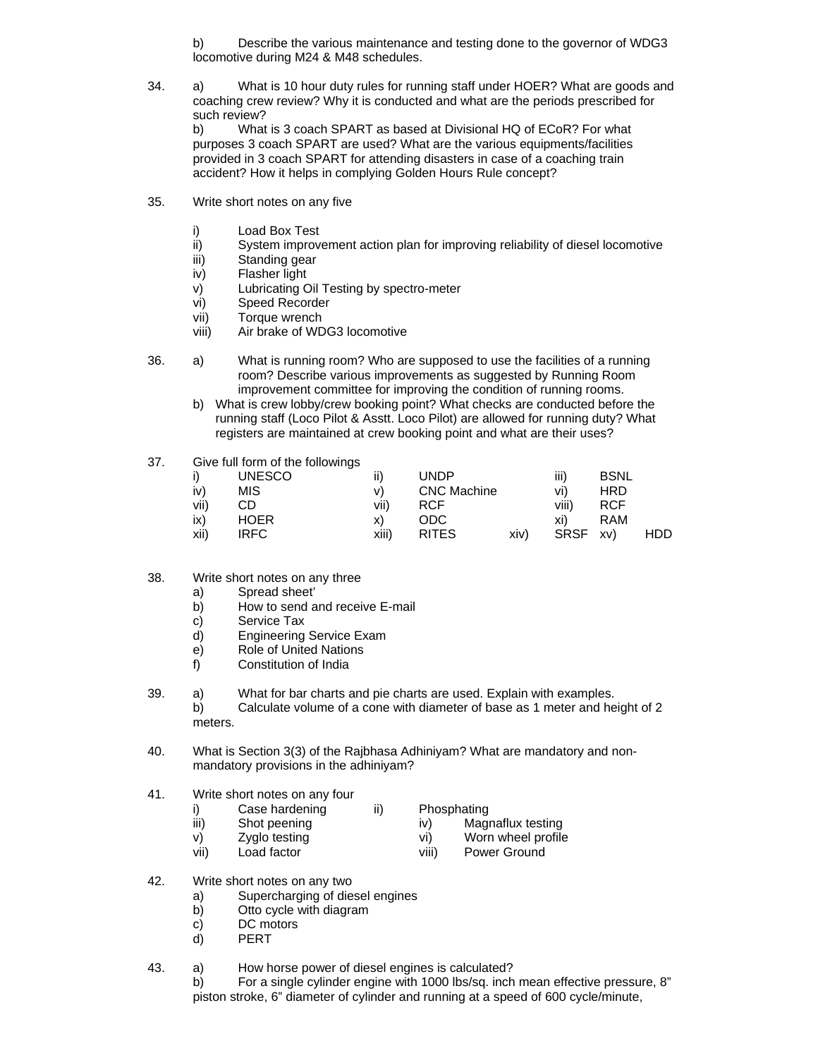b) Describe the various maintenance and testing done to the governor of WDG3 locomotive during M24 & M48 schedules.

34. a) What is 10 hour duty rules for running staff under HOER? What are goods and coaching crew review? Why it is conducted and what are the periods prescribed for such review?

b) What is 3 coach SPART as based at Divisional HQ of ECoR? For what purposes 3 coach SPART are used? What are the various equipments/facilities provided in 3 coach SPART for attending disasters in case of a coaching train accident? How it helps in complying Golden Hours Rule concept?

35. Write short notes on any five

- i) Load Box Test
- ii) System improvement action plan for improving reliability of diesel locomotive
- iii) Standing gear
- iv) Flasher light
- v) Lubricating Oil Testing by spectro-meter
- vi) Speed Recorder
- vii) Torque wrench
- viii) Air brake of WDG3 locomotive

36. a) What is running room? Who are supposed to use the facilities of a running room? Describe various improvements as suggested by Running Room improvement committee for improving the condition of running rooms.

b) What is crew lobby/crew booking point? What checks are conducted before the running staff (Loco Pilot & Asstt. Loco Pilot) are allowed for running duty? What registers are maintained at crew booking point and what are their uses?

37. Give full form of the followings

| | | | | | | | |
|---|---|---|---|---|---|---|---|
| i) | UNESCO | ii) | UNDP | | iii) | BSNL | |
| iv) | MIS | v) | CNC Machine | | vi) | HRD | |
| vii) | CD | vii) | RCF | | viii) | RCF | |
| ix) | HOER | x) | ODC | | xi) | RAM | |
| xii) | IRFC | xiii) | RITES | xiv) | SRSF | xv) | HDD |

38. Write short notes on any three

- a) Spread sheet'
- b) How to send and receive E-mail
- c) Service Tax
- d) Engineering Service Exam
- e) Role of United Nations
- f) Constitution of India

39. a) What for bar charts and pie charts are used. Explain with examples.

b) Calculate volume of a cone with diameter of base as 1 meter and height of 2 meters.

40. What is Section 3(3) of the Rajbhasa Adhiniyam? What are mandatory and non-mandatory provisions in the adhiniyam?

41. Write short notes on any four

- i) Case hardening
- ii) Phosphating
- iii) Shot peening
- iv) Magnaflux testing
- v) Zyglo testing
- vi) Worn wheel profile
- vii) Load factor
- viii) Power Ground

42. Write short notes on any two

- a) Supercharging of diesel engines
- b) Otto cycle with diagram
- c) DC motors
- d) PERT

43. a) How horse power of diesel engines is calculated?

b) For a single cylinder engine with 1000 lbs/sq. inch mean effective pressure, 8" piston stroke, 6" diameter of cylinder and running at a speed of 600 cycle/minute,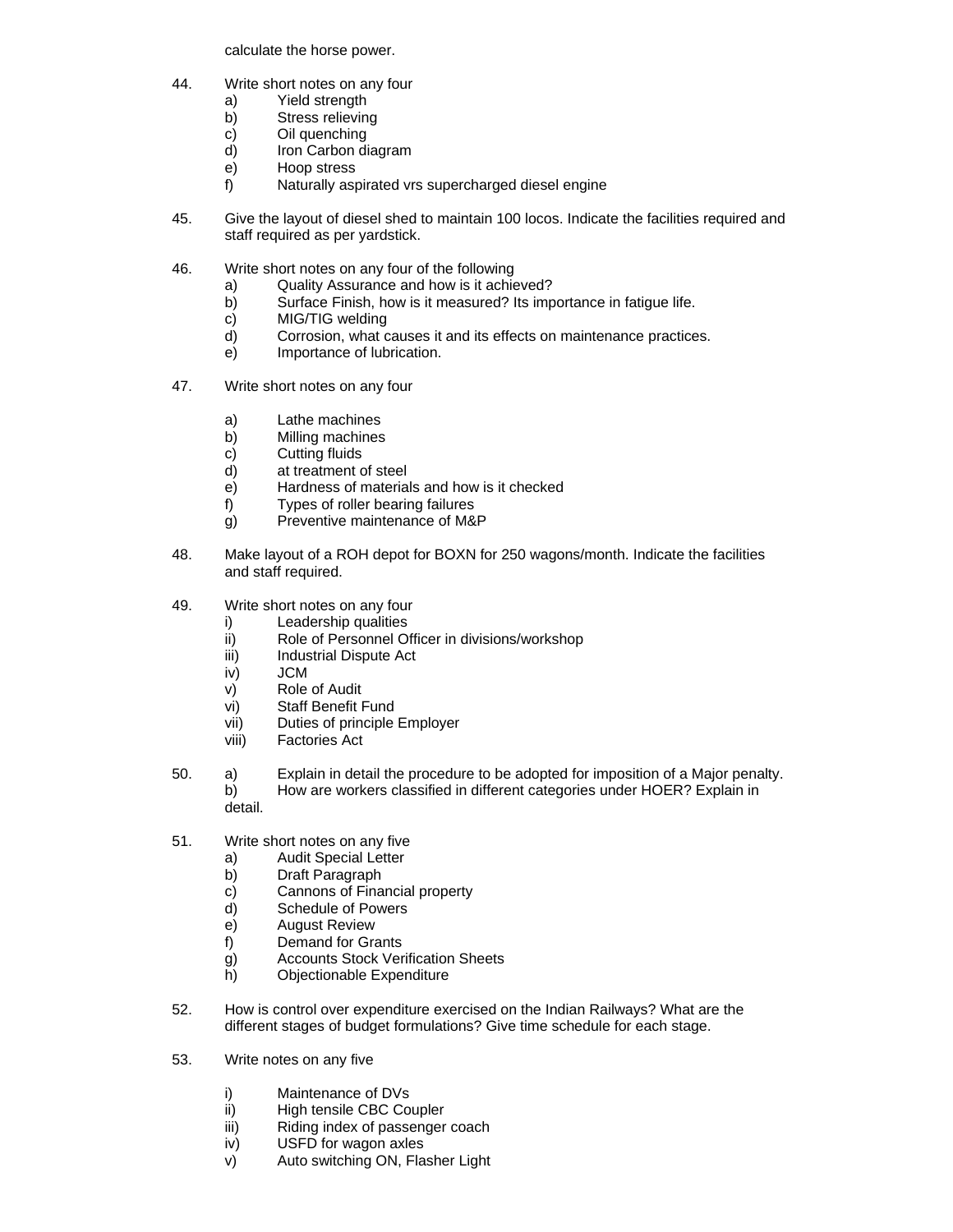calculate the horse power.

44. Write short notes on any four
    a) Yield strength
    b) Stress relieving
    c) Oil quenching
    d) Iron Carbon diagram
    e) Hoop stress
    f) Naturally aspirated vrs supercharged diesel engine

45. Give the layout of diesel shed to maintain 100 locos. Indicate the facilities required and staff required as per yardstick.

46. Write short notes on any four of the following
    a) Quality Assurance and how is it achieved?
    b) Surface Finish, how is it measured? Its importance in fatigue life.
    c) MIG/TIG welding
    d) Corrosion, what causes it and its effects on maintenance practices.
    e) Importance of lubrication.

47. Write short notes on any four

    a) Lathe machines
    b) Milling machines
    c) Cutting fluids
    d) at treatment of steel
    e) Hardness of materials and how is it checked
    f) Types of roller bearing failures
    g) Preventive maintenance of M&P

48. Make layout of a ROH depot for BOXN for 250 wagons/month. Indicate the facilities and staff required.

49. Write short notes on any four
    i) Leadership qualities
    ii) Role of Personnel Officer in divisions/workshop
    iii) Industrial Dispute Act
    iv) JCM
    v) Role of Audit
    vi) Staff Benefit Fund
    vii) Duties of principle Employer
    viii) Factories Act

50. a) Explain in detail the procedure to be adopted for imposition of a Major penalty.
    b) How are workers classified in different categories under HOER? Explain in detail.

51. Write short notes on any five
    a) Audit Special Letter
    b) Draft Paragraph
    c) Cannons of Financial property
    d) Schedule of Powers
    e) August Review
    f) Demand for Grants
    g) Accounts Stock Verification Sheets
    h) Objectionable Expenditure

52. How is control over expenditure exercised on the Indian Railways? What are the different stages of budget formulations? Give time schedule for each stage.

53. Write notes on any five

    i) Maintenance of DVs
    ii) High tensile CBC Coupler
    iii) Riding index of passenger coach
    iv) USFD for wagon axles
    v) Auto switching ON, Flasher Light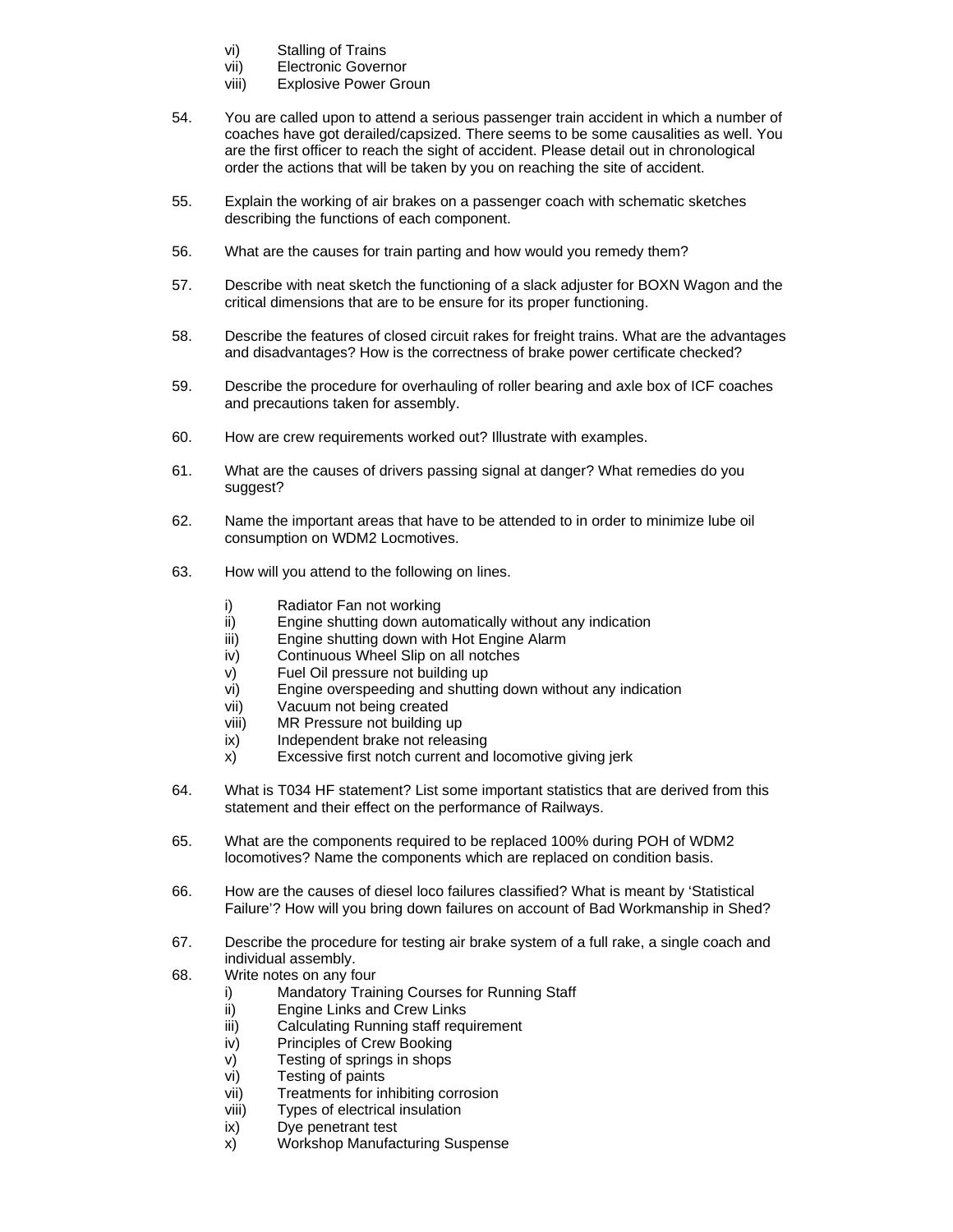- vi) Stalling of Trains
- vii) Electronic Governor
- viii) Explosive Power Groun

54. You are called upon to attend a serious passenger train accident in which a number of coaches have got derailed/capsized. There seems to be some causalities as well. You are the first officer to reach the sight of accident. Please detail out in chronological order the actions that will be taken by you on reaching the site of accident.

55. Explain the working of air brakes on a passenger coach with schematic sketches describing the functions of each component.

56. What are the causes for train parting and how would you remedy them?

57. Describe with neat sketch the functioning of a slack adjuster for BOXN Wagon and the critical dimensions that are to be ensure for its proper functioning.

58. Describe the features of closed circuit rakes for freight trains. What are the advantages and disadvantages? How is the correctness of brake power certificate checked?

59. Describe the procedure for overhauling of roller bearing and axle box of ICF coaches and precautions taken for assembly.

60. How are crew requirements worked out? Illustrate with examples.

61. What are the causes of drivers passing signal at danger? What remedies do you suggest?

62. Name the important areas that have to be attended to in order to minimize lube oil consumption on WDM2 Locmotives.

63. How will you attend to the following on lines.
    - i) Radiator Fan not working
    - ii) Engine shutting down automatically without any indication
    - iii) Engine shutting down with Hot Engine Alarm
    - iv) Continuous Wheel Slip on all notches
    - v) Fuel Oil pressure not building up
    - vi) Engine overspeeding and shutting down without any indication
    - vii) Vacuum not being created
    - viii) MR Pressure not building up
    - ix) Independent brake not releasing
    - x) Excessive first notch current and locomotive giving jerk

64. What is T034 HF statement? List some important statistics that are derived from this statement and their effect on the performance of Railways.

65. What are the components required to be replaced 100% during POH of WDM2 locomotives? Name the components which are replaced on condition basis.

66. How are the causes of diesel loco failures classified? What is meant by 'Statistical Failure'? How will you bring down failures on account of Bad Workmanship in Shed?

67. Describe the procedure for testing air brake system of a full rake, a single coach and individual assembly.

68. Write notes on any four
    - i) Mandatory Training Courses for Running Staff
    - ii) Engine Links and Crew Links
    - iii) Calculating Running staff requirement
    - iv) Principles of Crew Booking
    - v) Testing of springs in shops
    - vi) Testing of paints
    - vii) Treatments for inhibiting corrosion
    - viii) Types of electrical insulation
    - ix) Dye penetrant test
    - x) Workshop Manufacturing Suspense